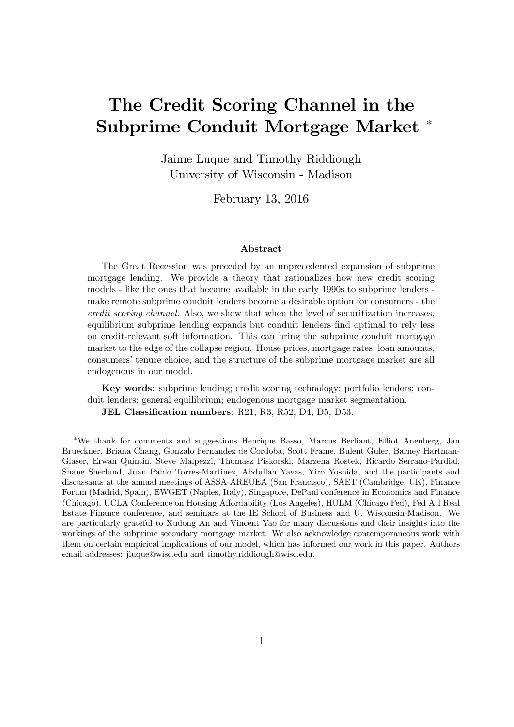# The Credit Scoring Channel in the Subprime Conduit Mortgage Market [*]

Jaime Luque and Timothy Riddiough
University of Wisconsin - Madison

February 13, 2016

### Abstract

The Great Recession was preceded by an unprecedented expansion of subprime mortgage lending. We provide a theory that rationalizes how new credit scoring models - like the ones that became available in the early 1990s to subprime lenders - make remote subprime conduit lenders become a desirable option for consumers - the *credit scoring channel*. Also, we show that when the level of securitization increases, equilibrium subprime lending expands but conduit lenders find optimal to rely less on credit-relevant soft information. This can bring the subprime conduit mortgage market to the edge of the collapse region. House prices, mortgage rates, loan amounts, consumers' tenure choice, and the structure of the subprime mortgage market are all endogenous in our model.

**Key words**: subprime lending; credit scoring technology; portfolio lenders; conduit lenders; general equilibrium; endogenous mortgage market segmentation.

**JEL Classification numbers**: R21, R3, R52, D4, D5, D53.

---

[*] We thank for comments and suggestions Henrique Basso, Marcus Berliant, Elliot Anenberg, Jan Brueckner, Briana Chang, Gonzalo Fernandez de Cordoba, Scott Frame, Bulent Guler, Barney Hartman-Glaser, Erwan Quintin, Steve Malpezzi, Thomasz Piskorski, Marzena Rostek, Ricardo Serrano-Pardial, Shane Sherlund, Juan Pablo Torres-Martinez, Abdullah Yavas, Yiro Yoshida, and the participants and discussants at the annual meetings of ASSA-AREUEA (San Francisco), SAET (Cambridge, UK), Finance Forum (Madrid, Spain), EWGET (Naples, Italy), Singapore, DePaul conference in Economics and Finance (Chicago), UCLA Conference on Housing Affordability (Los Angeles), HULM (Chicago Fed), Fed Atl Real Estate Finance conference, and seminars at the IE School of Business and U. Wisconsin-Madison. We are particularly grateful to Xudong An and Vincent Yao for many discussions and their insights into the workings of the subprime secondary mortgage market. We also acknowledge contemporaneous work with them on certain empirical implications of our model, which has informed our work in this paper. Authors email addresses: jluque@wisc.edu and timothy.riddiough@wisc.edu.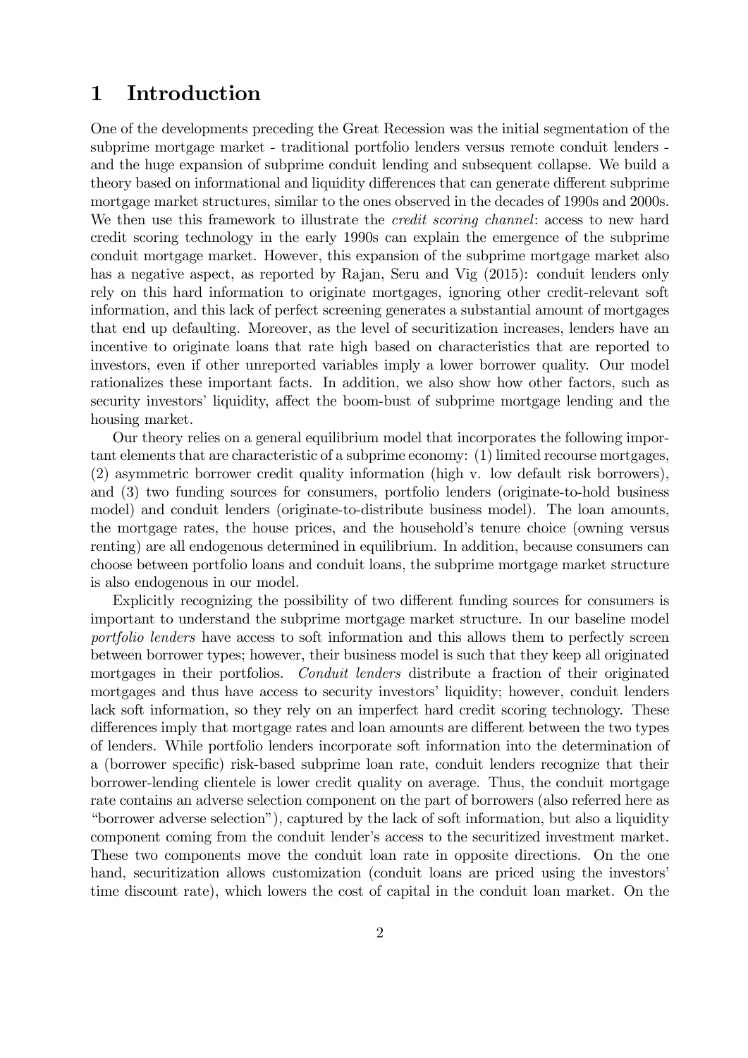# 1 Introduction

One of the developments preceding the Great Recession was the initial segmentation of the subprime mortgage market - traditional portfolio lenders versus remote conduit lenders - and the huge expansion of subprime conduit lending and subsequent collapse. We build a theory based on informational and liquidity differences that can generate different subprime mortgage market structures, similar to the ones observed in the decades of 1990s and 2000s. We then use this framework to illustrate the *credit scoring channel*: access to new hard credit scoring technology in the early 1990s can explain the emergence of the subprime conduit mortgage market. However, this expansion of the subprime mortgage market also has a negative aspect, as reported by Rajan, Seru and Vig (2015): conduit lenders only rely on this hard information to originate mortgages, ignoring other credit-relevant soft information, and this lack of perfect screening generates a substantial amount of mortgages that end up defaulting. Moreover, as the level of securitization increases, lenders have an incentive to originate loans that rate high based on characteristics that are reported to investors, even if other unreported variables imply a lower borrower quality. Our model rationalizes these important facts. In addition, we also show how other factors, such as security investors' liquidity, affect the boom-bust of subprime mortgage lending and the housing market.

Our theory relies on a general equilibrium model that incorporates the following important elements that are characteristic of a subprime economy: (1) limited recourse mortgages, (2) asymmetric borrower credit quality information (high v. low default risk borrowers), and (3) two funding sources for consumers, portfolio lenders (originate-to-hold business model) and conduit lenders (originate-to-distribute business model). The loan amounts, the mortgage rates, the house prices, and the household's tenure choice (owning versus renting) are all endogenous determined in equilibrium. In addition, because consumers can choose between portfolio loans and conduit loans, the subprime mortgage market structure is also endogenous in our model.

Explicitly recognizing the possibility of two different funding sources for consumers is important to understand the subprime mortgage market structure. In our baseline model *portfolio lenders* have access to soft information and this allows them to perfectly screen between borrower types; however, their business model is such that they keep all originated mortgages in their portfolios. *Conduit lenders* distribute a fraction of their originated mortgages and thus have access to security investors' liquidity; however, conduit lenders lack soft information, so they rely on an imperfect hard credit scoring technology. These differences imply that mortgage rates and loan amounts are different between the two types of lenders. While portfolio lenders incorporate soft information into the determination of a (borrower specific) risk-based subprime loan rate, conduit lenders recognize that their borrower-lending clientele is lower credit quality on average. Thus, the conduit mortgage rate contains an adverse selection component on the part of borrowers (also referred here as "borrower adverse selection"), captured by the lack of soft information, but also a liquidity component coming from the conduit lender's access to the securitized investment market. These two components move the conduit loan rate in opposite directions. On the one hand, securitization allows customization (conduit loans are priced using the investors' time discount rate), which lowers the cost of capital in the conduit loan market. On the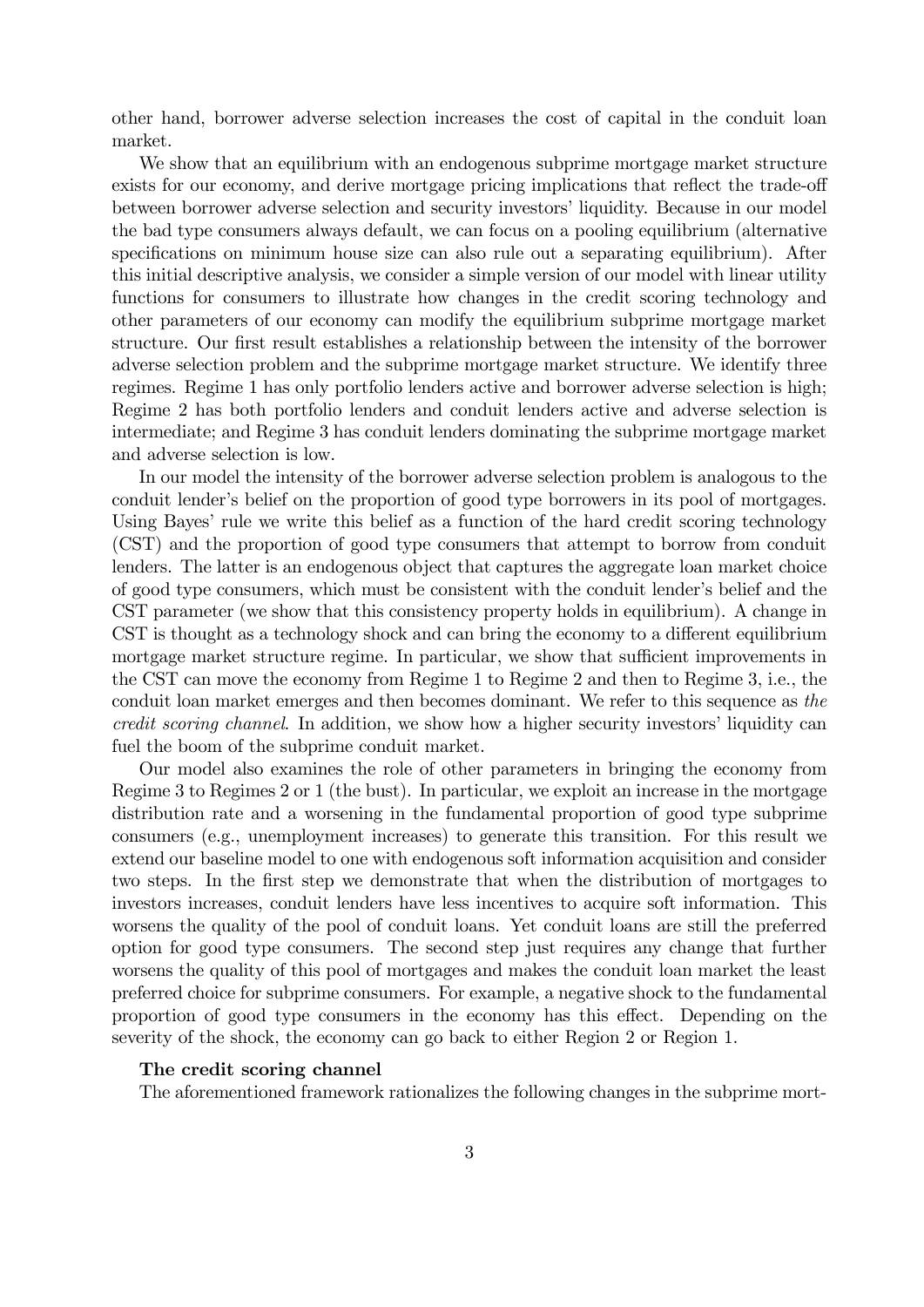other hand, borrower adverse selection increases the cost of capital in the conduit loan market.

We show that an equilibrium with an endogenous subprime mortgage market structure exists for our economy, and derive mortgage pricing implications that reflect the trade-off between borrower adverse selection and security investors' liquidity. Because in our model the bad type consumers always default, we can focus on a pooling equilibrium (alternative specifications on minimum house size can also rule out a separating equilibrium). After this initial descriptive analysis, we consider a simple version of our model with linear utility functions for consumers to illustrate how changes in the credit scoring technology and other parameters of our economy can modify the equilibrium subprime mortgage market structure. Our first result establishes a relationship between the intensity of the borrower adverse selection problem and the subprime mortgage market structure. We identify three regimes. Regime 1 has only portfolio lenders active and borrower adverse selection is high; Regime 2 has both portfolio lenders and conduit lenders active and adverse selection is intermediate; and Regime 3 has conduit lenders dominating the subprime mortgage market and adverse selection is low.

In our model the intensity of the borrower adverse selection problem is analogous to the conduit lender's belief on the proportion of good type borrowers in its pool of mortgages. Using Bayes' rule we write this belief as a function of the hard credit scoring technology (CST) and the proportion of good type consumers that attempt to borrow from conduit lenders. The latter is an endogenous object that captures the aggregate loan market choice of good type consumers, which must be consistent with the conduit lender's belief and the CST parameter (we show that this consistency property holds in equilibrium). A change in CST is thought as a technology shock and can bring the economy to a different equilibrium mortgage market structure regime. In particular, we show that sufficient improvements in the CST can move the economy from Regime 1 to Regime 2 and then to Regime 3, i.e., the conduit loan market emerges and then becomes dominant. We refer to this sequence as *the credit scoring channel*. In addition, we show how a higher security investors' liquidity can fuel the boom of the subprime conduit market.

Our model also examines the role of other parameters in bringing the economy from Regime 3 to Regimes 2 or 1 (the bust). In particular, we exploit an increase in the mortgage distribution rate and a worsening in the fundamental proportion of good type subprime consumers (e.g., unemployment increases) to generate this transition. For this result we extend our baseline model to one with endogenous soft information acquisition and consider two steps. In the first step we demonstrate that when the distribution of mortgages to investors increases, conduit lenders have less incentives to acquire soft information. This worsens the quality of the pool of conduit loans. Yet conduit loans are still the preferred option for good type consumers. The second step just requires any change that further worsens the quality of this pool of mortgages and makes the conduit loan market the least preferred choice for subprime consumers. For example, a negative shock to the fundamental proportion of good type consumers in the economy has this effect. Depending on the severity of the shock, the economy can go back to either Region 2 or Region 1.

**The credit scoring channel**

The aforementioned framework rationalizes the following changes in the subprime mort-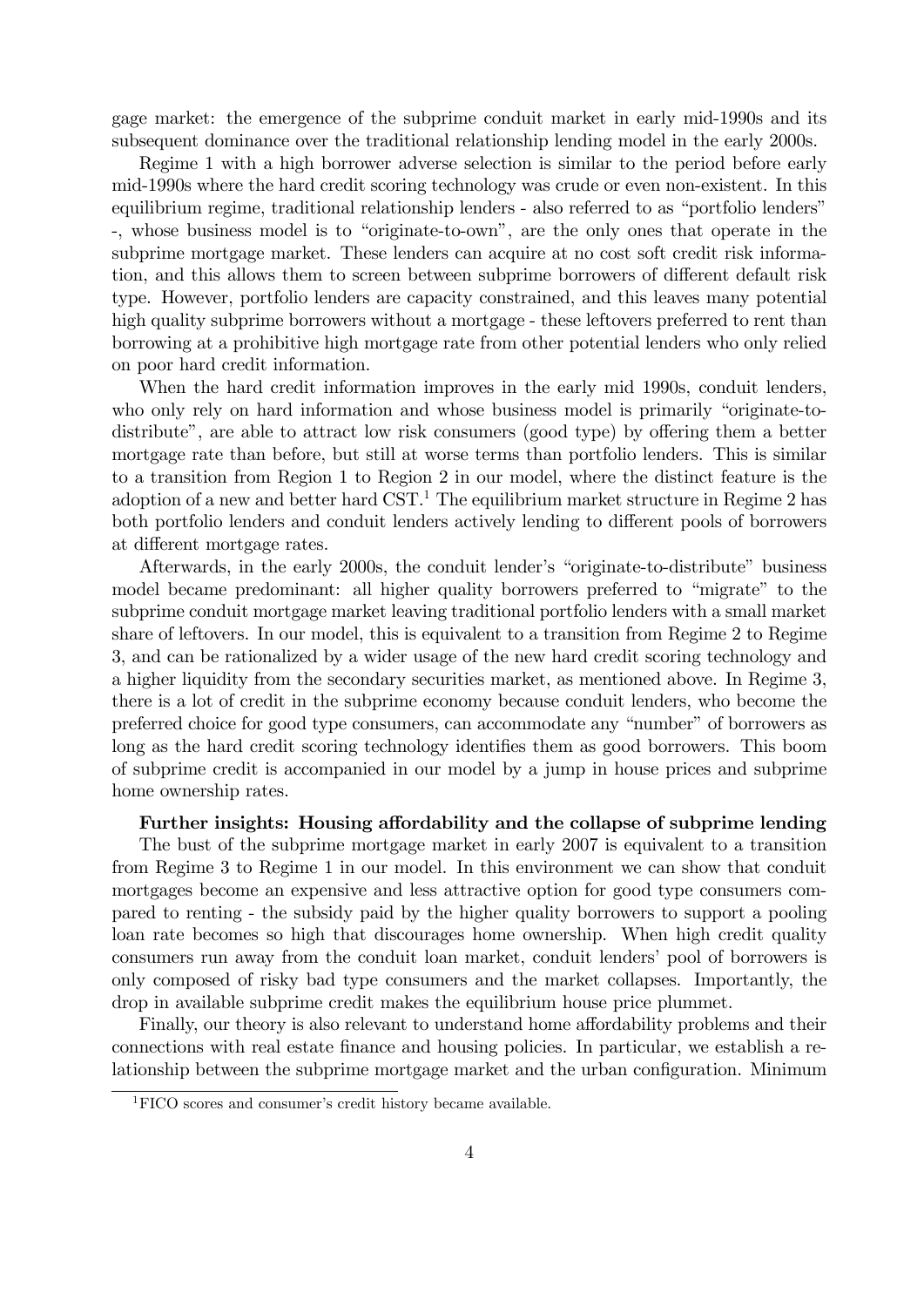gage market: the emergence of the subprime conduit market in early mid-1990s and its subsequent dominance over the traditional relationship lending model in the early 2000s.

Regime 1 with a high borrower adverse selection is similar to the period before early mid-1990s where the hard credit scoring technology was crude or even non-existent. In this equilibrium regime, traditional relationship lenders - also referred to as "portfolio lenders" -, whose business model is to "originate-to-own", are the only ones that operate in the subprime mortgage market. These lenders can acquire at no cost soft credit risk information, and this allows them to screen between subprime borrowers of different default risk type. However, portfolio lenders are capacity constrained, and this leaves many potential high quality subprime borrowers without a mortgage - these leftovers preferred to rent than borrowing at a prohibitive high mortgage rate from other potential lenders who only relied on poor hard credit information.

When the hard credit information improves in the early mid 1990s, conduit lenders, who only rely on hard information and whose business model is primarily "originate-to-distribute", are able to attract low risk consumers (good type) by offering them a better mortgage rate than before, but still at worse terms than portfolio lenders. This is similar to a transition from Region 1 to Region 2 in our model, where the distinct feature is the adoption of a new and better hard CST.[1] The equilibrium market structure in Regime 2 has both portfolio lenders and conduit lenders actively lending to different pools of borrowers at different mortgage rates.

Afterwards, in the early 2000s, the conduit lender's "originate-to-distribute" business model became predominant: all higher quality borrowers preferred to "migrate" to the subprime conduit mortgage market leaving traditional portfolio lenders with a small market share of leftovers. In our model, this is equivalent to a transition from Regime 2 to Regime 3, and can be rationalized by a wider usage of the new hard credit scoring technology and a higher liquidity from the secondary securities market, as mentioned above. In Regime 3, there is a lot of credit in the subprime economy because conduit lenders, who become the preferred choice for good type consumers, can accommodate any "number" of borrowers as long as the hard credit scoring technology identifies them as good borrowers. This boom of subprime credit is accompanied in our model by a jump in house prices and subprime home ownership rates.

**Further insights: Housing affordability and the collapse of subprime lending**

The bust of the subprime mortgage market in early 2007 is equivalent to a transition from Regime 3 to Regime 1 in our model. In this environment we can show that conduit mortgages become an expensive and less attractive option for good type consumers compared to renting - the subsidy paid by the higher quality borrowers to support a pooling loan rate becomes so high that discourages home ownership. When high credit quality consumers run away from the conduit loan market, conduit lenders' pool of borrowers is only composed of risky bad type consumers and the market collapses. Importantly, the drop in available subprime credit makes the equilibrium house price plummet.

Finally, our theory is also relevant to understand home affordability problems and their connections with real estate finance and housing policies. In particular, we establish a relationship between the subprime mortgage market and the urban configuration. Minimum

[1] FICO scores and consumer's credit history became available.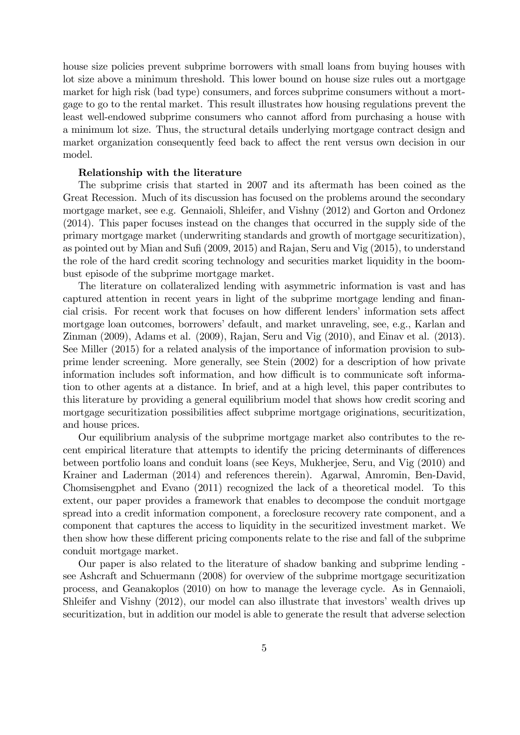house size policies prevent subprime borrowers with small loans from buying houses with lot size above a minimum threshold. This lower bound on house size rules out a mortgage market for high risk (bad type) consumers, and forces subprime consumers without a mortgage to go to the rental market. This result illustrates how housing regulations prevent the least well-endowed subprime consumers who cannot afford from purchasing a house with a minimum lot size. Thus, the structural details underlying mortgage contract design and market organization consequently feed back to affect the rent versus own decision in our model.

**Relationship with the literature**

The subprime crisis that started in 2007 and its aftermath has been coined as the Great Recession. Much of its discussion has focused on the problems around the secondary mortgage market, see e.g. Gennaioli, Shleifer, and Vishny (2012) and Gorton and Ordonez (2014). This paper focuses instead on the changes that occurred in the supply side of the primary mortgage market (underwriting standards and growth of mortgage securitization), as pointed out by Mian and Sufi (2009, 2015) and Rajan, Seru and Vig (2015), to understand the role of the hard credit scoring technology and securities market liquidity in the boom-bust episode of the subprime mortgage market.

The literature on collateralized lending with asymmetric information is vast and has captured attention in recent years in light of the subprime mortgage lending and financial crisis. For recent work that focuses on how different lenders' information sets affect mortgage loan outcomes, borrowers' default, and market unraveling, see, e.g., Karlan and Zinman (2009), Adams et al. (2009), Rajan, Seru and Vig (2010), and Einav et al. (2013). See Miller (2015) for a related analysis of the importance of information provision to subprime lender screening. More generally, see Stein (2002) for a description of how private information includes soft information, and how difficult is to communicate soft information to other agents at a distance. In brief, and at a high level, this paper contributes to this literature by providing a general equilibrium model that shows how credit scoring and mortgage securitization possibilities affect subprime mortgage originations, securitization, and house prices.

Our equilibrium analysis of the subprime mortgage market also contributes to the recent empirical literature that attempts to identify the pricing determinants of differences between portfolio loans and conduit loans (see Keys, Mukherjee, Seru, and Vig (2010) and Krainer and Laderman (2014) and references therein). Agarwal, Amromin, Ben-David, Chomsisengphet and Evano (2011) recognized the lack of a theoretical model. To this extent, our paper provides a framework that enables to decompose the conduit mortgage spread into a credit information component, a foreclosure recovery rate component, and a component that captures the access to liquidity in the securitized investment market. We then show how these different pricing components relate to the rise and fall of the subprime conduit mortgage market.

Our paper is also related to the literature of shadow banking and subprime lending - see Ashcraft and Schuermann (2008) for overview of the subprime mortgage securitization process, and Geanakoplos (2010) on how to manage the leverage cycle. As in Gennaioli, Shleifer and Vishny (2012), our model can also illustrate that investors' wealth drives up securitization, but in addition our model is able to generate the result that adverse selection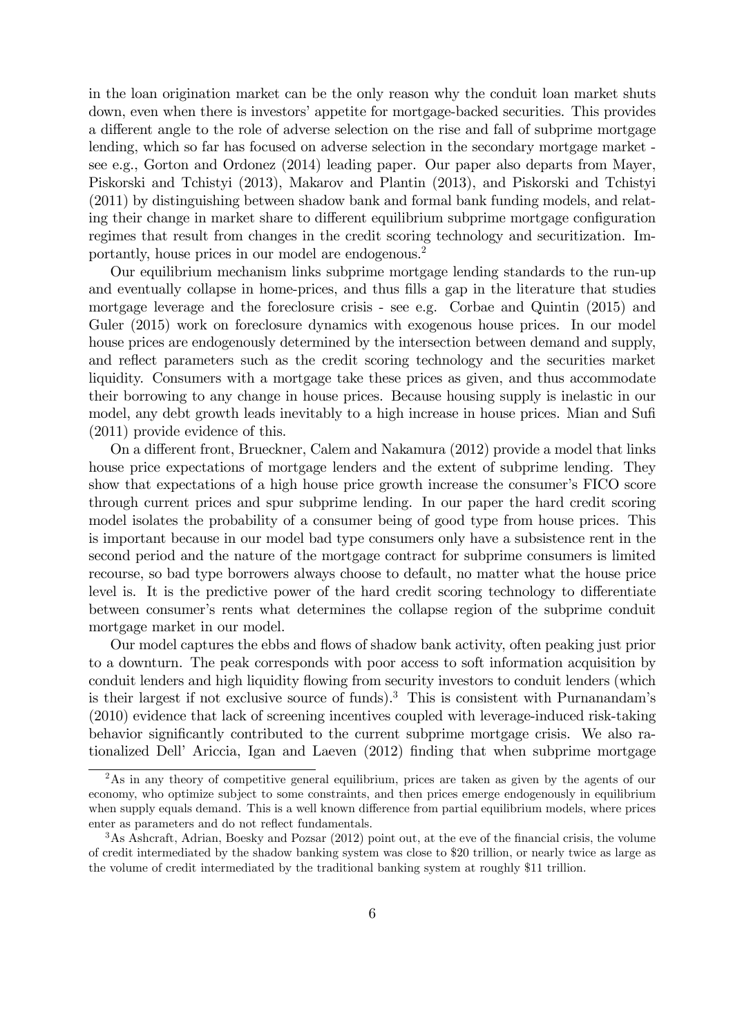in the loan origination market can be the only reason why the conduit loan market shuts down, even when there is investors' appetite for mortgage-backed securities. This provides a different angle to the role of adverse selection on the rise and fall of subprime mortgage lending, which so far has focused on adverse selection in the secondary mortgage market - see e.g., Gorton and Ordonez (2014) leading paper. Our paper also departs from Mayer, Piskorski and Tchistyi (2013), Makarov and Plantin (2013), and Piskorski and Tchistyi (2011) by distinguishing between shadow bank and formal bank funding models, and relating their change in market share to different equilibrium subprime mortgage configuration regimes that result from changes in the credit scoring technology and securitization. Importantly, house prices in our model are endogenous.[2]

Our equilibrium mechanism links subprime mortgage lending standards to the run-up and eventually collapse in home-prices, and thus fills a gap in the literature that studies mortgage leverage and the foreclosure crisis - see e.g. Corbae and Quintin (2015) and Guler (2015) work on foreclosure dynamics with exogenous house prices. In our model house prices are endogenously determined by the intersection between demand and supply, and reflect parameters such as the credit scoring technology and the securities market liquidity. Consumers with a mortgage take these prices as given, and thus accommodate their borrowing to any change in house prices. Because housing supply is inelastic in our model, any debt growth leads inevitably to a high increase in house prices. Mian and Sufi (2011) provide evidence of this.

On a different front, Brueckner, Calem and Nakamura (2012) provide a model that links house price expectations of mortgage lenders and the extent of subprime lending. They show that expectations of a high house price growth increase the consumer's FICO score through current prices and spur subprime lending. In our paper the hard credit scoring model isolates the probability of a consumer being of good type from house prices. This is important because in our model bad type consumers only have a subsistence rent in the second period and the nature of the mortgage contract for subprime consumers is limited recourse, so bad type borrowers always choose to default, no matter what the house price level is. It is the predictive power of the hard credit scoring technology to differentiate between consumer's rents what determines the collapse region of the subprime conduit mortgage market in our model.

Our model captures the ebbs and flows of shadow bank activity, often peaking just prior to a downturn. The peak corresponds with poor access to soft information acquisition by conduit lenders and high liquidity flowing from security investors to conduit lenders (which is their largest if not exclusive source of funds).[3] This is consistent with Purnanandam's (2010) evidence that lack of screening incentives coupled with leverage-induced risk-taking behavior significantly contributed to the current subprime mortgage crisis. We also rationalized Dell' Ariccia, Igan and Laeven (2012) finding that when subprime mortgage

[2] As in any theory of competitive general equilibrium, prices are taken as given by the agents of our economy, who optimize subject to some constraints, and then prices emerge endogenously in equilibrium when supply equals demand. This is a well known difference from partial equilibrium models, where prices enter as parameters and do not reflect fundamentals.

[3] As Ashcraft, Adrian, Boesky and Pozsar (2012) point out, at the eve of the financial crisis, the volume of credit intermediated by the shadow banking system was close to \$20 trillion, or nearly twice as large as the volume of credit intermediated by the traditional banking system at roughly \$11 trillion.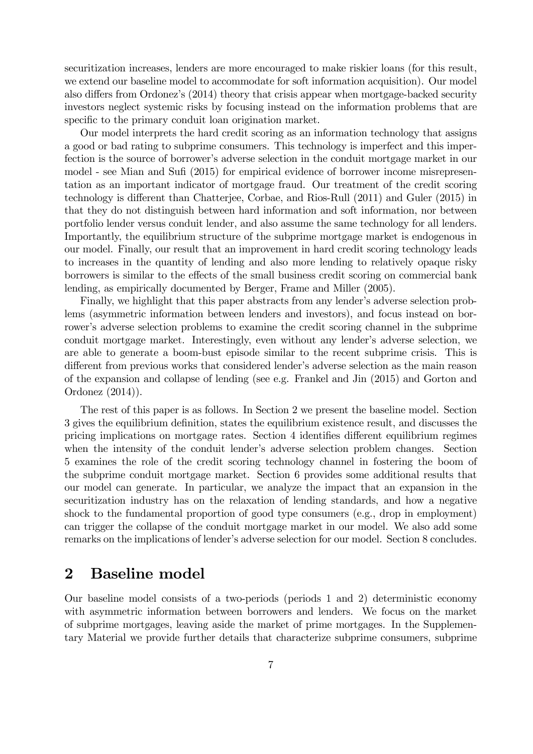securitization increases, lenders are more encouraged to make riskier loans (for this result, we extend our baseline model to accommodate for soft information acquisition). Our model also differs from Ordonez's (2014) theory that crisis appear when mortgage-backed security investors neglect systemic risks by focusing instead on the information problems that are specific to the primary conduit loan origination market.

Our model interprets the hard credit scoring as an information technology that assigns a good or bad rating to subprime consumers. This technology is imperfect and this imperfection is the source of borrower's adverse selection in the conduit mortgage market in our model - see Mian and Sufi (2015) for empirical evidence of borrower income misrepresentation as an important indicator of mortgage fraud. Our treatment of the credit scoring technology is different than Chatterjee, Corbae, and Rios-Rull (2011) and Guler (2015) in that they do not distinguish between hard information and soft information, nor between portfolio lender versus conduit lender, and also assume the same technology for all lenders. Importantly, the equilibrium structure of the subprime mortgage market is endogenous in our model. Finally, our result that an improvement in hard credit scoring technology leads to increases in the quantity of lending and also more lending to relatively opaque risky borrowers is similar to the effects of the small business credit scoring on commercial bank lending, as empirically documented by Berger, Frame and Miller (2005).

Finally, we highlight that this paper abstracts from any lender's adverse selection problems (asymmetric information between lenders and investors), and focus instead on borrower's adverse selection problems to examine the credit scoring channel in the subprime conduit mortgage market. Interestingly, even without any lender's adverse selection, we are able to generate a boom-bust episode similar to the recent subprime crisis. This is different from previous works that considered lender's adverse selection as the main reason of the expansion and collapse of lending (see e.g. Frankel and Jin (2015) and Gorton and Ordonez (2014)).

The rest of this paper is as follows. In Section 2 we present the baseline model. Section 3 gives the equilibrium definition, states the equilibrium existence result, and discusses the pricing implications on mortgage rates. Section 4 identifies different equilibrium regimes when the intensity of the conduit lender's adverse selection problem changes. Section 5 examines the role of the credit scoring technology channel in fostering the boom of the subprime conduit mortgage market. Section 6 provides some additional results that our model can generate. In particular, we analyze the impact that an expansion in the securitization industry has on the relaxation of lending standards, and how a negative shock to the fundamental proportion of good type consumers (e.g., drop in employment) can trigger the collapse of the conduit mortgage market in our model. We also add some remarks on the implications of lender's adverse selection for our model. Section 8 concludes.

## 2 Baseline model

Our baseline model consists of a two-periods (periods 1 and 2) deterministic economy with asymmetric information between borrowers and lenders. We focus on the market of subprime mortgages, leaving aside the market of prime mortgages. In the Supplementary Material we provide further details that characterize subprime consumers, subprime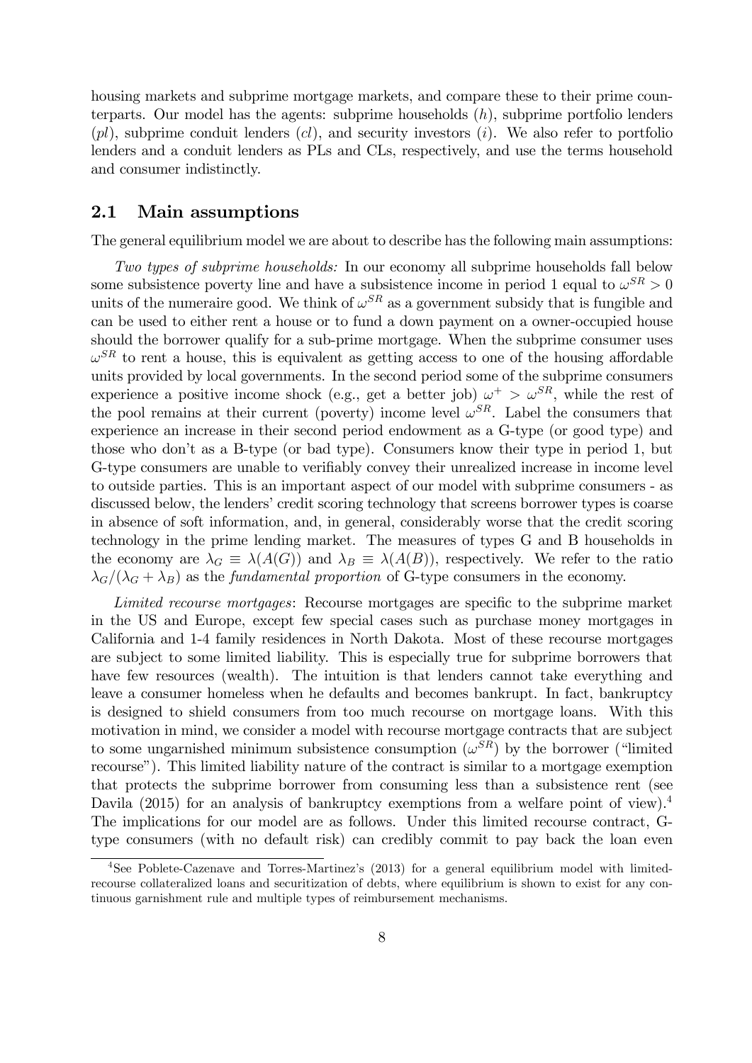housing markets and subprime mortgage markets, and compare these to their prime counterparts. Our model has the agents: subprime households ($h$), subprime portfolio lenders ($pl$), subprime conduit lenders ($cl$), and security investors ($i$). We also refer to portfolio lenders and a conduit lenders as PLs and CLs, respectively, and use the terms household and consumer indistinctly.

## 2.1 Main assumptions

The general equilibrium model we are about to describe has the following main assumptions:

*Two types of subprime households:* In our economy all subprime households fall below some subsistence poverty line and have a subsistence income in period 1 equal to $\omega^{SR} > 0$ units of the numeraire good. We think of $\omega^{SR}$ as a government subsidy that is fungible and can be used to either rent a house or to fund a down payment on a owner-occupied house should the borrower qualify for a sub-prime mortgage. When the subprime consumer uses $\omega^{SR}$ to rent a house, this is equivalent as getting access to one of the housing affordable units provided by local governments. In the second period some of the subprime consumers experience a positive income shock (e.g., get a better job) $\omega^{+} > \omega^{SR}$, while the rest of the pool remains at their current (poverty) income level $\omega^{SR}$. Label the consumers that experience an increase in their second period endowment as a G-type (or good type) and those who don't as a B-type (or bad type). Consumers know their type in period 1, but G-type consumers are unable to verifiably convey their unrealized increase in income level to outside parties. This is an important aspect of our model with subprime consumers - as discussed below, the lenders' credit scoring technology that screens borrower types is coarse in absence of soft information, and, in general, considerably worse that the credit scoring technology in the prime lending market. The measures of types G and B households in the economy are $\lambda_G \equiv \lambda(A(G))$ and $\lambda_B \equiv \lambda(A(B))$, respectively. We refer to the ratio $\lambda_G/(\lambda_G + \lambda_B)$ as the *fundamental proportion* of G-type consumers in the economy.

*Limited recourse mortgages*: Recourse mortgages are specific to the subprime market in the US and Europe, except few special cases such as purchase money mortgages in California and 1-4 family residences in North Dakota. Most of these recourse mortgages are subject to some limited liability. This is especially true for subprime borrowers that have few resources (wealth). The intuition is that lenders cannot take everything and leave a consumer homeless when he defaults and becomes bankrupt. In fact, bankruptcy is designed to shield consumers from too much recourse on mortgage loans. With this motivation in mind, we consider a model with recourse mortgage contracts that are subject to some ungarnished minimum subsistence consumption ($\omega^{SR}$) by the borrower ("limited recourse"). This limited liability nature of the contract is similar to a mortgage exemption that protects the subprime borrower from consuming less than a subsistence rent (see Davila (2015) for an analysis of bankruptcy exemptions from a welfare point of view).[4] The implications for our model are as follows. Under this limited recourse contract, G-type consumers (with no default risk) can credibly commit to pay back the loan even

[4] See Poblete-Cazenave and Torres-Martinez's (2013) for a general equilibrium model with limited-recourse collateralized loans and securitization of debts, where equilibrium is shown to exist for any continuous garnishment rule and multiple types of reimbursement mechanisms.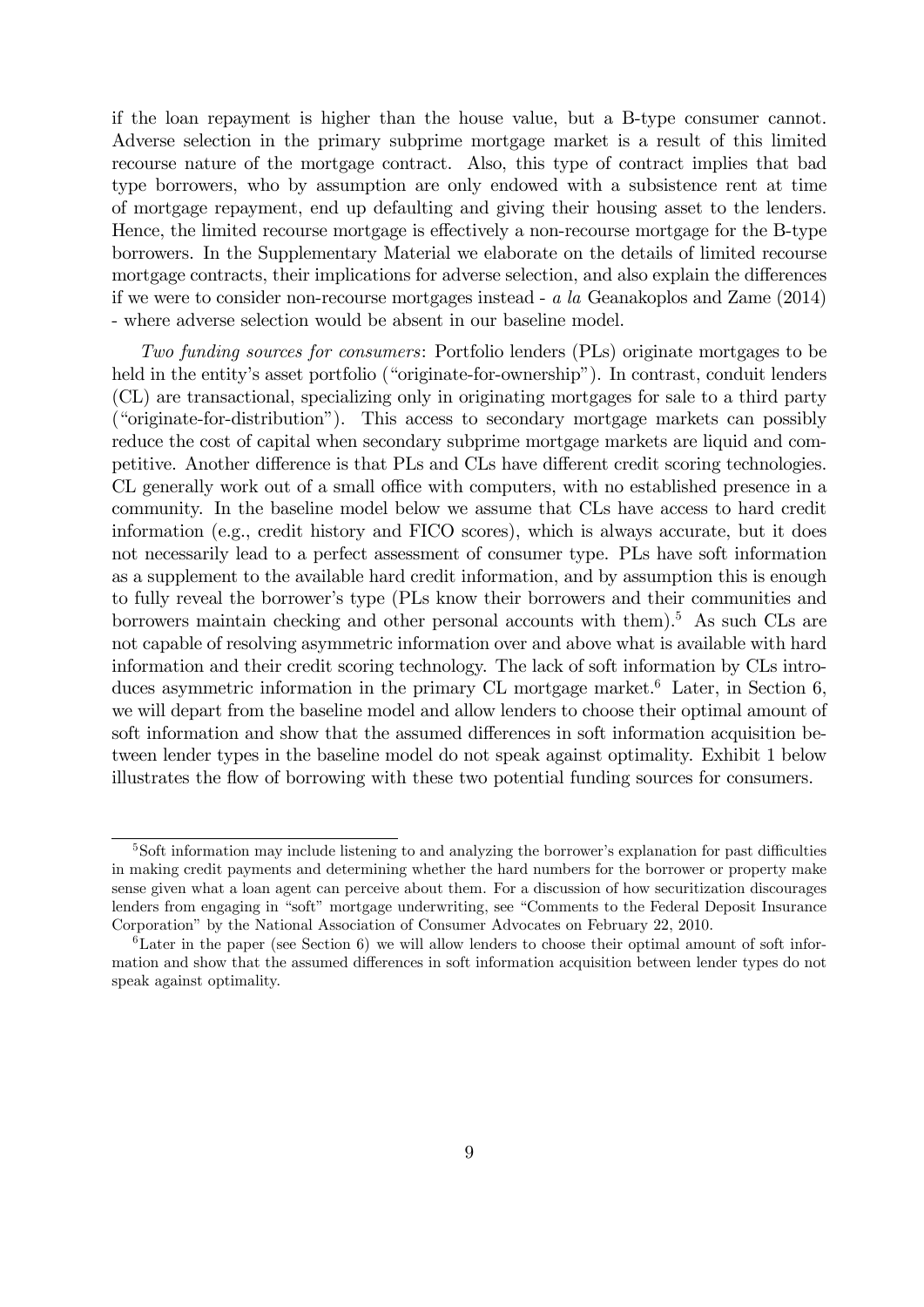if the loan repayment is higher than the house value, but a B-type consumer cannot. Adverse selection in the primary subprime mortgage market is a result of this limited recourse nature of the mortgage contract. Also, this type of contract implies that bad type borrowers, who by assumption are only endowed with a subsistence rent at time of mortgage repayment, end up defaulting and giving their housing asset to the lenders. Hence, the limited recourse mortgage is effectively a non-recourse mortgage for the B-type borrowers. In the Supplementary Material we elaborate on the details of limited recourse mortgage contracts, their implications for adverse selection, and also explain the differences if we were to consider non-recourse mortgages instead - *a la* Geanakoplos and Zame (2014) - where adverse selection would be absent in our baseline model.

*Two funding sources for consumers*: Portfolio lenders (PLs) originate mortgages to be held in the entity's asset portfolio ("originate-for-ownership"). In contrast, conduit lenders (CL) are transactional, specializing only in originating mortgages for sale to a third party ("originate-for-distribution"). This access to secondary mortgage markets can possibly reduce the cost of capital when secondary subprime mortgage markets are liquid and competitive. Another difference is that PLs and CLs have different credit scoring technologies. CL generally work out of a small office with computers, with no established presence in a community. In the baseline model below we assume that CLs have access to hard credit information (e.g., credit history and FICO scores), which is always accurate, but it does not necessarily lead to a perfect assessment of consumer type. PLs have soft information as a supplement to the available hard credit information, and by assumption this is enough to fully reveal the borrower's type (PLs know their borrowers and their communities and borrowers maintain checking and other personal accounts with them).[5] As such CLs are not capable of resolving asymmetric information over and above what is available with hard information and their credit scoring technology. The lack of soft information by CLs introduces asymmetric information in the primary CL mortgage market.[6] Later, in Section 6, we will depart from the baseline model and allow lenders to choose their optimal amount of soft information and show that the assumed differences in soft information acquisition between lender types in the baseline model do not speak against optimality. Exhibit 1 below illustrates the flow of borrowing with these two potential funding sources for consumers.

---

[5] Soft information may include listening to and analyzing the borrower's explanation for past difficulties in making credit payments and determining whether the hard numbers for the borrower or property make sense given what a loan agent can perceive about them. For a discussion of how securitization discourages lenders from engaging in "soft" mortgage underwriting, see "Comments to the Federal Deposit Insurance Corporation" by the National Association of Consumer Advocates on February 22, 2010.

[6] Later in the paper (see Section 6) we will allow lenders to choose their optimal amount of soft information and show that the assumed differences in soft information acquisition between lender types do not speak against optimality.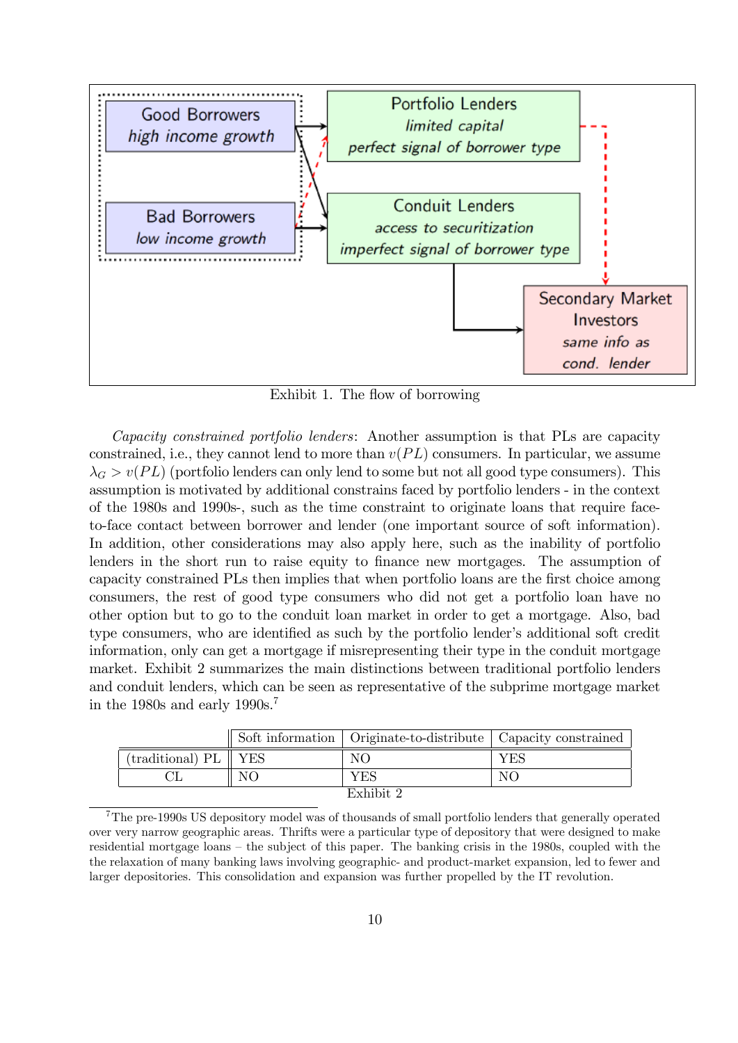Good Borrowers
*high income growth*

Bad Borrowers
*low income growth*

Portfolio Lenders
*limited capital*
*perfect signal of borrower type*

Conduit Lenders
*access to securitization*
*imperfect signal of borrower type*

Secondary Market Investors
*same info as cond. lender*

Exhibit 1. The flow of borrowing

*Capacity constrained portfolio lenders*: Another assumption is that PLs are capacity constrained, i.e., they cannot lend to more than $v(PL)$ consumers. In particular, we assume $\lambda_G > v(PL)$ (portfolio lenders can only lend to some but not all good type consumers). This assumption is motivated by additional constrains faced by portfolio lenders - in the context of the 1980s and 1990s-, such as the time constraint to originate loans that require face-to-face contact between borrower and lender (one important source of soft information). In addition, other considerations may also apply here, such as the inability of portfolio lenders in the short run to raise equity to finance new mortgages. The assumption of capacity constrained PLs then implies that when portfolio loans are the first choice among consumers, the rest of good type consumers who did not get a portfolio loan have no other option but to go to the conduit loan market in order to get a mortgage. Also, bad type consumers, who are identified as such by the portfolio lender's additional soft credit information, only can get a mortgage if misrepresenting their type in the conduit mortgage market. Exhibit 2 summarizes the main distinctions between traditional portfolio lenders and conduit lenders, which can be seen as representative of the subprime mortgage market in the 1980s and early 1990s.[7]

| | Soft information | Originate-to-distribute | Capacity constrained |
|---|---|---|---|
| (traditional) PL | YES | NO | YES |
| CL | NO | YES | NO |

Exhibit 2

[7] The pre-1990s US depository model was of thousands of small portfolio lenders that generally operated over very narrow geographic areas. Thrifts were a particular type of depository that were designed to make residential mortgage loans – the subject of this paper. The banking crisis in the 1980s, coupled with the the relaxation of many banking laws involving geographic- and product-market expansion, led to fewer and larger depositories. This consolidation and expansion was further propelled by the IT revolution.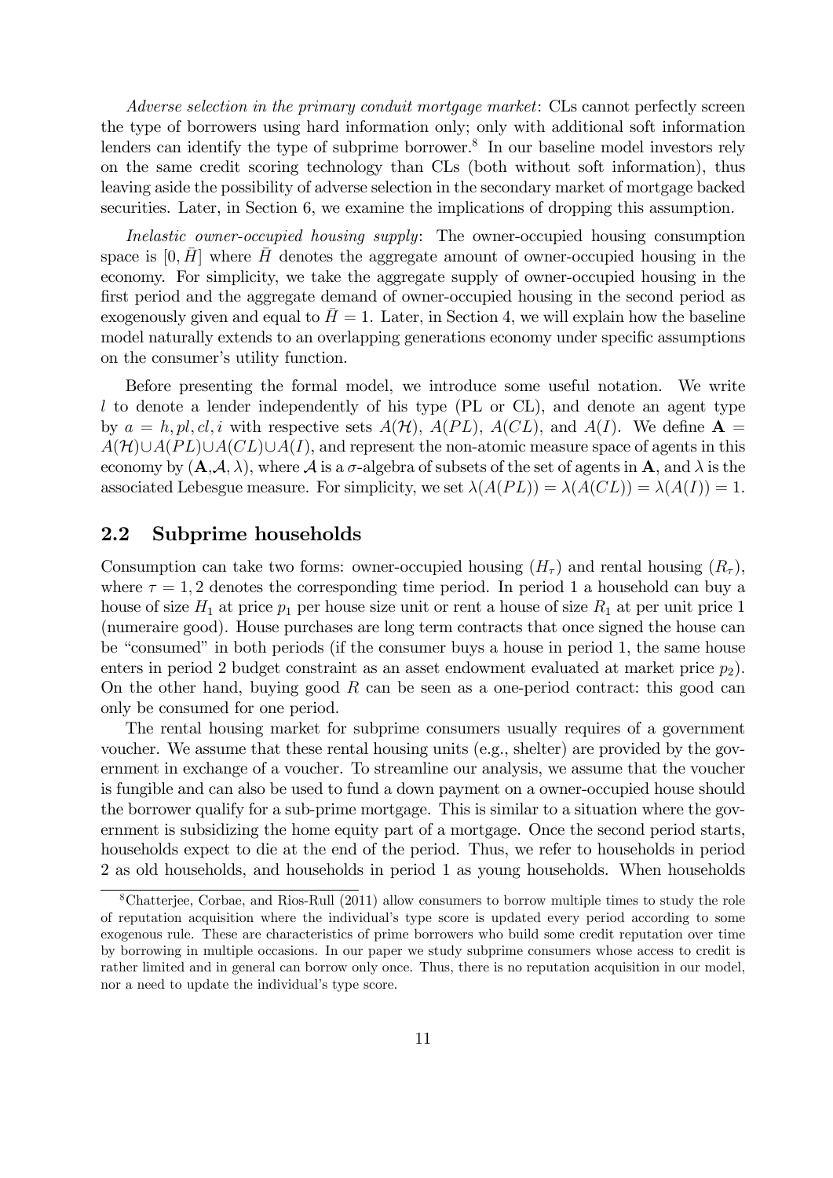*Adverse selection in the primary conduit mortgage market*: CLs cannot perfectly screen the type of borrowers using hard information only; only with additional soft information lenders can identify the type of subprime borrower.[8] In our baseline model investors rely on the same credit scoring technology than CLs (both without soft information), thus leaving aside the possibility of adverse selection in the secondary market of mortgage backed securities. Later, in Section 6, we examine the implications of dropping this assumption.

*Inelastic owner-occupied housing supply*: The owner-occupied housing consumption space is $[0, \bar{H}]$ where $\bar{H}$ denotes the aggregate amount of owner-occupied housing in the economy. For simplicity, we take the aggregate supply of owner-occupied housing in the first period and the aggregate demand of owner-occupied housing in the second period as exogenously given and equal to $\bar{H} = 1$. Later, in Section 4, we will explain how the baseline model naturally extends to an overlapping generations economy under specific assumptions on the consumer's utility function.

Before presenting the formal model, we introduce some useful notation. We write $l$ to denote a lender independently of his type (PL or CL), and denote an agent type by $a = h, pl, cl, i$ with respective sets $A(\mathcal{H})$, $A(PL)$, $A(CL)$, and $A(I)$. We define $\mathbf{A} = A(\mathcal{H}) \cup A(PL) \cup A(CL) \cup A(I)$, and represent the non-atomic measure space of agents in this economy by $(\mathbf{A}, \mathcal{A}, \lambda)$, where $\mathcal{A}$ is a $\sigma$-algebra of subsets of the set of agents in $\mathbf{A}$, and $\lambda$ is the associated Lebesgue measure. For simplicity, we set $\lambda(A(PL)) = \lambda(A(CL)) = \lambda(A(I)) = 1$.

## 2.2 Subprime households

Consumption can take two forms: owner-occupied housing ($H_\tau$) and rental housing ($R_\tau$), where $\tau = 1, 2$ denotes the corresponding time period. In period 1 a household can buy a house of size $H_1$ at price $p_1$ per house size unit or rent a house of size $R_1$ at per unit price 1 (numeraire good). House purchases are long term contracts that once signed the house can be "consumed" in both periods (if the consumer buys a house in period 1, the same house enters in period 2 budget constraint as an asset endowment evaluated at market price $p_2$). On the other hand, buying good $R$ can be seen as a one-period contract: this good can only be consumed for one period.

The rental housing market for subprime consumers usually requires of a government voucher. We assume that these rental housing units (e.g., shelter) are provided by the government in exchange of a voucher. To streamline our analysis, we assume that the voucher is fungible and can also be used to fund a down payment on a owner-occupied house should the borrower qualify for a sub-prime mortgage. This is similar to a situation where the government is subsidizing the home equity part of a mortgage. Once the second period starts, households expect to die at the end of the period. Thus, we refer to households in period 2 as old households, and households in period 1 as young households. When households

[8] Chatterjee, Corbae, and Rios-Rull (2011) allow consumers to borrow multiple times to study the role of reputation acquisition where the individual's type score is updated every period according to some exogenous rule. These are characteristics of prime borrowers who build some credit reputation over time by borrowing in multiple occasions. In our paper we study subprime consumers whose access to credit is rather limited and in general can borrow only once. Thus, there is no reputation acquisition in our model, nor a need to update the individual's type score.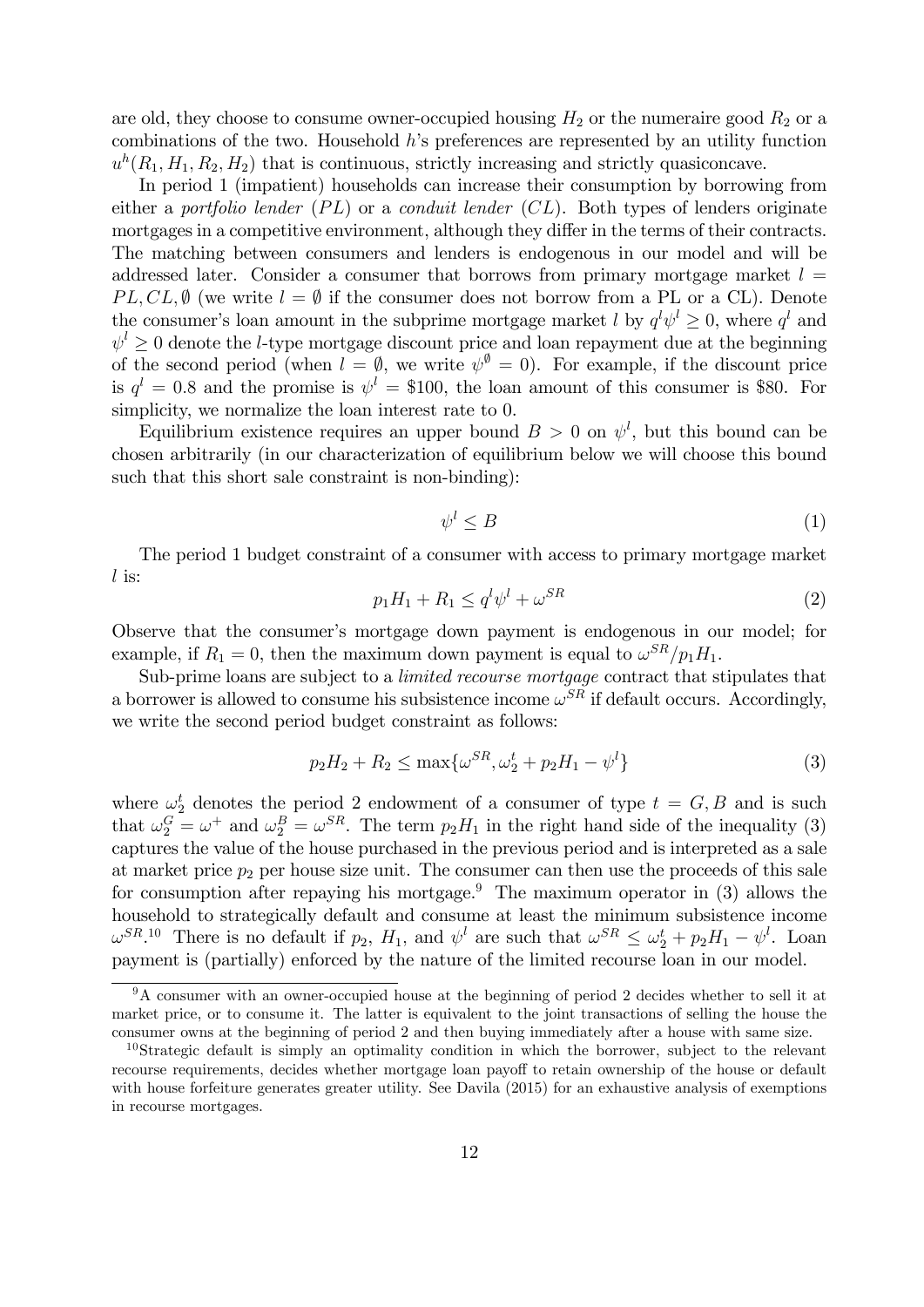are old, they choose to consume owner-occupied housing $H_2$ or the numeraire good $R_2$ or a combinations of the two. Household $h$'s preferences are represented by an utility function $u^h(R_1, H_1, R_2, H_2)$ that is continuous, strictly increasing and strictly quasiconcave.

In period 1 (impatient) households can increase their consumption by borrowing from either a *portfolio lender* ($PL$) or a *conduit lender* ($CL$). Both types of lenders originate mortgages in a competitive environment, although they differ in the terms of their contracts. The matching between consumers and lenders is endogenous in our model and will be addressed later. Consider a consumer that borrows from primary mortgage market $l = PL, CL, \emptyset$ (we write $l = \emptyset$ if the consumer does not borrow from a PL or a CL). Denote the consumer's loan amount in the subprime mortgage market $l$ by $q^l\psi^l \geq 0$, where $q^l$ and $\psi^l \geq 0$ denote the $l$-type mortgage discount price and loan repayment due at the beginning of the second period (when $l = \emptyset$, we write $\psi^{\emptyset} = 0$). For example, if the discount price is $q^l = 0.8$ and the promise is $\psi^l = \$100$, the loan amount of this consumer is \$80. For simplicity, we normalize the loan interest rate to 0.

Equilibrium existence requires an upper bound $B > 0$ on $\psi^l$, but this bound can be chosen arbitrarily (in our characterization of equilibrium below we will choose this bound such that this short sale constraint is non-binding):

$$\psi^l \leq B \tag{1}$$

The period 1 budget constraint of a consumer with access to primary mortgage market $l$ is:

$$p_1 H_1 + R_1 \leq q^l \psi^l + \omega^{SR} \tag{2}$$

Observe that the consumer's mortgage down payment is endogenous in our model; for example, if $R_1 = 0$, then the maximum down payment is equal to $\omega^{SR}/p_1 H_1$.

Sub-prime loans are subject to a *limited recourse mortgage* contract that stipulates that a borrower is allowed to consume his subsistence income $\omega^{SR}$ if default occurs. Accordingly, we write the second period budget constraint as follows:

$$p_2 H_2 + R_2 \leq \max\{\omega^{SR}, \omega_2^t + p_2 H_1 - \psi^l\} \tag{3}$$

where $\omega_2^t$ denotes the period 2 endowment of a consumer of type $t = G, B$ and is such that $\omega_2^G = \omega^+$ and $\omega_2^B = \omega^{SR}$. The term $p_2 H_1$ in the right hand side of the inequality (3) captures the value of the house purchased in the previous period and is interpreted as a sale at market price $p_2$ per house size unit. The consumer can then use the proceeds of this sale for consumption after repaying his mortgage.[9] The maximum operator in (3) allows the household to strategically default and consume at least the minimum subsistence income $\omega^{SR}$.[10] There is no default if $p_2$, $H_1$, and $\psi^l$ are such that $\omega^{SR} \leq \omega_2^t + p_2 H_1 - \psi^l$. Loan payment is (partially) enforced by the nature of the limited recourse loan in our model.

[9] A consumer with an owner-occupied house at the beginning of period 2 decides whether to sell it at market price, or to consume it. The latter is equivalent to the joint transactions of selling the house the consumer owns at the beginning of period 2 and then buying immediately after a house with same size.

[10] Strategic default is simply an optimality condition in which the borrower, subject to the relevant recourse requirements, decides whether mortgage loan payoff to retain ownership of the house or default with house forfeiture generates greater utility. See Davila (2015) for an exhaustive analysis of exemptions in recourse mortgages.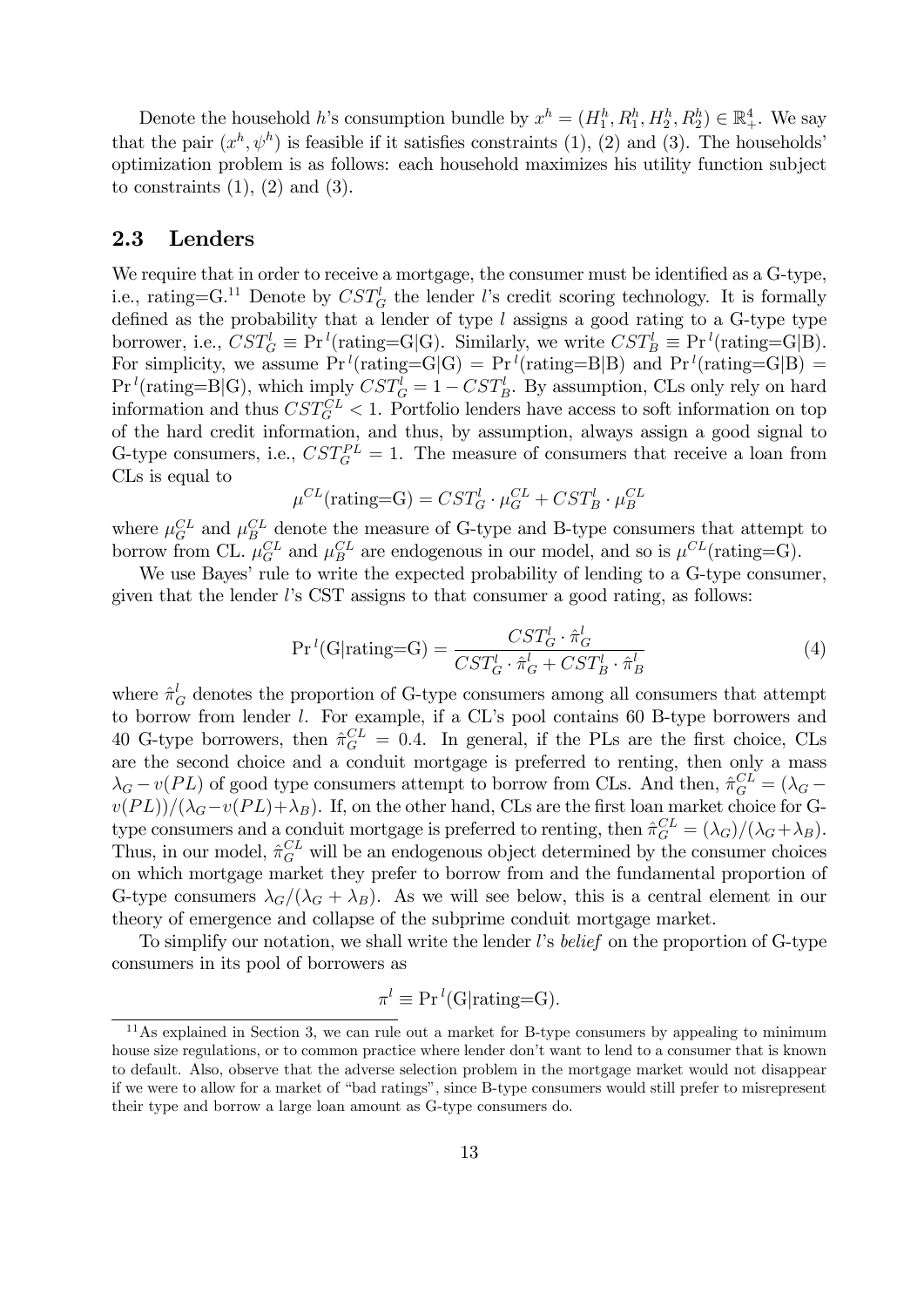Denote the household $h$'s consumption bundle by $x^h = (H_1^h, R_1^h, H_2^h, R_2^h) \in \mathbb{R}_+^4$. We say that the pair $(x^h, \psi^h)$ is feasible if it satisfies constraints (1), (2) and (3). The households' optimization problem is as follows: each household maximizes his utility function subject to constraints (1), (2) and (3).

## 2.3 Lenders

We require that in order to receive a mortgage, the consumer must be identified as a G-type, i.e., rating=G.[11] Denote by $CST_G^l$ the lender $l$'s credit scoring technology. It is formally defined as the probability that a lender of type $l$ assigns a good rating to a G-type type borrower, i.e., $CST_G^l \equiv \Pr^l(\text{rating=G}|\text{G})$. Similarly, we write $CST_B^l \equiv \Pr^l(\text{rating=G}|\text{B})$. For simplicity, we assume $\Pr^l(\text{rating=G}|\text{G}) = \Pr^l(\text{rating=B}|\text{B})$ and $\Pr^l(\text{rating=G}|\text{B}) = \Pr^l(\text{rating=B}|\text{G})$, which imply $CST_G^l = 1 - CST_B^l$. By assumption, CLs only rely on hard information and thus $CST_G^{CL} < 1$. Portfolio lenders have access to soft information on top of the hard credit information, and thus, by assumption, always assign a good signal to G-type consumers, i.e., $CST_G^{PL} = 1$. The measure of consumers that receive a loan from CLs is equal to

$$\mu^{CL}(\text{rating=G}) = CST_G^l \cdot \mu_G^{CL} + CST_B^l \cdot \mu_B^{CL}$$

where $\mu_G^{CL}$ and $\mu_B^{CL}$ denote the measure of G-type and B-type consumers that attempt to borrow from CL. $\mu_G^{CL}$ and $\mu_B^{CL}$ are endogenous in our model, and so is $\mu^{CL}(\text{rating=G})$.

We use Bayes' rule to write the expected probability of lending to a G-type consumer, given that the lender $l$'s CST assigns to that consumer a good rating, as follows:

$$\Pr{}^l(\text{G}|\text{rating=G}) = \frac{CST_G^l \cdot \hat{\pi}_G^l}{CST_G^l \cdot \hat{\pi}_G^l + CST_B^l \cdot \hat{\pi}_B^l} \tag{4}$$

where $\hat{\pi}_G^l$ denotes the proportion of G-type consumers among all consumers that attempt to borrow from lender $l$. For example, if a CL's pool contains 60 B-type borrowers and 40 G-type borrowers, then $\hat{\pi}_G^{CL} = 0.4$. In general, if the PLs are the first choice, CLs are the second choice and a conduit mortgage is preferred to renting, then only a mass $\lambda_G - v(PL)$ of good type consumers attempt to borrow from CLs. And then, $\hat{\pi}_G^{CL} = (\lambda_G - v(PL))/(\lambda_G - v(PL) + \lambda_B)$. If, on the other hand, CLs are the first loan market choice for G-type consumers and a conduit mortgage is preferred to renting, then $\hat{\pi}_G^{CL} = (\lambda_G)/(\lambda_G + \lambda_B)$. Thus, in our model, $\hat{\pi}_G^{CL}$ will be an endogenous object determined by the consumer choices on which mortgage market they prefer to borrow from and the fundamental proportion of G-type consumers $\lambda_G/(\lambda_G + \lambda_B)$. As we will see below, this is a central element in our theory of emergence and collapse of the subprime conduit mortgage market.

To simplify our notation, we shall write the lender $l$'s *belief* on the proportion of G-type consumers in its pool of borrowers as

$$\pi^l \equiv \Pr{}^l(\text{G}|\text{rating=G}).$$

[11] As explained in Section 3, we can rule out a market for B-type consumers by appealing to minimum house size regulations, or to common practice where lender don't want to lend to a consumer that is known to default. Also, observe that the adverse selection problem in the mortgage market would not disappear if we were to allow for a market of "bad ratings", since B-type consumers would still prefer to misrepresent their type and borrow a large loan amount as G-type consumers do.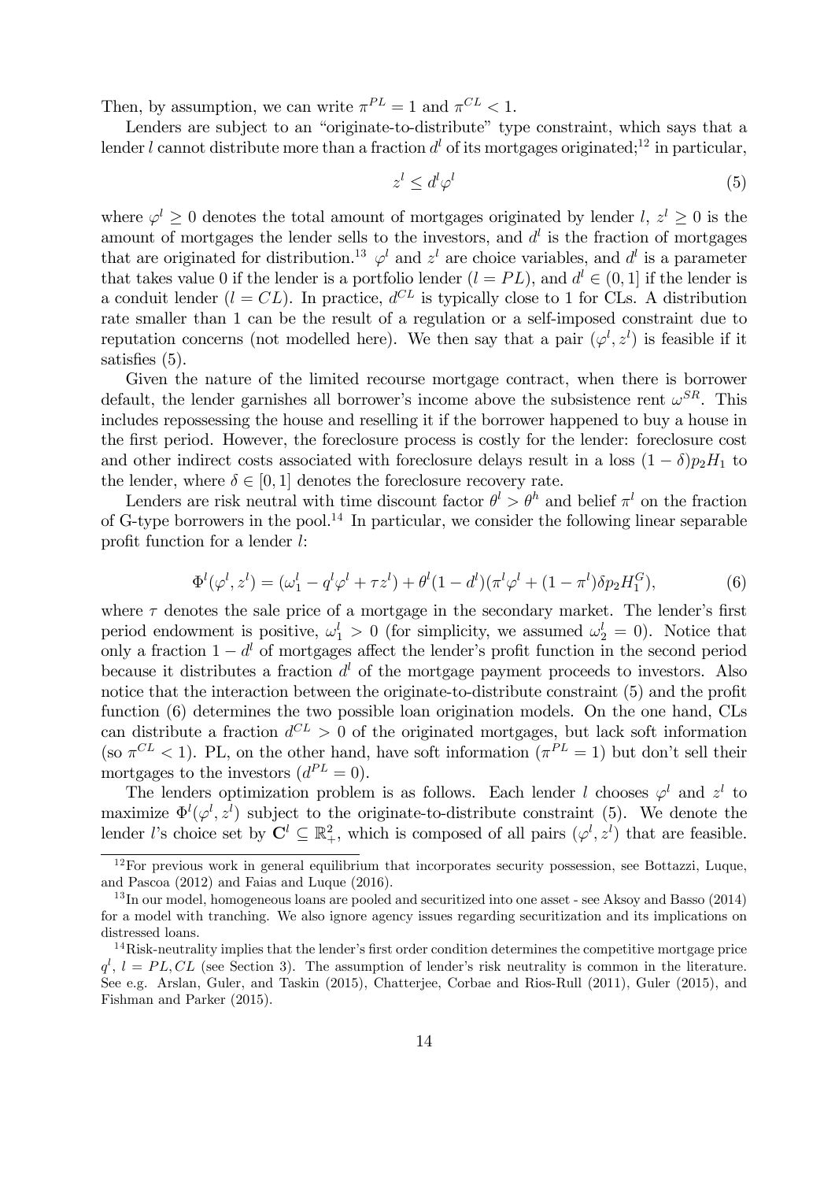Then, by assumption, we can write $\pi^{PL} = 1$ and $\pi^{CL} < 1$.

Lenders are subject to an "originate-to-distribute" type constraint, which says that a lender $l$ cannot distribute more than a fraction $d^l$ of its mortgages originated;[12] in particular,

$$z^l \leq d^l \varphi^l \tag{5}$$

where $\varphi^l \geq 0$ denotes the total amount of mortgages originated by lender $l$, $z^l \geq 0$ is the amount of mortgages the lender sells to the investors, and $d^l$ is the fraction of mortgages that are originated for distribution.[13] $\varphi^l$ and $z^l$ are choice variables, and $d^l$ is a parameter that takes value 0 if the lender is a portfolio lender ($l = PL$), and $d^l \in (0, 1]$ if the lender is a conduit lender ($l = CL$). In practice, $d^{CL}$ is typically close to 1 for CLs. A distribution rate smaller than 1 can be the result of a regulation or a self-imposed constraint due to reputation concerns (not modelled here). We then say that a pair $(\varphi^l, z^l)$ is feasible if it satisfies (5).

Given the nature of the limited recourse mortgage contract, when there is borrower default, the lender garnishes all borrower's income above the subsistence rent $\omega^{SR}$. This includes repossessing the house and reselling it if the borrower happened to buy a house in the first period. However, the foreclosure process is costly for the lender: foreclosure cost and other indirect costs associated with foreclosure delays result in a loss $(1 - \delta)p_2 H_1$ to the lender, where $\delta \in [0, 1]$ denotes the foreclosure recovery rate.

Lenders are risk neutral with time discount factor $\theta^l > \theta^h$ and belief $\pi^l$ on the fraction of G-type borrowers in the pool.[14] In particular, we consider the following linear separable profit function for a lender $l$:

$$\Phi^l(\varphi^l, z^l) = (\omega_1^l - q^l \varphi^l + \tau z^l) + \theta^l (1 - d^l)(\pi^l \varphi^l + (1 - \pi^l)\delta p_2 H_1^G), \tag{6}$$

where $\tau$ denotes the sale price of a mortgage in the secondary market. The lender's first period endowment is positive, $\omega_1^l > 0$ (for simplicity, we assumed $\omega_2^l = 0$). Notice that only a fraction $1 - d^l$ of mortgages affect the lender's profit function in the second period because it distributes a fraction $d^l$ of the mortgage payment proceeds to investors. Also notice that the interaction between the originate-to-distribute constraint (5) and the profit function (6) determines the two possible loan origination models. On the one hand, CLs can distribute a fraction $d^{CL} > 0$ of the originated mortgages, but lack soft information (so $\pi^{CL} < 1$). PL, on the other hand, have soft information ($\pi^{PL} = 1$) but don't sell their mortgages to the investors ($d^{PL} = 0$).

The lenders optimization problem is as follows. Each lender $l$ chooses $\varphi^l$ and $z^l$ to maximize $\Phi^l(\varphi^l, z^l)$ subject to the originate-to-distribute constraint (5). We denote the lender $l$'s choice set by $\mathbf{C}^l \subseteq \mathbb{R}_+^2$, which is composed of all pairs $(\varphi^l, z^l)$ that are feasible.

---

[12] For previous work in general equilibrium that incorporates security possession, see Bottazzi, Luque, and Pascoa (2012) and Faias and Luque (2016).

[13] In our model, homogeneous loans are pooled and securitized into one asset - see Aksoy and Basso (2014) for a model with tranching. We also ignore agency issues regarding securitization and its implications on distressed loans.

[14] Risk-neutrality implies that the lender's first order condition determines the competitive mortgage price $q^l$, $l = PL, CL$ (see Section 3). The assumption of lender's risk neutrality is common in the literature. See e.g. Arslan, Guler, and Taskin (2015), Chatterjee, Corbae and Rios-Rull (2011), Guler (2015), and Fishman and Parker (2015).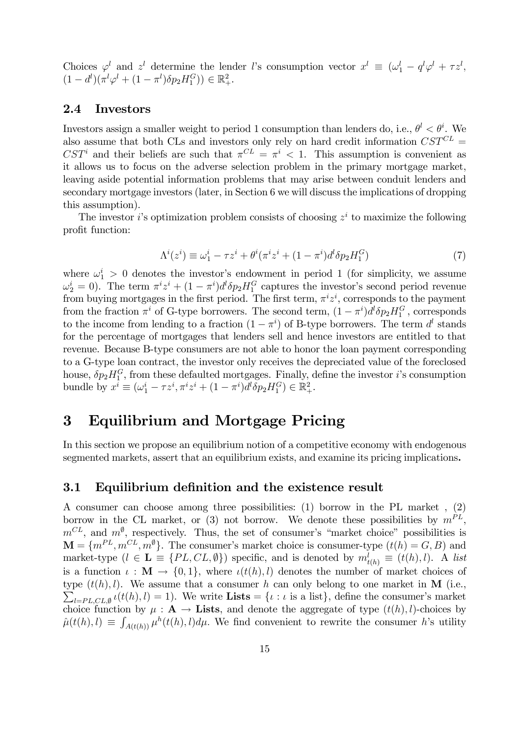Choices $\varphi^l$ and $z^l$ determine the lender $l$'s consumption vector $x^l \equiv (\omega_1^l - q^l\varphi^l + \tau z^l, (1-d^l)(\pi^l\varphi^l + (1-\pi^l)\delta p_2 H_1^G)) \in \mathbb{R}_+^2$.

## 2.4 Investors

Investors assign a smaller weight to period 1 consumption than lenders do, i.e., $\theta^l < \theta^i$. We also assume that both CLs and investors only rely on hard credit information $CST^{CL} = CST^i$ and their beliefs are such that $\pi^{CL} = \pi^i < 1$. This assumption is convenient as it allows us to focus on the adverse selection problem in the primary mortgage market, leaving aside potential information problems that may arise between conduit lenders and secondary mortgage investors (later, in Section 6 we will discuss the implications of dropping this assumption).

The investor $i$'s optimization problem consists of choosing $z^i$ to maximize the following profit function:

$$\Lambda^i(z^i) \equiv \omega_1^i - \tau z^i + \theta^i(\pi^i z^i + (1-\pi^i)d^l\delta p_2 H_1^G) \tag{7}$$

where $\omega_1^i > 0$ denotes the investor's endowment in period 1 (for simplicity, we assume $\omega_2^i = 0$). The term $\pi^i z^i + (1-\pi^i)d^l\delta p_2 H_1^G$ captures the investor's second period revenue from buying mortgages in the first period. The first term, $\pi^i z^i$, corresponds to the payment from the fraction $\pi^i$ of G-type borrowers. The second term, $(1-\pi^i)d^l\delta p_2 H_1^G$, corresponds to the income from lending to a fraction $(1-\pi^i)$ of B-type borrowers. The term $d^l$ stands for the percentage of mortgages that lenders sell and hence investors are entitled to that revenue. Because B-type consumers are not able to honor the loan payment corresponding to a G-type loan contract, the investor only receives the depreciated value of the foreclosed house, $\delta p_2 H_1^G$, from these defaulted mortgages. Finally, define the investor $i$'s consumption bundle by $x^i \equiv (\omega_1^i - \tau z^i, \pi^i z^i + (1-\pi^i)d^l\delta p_2 H_1^G) \in \mathbb{R}_+^2$.

# 3 Equilibrium and Mortgage Pricing

In this section we propose an equilibrium notion of a competitive economy with endogenous segmented markets, assert that an equilibrium exists, and examine its pricing implications**.**

## 3.1 Equilibrium definition and the existence result

A consumer can choose among three possibilities: (1) borrow in the PL market , (2) borrow in the CL market, or (3) not borrow. We denote these possibilities by $m^{PL}$, $m^{CL}$, and $m^{\emptyset}$, respectively. Thus, the set of consumer's "market choice" possibilities is $\mathbf{M} = \{m^{PL}, m^{CL}, m^{\emptyset}\}$. The consumer's market choice is consumer-type ($t(h) = G, B$) and market-type ($l \in \mathbf{L} \equiv \{PL, CL, \emptyset\}$) specific, and is denoted by $m_{t(h)}^l \equiv (t(h), l)$. A *list* is a function $\iota : \mathbf{M} \to \{0, 1\}$, where $\iota(t(h), l)$ denotes the number of market choices of type $(t(h), l)$. We assume that a consumer $h$ can only belong to one market in $\mathbf{M}$ (i.e., $\sum_{l=PL,CL,\emptyset} \iota(t(h), l) = 1$). We write $\mathbf{Lists} = \{\iota : \iota \text{ is a list}\}$, define the consumer's market choice function by $\mu : \mathbf{A} \to \mathbf{Lists}$, and denote the aggregate of type $(t(h), l)$-choices by $\hat{\mu}(t(h), l) \equiv \int_{A(t(h))} \mu^h(t(h), l) d\mu$. We find convenient to rewrite the consumer $h$'s utility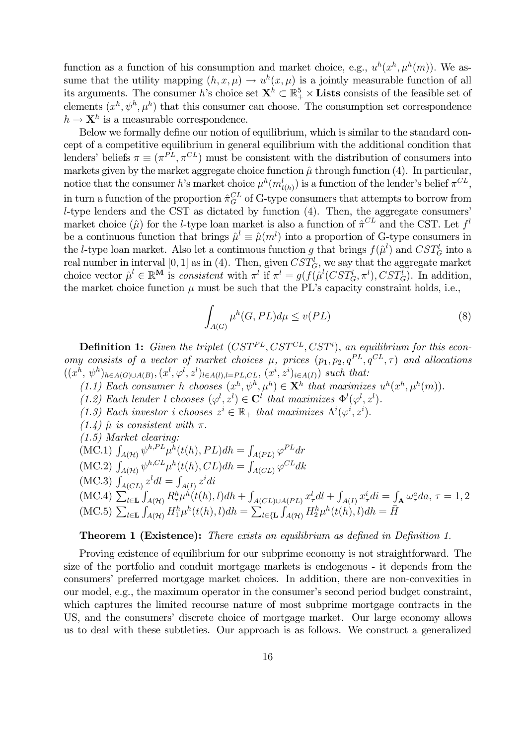function as a function of his consumption and market choice, e.g., $u^h(x^h, \mu^h(m))$. We assume that the utility mapping $(h, x, \mu) \to u^h(x, \mu)$ is a jointly measurable function of all its arguments. The consumer $h$'s choice set $\mathbf{X}^h \subset \mathbb{R}^5_+ \times \mathbf{Lists}$ consists of the feasible set of elements $(x^h, \psi^h, \mu^h)$ that this consumer can choose. The consumption set correspondence $h \to \mathbf{X}^h$ is a measurable correspondence.

Below we formally define our notion of equilibrium, which is similar to the standard concept of a competitive equilibrium in general equilibrium with the additional condition that lenders' beliefs $\pi \equiv (\pi^{PL}, \pi^{CL})$ must be consistent with the distribution of consumers into markets given by the market aggregate choice function $\hat{\mu}$ through function (4). In particular, notice that the consumer $h$'s market choice $\mu^h(m^l_{t(h)})$ is a function of the lender's belief $\pi^{CL}$, in turn a function of the proportion $\hat{\pi}^{CL}_G$ of G-type consumers that attempts to borrow from $l$-type lenders and the CST as dictated by function (4). Then, the aggregate consumers' market choice ($\hat{\mu}$) for the $l$-type loan market is also a function of $\hat{\pi}^{CL}$ and the CST. Let $f^l$ be a continuous function that brings $\hat{\mu}^l \equiv \hat{\mu}(m^l)$ into a proportion of G-type consumers in the $l$-type loan market. Also let a continuous function $g$ that brings $f(\hat{\mu}^l)$ and $CST^l_G$ into a real number in interval $[0, 1]$ as in (4). Then, given $CST^l_G$, we say that the aggregate market choice vector $\hat{\mu}^l \in \mathbb{R}^{\mathbf{M}}$ is *consistent* with $\pi^l$ if $\pi^l = g(f(\hat{\mu}^l(CST^l_G, \pi^l), CST^l_G)$. In addition, the market choice function $\mu$ must be such that the PL's capacity constraint holds, i.e.,

$$\int_{A(G)} \mu^h(G, PL) d\mu \leq v(PL) \tag{8}$$

**Definition 1:** *Given the triplet $(CST^{PL}, CST^{CL}, CST^i)$, an equilibrium for this economy consists of a vector of market choices $\mu$, prices $(p_1, p_2, q^{PL}, q^{CL}, \tau)$ and allocations $((x^h, \psi^h)_{h \in A(G) \cup A(B)}, (x^l, \varphi^l, z^l)_{l \in A(l), l=PL,CL}, (x^i, z^i)_{i \in A(I)})$ such that:*

*(1.1) Each consumer $h$ chooses $(x^h, \psi^h, \mu^h) \in \mathbf{X}^h$ that maximizes $u^h(x^h, \mu^h(m))$.*

*(1.2) Each lender $l$ chooses $(\varphi^l, z^l) \in \mathbf{C}^l$ that maximizes $\Phi^l(\varphi^l, z^l)$.*

*(1.3) Each investor $i$ chooses $z^i \in \mathbb{R}_+$ that maximizes $\Lambda^i(\varphi^i, z^i)$.*

*(1.4) $\hat{\mu}$ is consistent with $\pi$.*

*(1.5) Market clearing:*

(MC.1) $\int_{A(\mathcal{H})} \psi^{h,PL} \mu^h(t(h), PL) dh = \int_{A(PL)} \varphi^{PL} dr$

(MC.2) $\int_{A(\mathcal{H})} \psi^{h,CL} \mu^h(t(h), CL) dh = \int_{A(CL)} \varphi^{CL} dk$

(MC.3) $\int_{A(CL)} z^l dl = \int_{A(I)} z^i di$

(MC.4) $\sum_{l \in \mathbf{L}} \int_{A(\mathcal{H})} R^h_\tau \mu^h(t(h), l) dh + \int_{A(CL) \cup A(PL)} x^l_\tau dl + \int_{A(I)} x^i_\tau di = \int_{\mathbf{A}} \omega^a_\tau da$, $\tau = 1, 2$

(MC.5) $\sum_{l \in \mathbf{L}} \int_{A(\mathcal{H})} H^h_1 \mu^h(t(h), l) dh = \sum_{l \in \{\mathbf{L}} \int_{A(\mathcal{H})} H^h_2 \mu^h(t(h), l) dh = \bar{H}$

**Theorem 1 (Existence):** *There exists an equilibrium as defined in Definition 1.*

Proving existence of equilibrium for our subprime economy is not straightforward. The size of the portfolio and conduit mortgage markets is endogenous - it depends from the consumers' preferred mortgage market choices. In addition, there are non-convexities in our model, e.g., the maximum operator in the consumer's second period budget constraint, which captures the limited recourse nature of most subprime mortgage contracts in the US, and the consumers' discrete choice of mortgage market. Our large economy allows us to deal with these subtleties. Our approach is as follows. We construct a generalized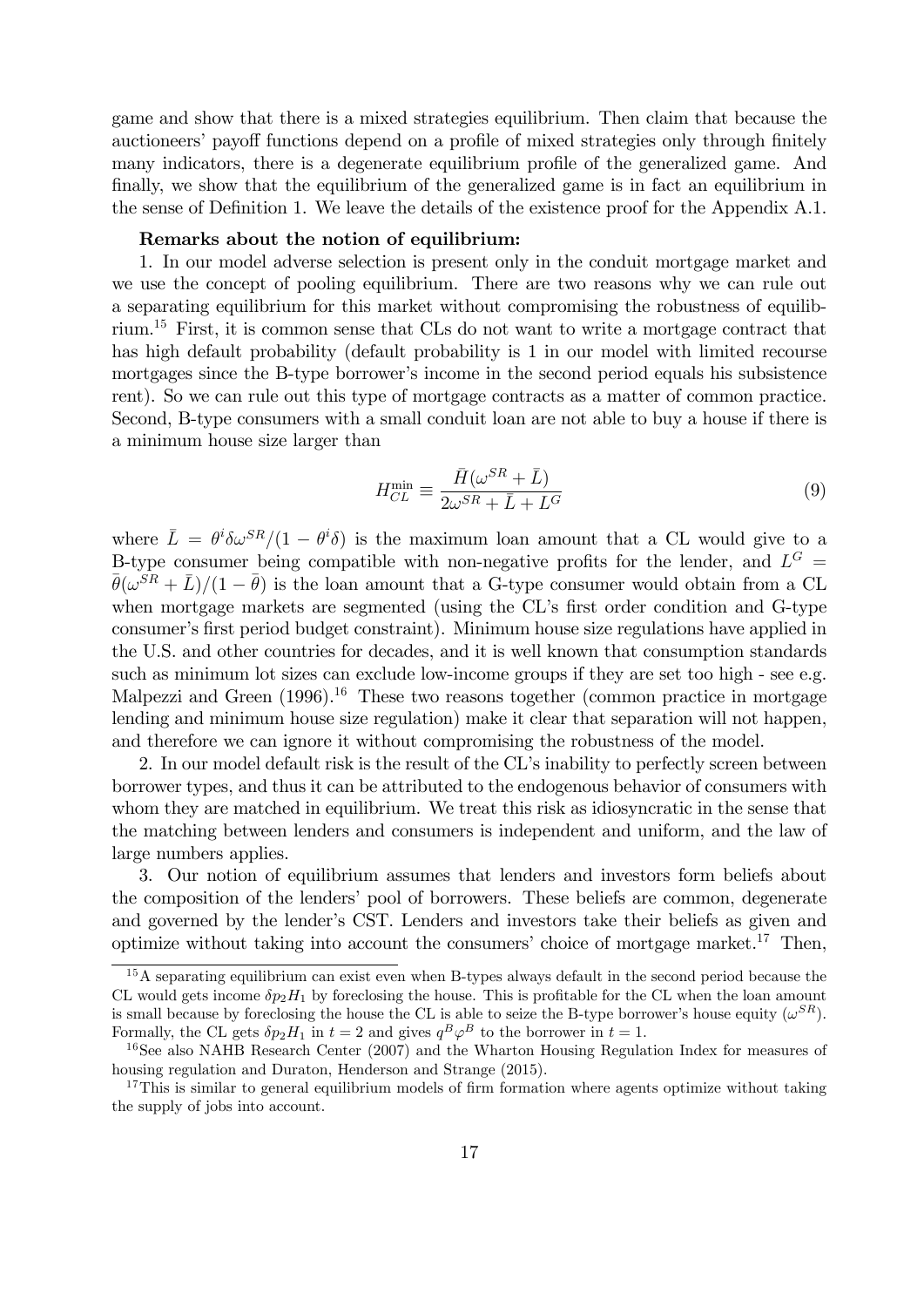game and show that there is a mixed strategies equilibrium. Then claim that because the auctioneers' payoff functions depend on a profile of mixed strategies only through finitely many indicators, there is a degenerate equilibrium profile of the generalized game. And finally, we show that the equilibrium of the generalized game is in fact an equilibrium in the sense of Definition 1. We leave the details of the existence proof for the Appendix A.1.

**Remarks about the notion of equilibrium:**

1. In our model adverse selection is present only in the conduit mortgage market and we use the concept of pooling equilibrium. There are two reasons why we can rule out a separating equilibrium for this market without compromising the robustness of equilibrium.[15] First, it is common sense that CLs do not want to write a mortgage contract that has high default probability (default probability is 1 in our model with limited recourse mortgages since the B-type borrower's income in the second period equals his subsistence rent). So we can rule out this type of mortgage contracts as a matter of common practice. Second, B-type consumers with a small conduit loan are not able to buy a house if there is a minimum house size larger than

$$H_{CL}^{\min} \equiv \frac{\bar{H}(\omega^{SR} + \bar{L})}{2\omega^{SR} + \bar{L} + L^G} \tag{9}$$

where $\bar{L} = \theta^i \delta \omega^{SR}/(1 - \theta^i \delta)$ is the maximum loan amount that a CL would give to a B-type consumer being compatible with non-negative profits for the lender, and $L^G = \bar{\theta}(\omega^{SR} + \bar{L})/(1 - \bar{\theta})$ is the loan amount that a G-type consumer would obtain from a CL when mortgage markets are segmented (using the CL's first order condition and G-type consumer's first period budget constraint). Minimum house size regulations have applied in the U.S. and other countries for decades, and it is well known that consumption standards such as minimum lot sizes can exclude low-income groups if they are set too high - see e.g. Malpezzi and Green (1996).[16] These two reasons together (common practice in mortgage lending and minimum house size regulation) make it clear that separation will not happen, and therefore we can ignore it without compromising the robustness of the model.

2. In our model default risk is the result of the CL's inability to perfectly screen between borrower types, and thus it can be attributed to the endogenous behavior of consumers with whom they are matched in equilibrium. We treat this risk as idiosyncratic in the sense that the matching between lenders and consumers is independent and uniform, and the law of large numbers applies.

3. Our notion of equilibrium assumes that lenders and investors form beliefs about the composition of the lenders' pool of borrowers. These beliefs are common, degenerate and governed by the lender's CST. Lenders and investors take their beliefs as given and optimize without taking into account the consumers' choice of mortgage market.[17] Then,

[15] A separating equilibrium can exist even when B-types always default in the second period because the CL would gets income $\delta p_2 H_1$ by foreclosing the house. This is profitable for the CL when the loan amount is small because by foreclosing the house the CL is able to seize the B-type borrower's house equity ($\omega^{SR}$). Formally, the CL gets $\delta p_2 H_1$ in $t = 2$ and gives $q^B \varphi^B$ to the borrower in $t = 1$.

[16] See also NAHB Research Center (2007) and the Wharton Housing Regulation Index for measures of housing regulation and Duraton, Henderson and Strange (2015).

[17] This is similar to general equilibrium models of firm formation where agents optimize without taking the supply of jobs into account.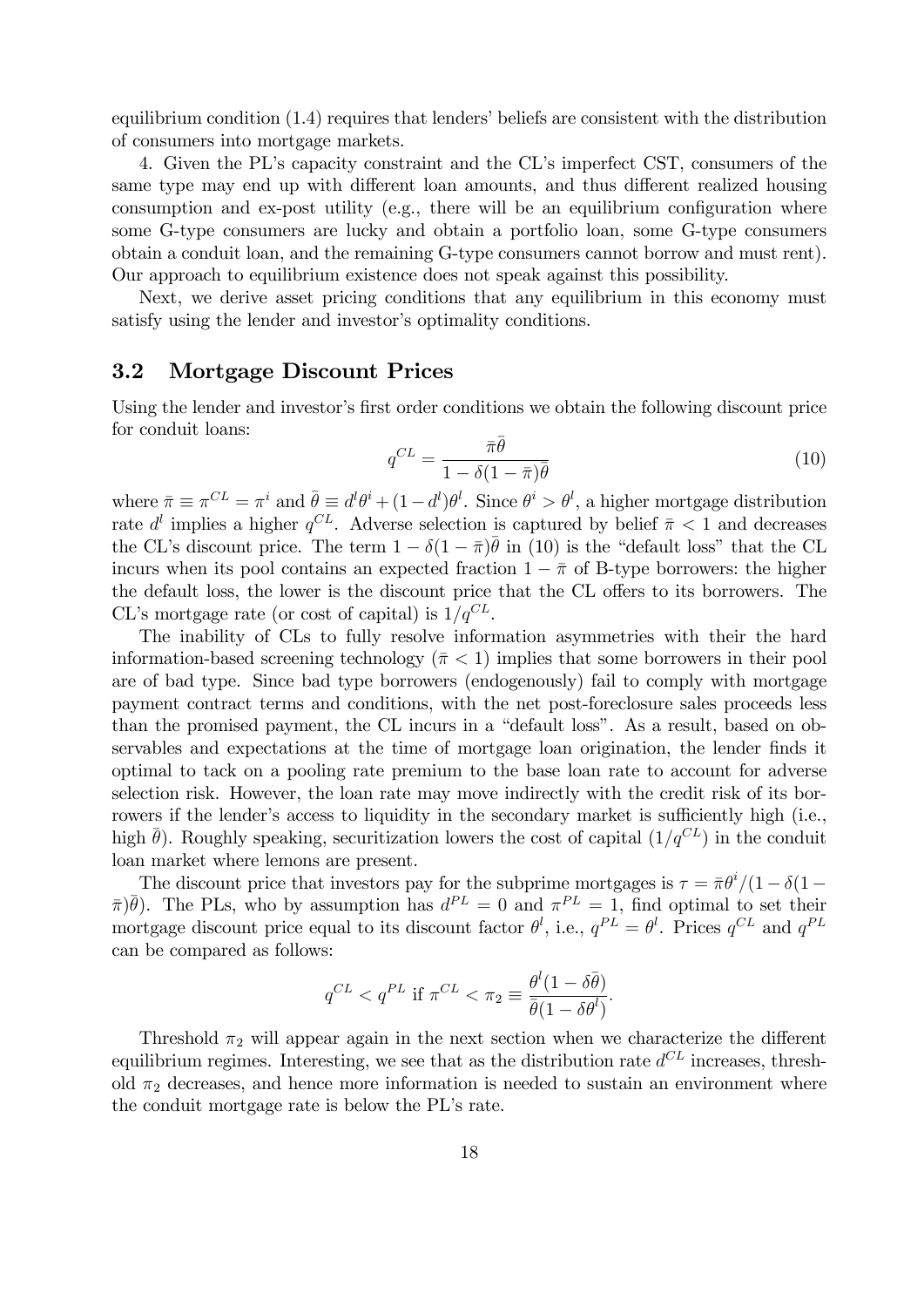equilibrium condition (1.4) requires that lenders' beliefs are consistent with the distribution of consumers into mortgage markets.

4. Given the PL's capacity constraint and the CL's imperfect CST, consumers of the same type may end up with different loan amounts, and thus different realized housing consumption and ex-post utility (e.g., there will be an equilibrium configuration where some G-type consumers are lucky and obtain a portfolio loan, some G-type consumers obtain a conduit loan, and the remaining G-type consumers cannot borrow and must rent). Our approach to equilibrium existence does not speak against this possibility.

Next, we derive asset pricing conditions that any equilibrium in this economy must satisfy using the lender and investor's optimality conditions.

## 3.2 Mortgage Discount Prices

Using the lender and investor's first order conditions we obtain the following discount price for conduit loans:

$$q^{CL} = \frac{\bar{\pi}\bar{\theta}}{1 - \delta(1 - \bar{\pi})\bar{\theta}} \tag{10}$$

where $\bar{\pi} \equiv \pi^{CL} = \pi^i$ and $\bar{\theta} \equiv d^l\theta^i + (1 - d^l)\theta^l$. Since $\theta^i > \theta^l$, a higher mortgage distribution rate $d^l$ implies a higher $q^{CL}$. Adverse selection is captured by belief $\bar{\pi} < 1$ and decreases the CL's discount price. The term $1 - \delta(1 - \bar{\pi})\bar{\theta}$ in (10) is the "default loss" that the CL incurs when its pool contains an expected fraction $1 - \bar{\pi}$ of B-type borrowers: the higher the default loss, the lower is the discount price that the CL offers to its borrowers. The CL's mortgage rate (or cost of capital) is $1/q^{CL}$.

The inability of CLs to fully resolve information asymmetries with their the hard information-based screening technology ($\bar{\pi} < 1$) implies that some borrowers in their pool are of bad type. Since bad type borrowers (endogenously) fail to comply with mortgage payment contract terms and conditions, with the net post-foreclosure sales proceeds less than the promised payment, the CL incurs in a "default loss". As a result, based on observables and expectations at the time of mortgage loan origination, the lender finds it optimal to tack on a pooling rate premium to the base loan rate to account for adverse selection risk. However, the loan rate may move indirectly with the credit risk of its borrowers if the lender's access to liquidity in the secondary market is sufficiently high (i.e., high $\bar{\theta}$). Roughly speaking, securitization lowers the cost of capital ($1/q^{CL}$) in the conduit loan market where lemons are present.

The discount price that investors pay for the subprime mortgages is $\tau = \bar{\pi}\theta^i/(1 - \delta(1 - \bar{\pi})\bar{\theta})$. The PLs, who by assumption has $d^{PL} = 0$ and $\pi^{PL} = 1$, find optimal to set their mortgage discount price equal to its discount factor $\theta^l$, i.e., $q^{PL} = \theta^l$. Prices $q^{CL}$ and $q^{PL}$ can be compared as follows:

$$q^{CL} < q^{PL} \text{ if } \pi^{CL} < \pi_2 \equiv \frac{\theta^l(1 - \delta\bar{\theta})}{\bar{\theta}(1 - \delta\theta^l)}.$$

Threshold $\pi_2$ will appear again in the next section when we characterize the different equilibrium regimes. Interesting, we see that as the distribution rate $d^{CL}$ increases, threshold $\pi_2$ decreases, and hence more information is needed to sustain an environment where the conduit mortgage rate is below the PL's rate.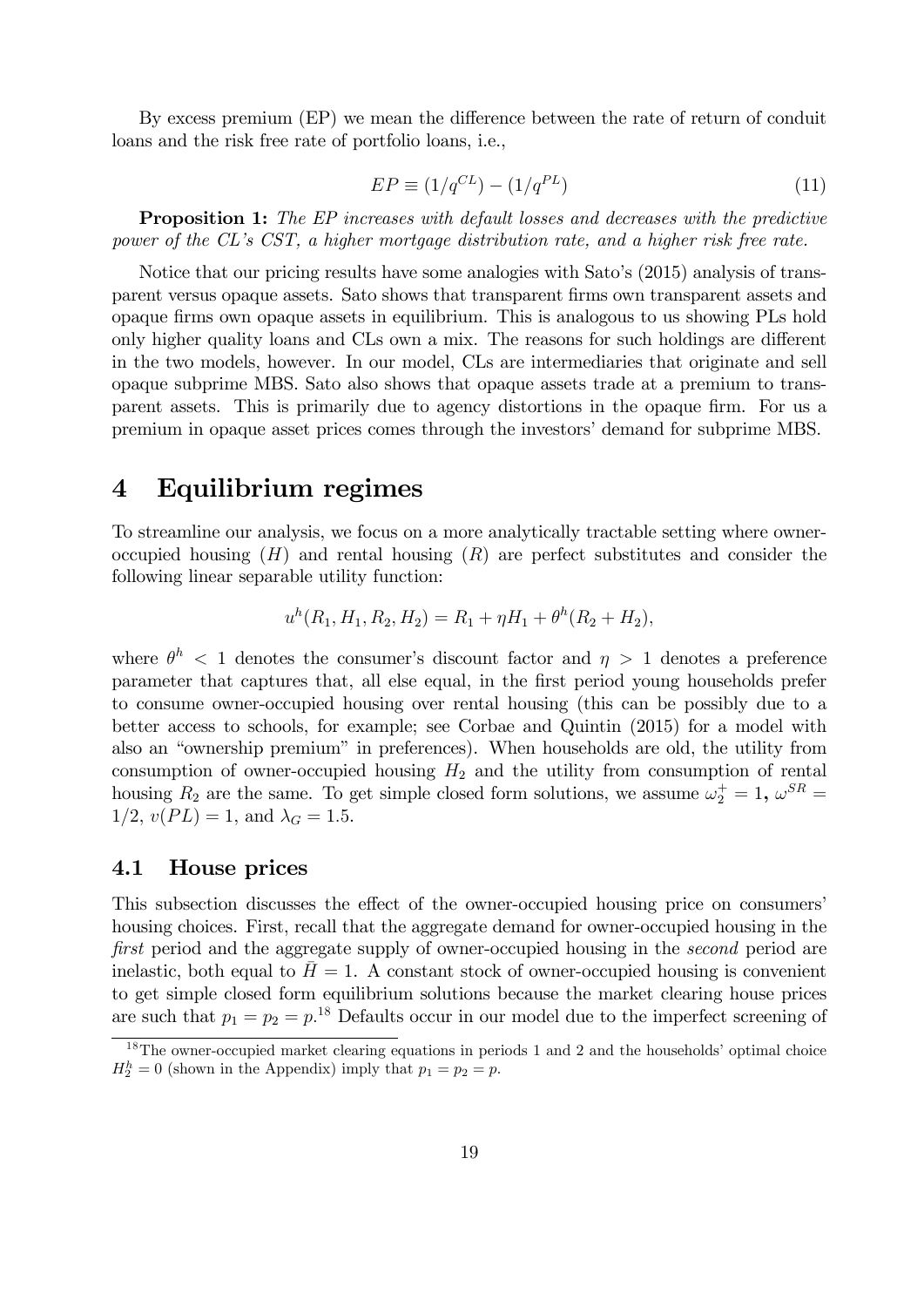By excess premium (EP) we mean the difference between the rate of return of conduit loans and the risk free rate of portfolio loans, i.e.,

$$EP \equiv (1/q^{CL}) - (1/q^{PL}) \tag{11}$$

**Proposition 1:** *The EP increases with default losses and decreases with the predictive power of the CL's CST, a higher mortgage distribution rate, and a higher risk free rate.*

Notice that our pricing results have some analogies with Sato's (2015) analysis of transparent versus opaque assets. Sato shows that transparent firms own transparent assets and opaque firms own opaque assets in equilibrium. This is analogous to us showing PLs hold only higher quality loans and CLs own a mix. The reasons for such holdings are different in the two models, however. In our model, CLs are intermediaries that originate and sell opaque subprime MBS. Sato also shows that opaque assets trade at a premium to transparent assets. This is primarily due to agency distortions in the opaque firm. For us a premium in opaque asset prices comes through the investors' demand for subprime MBS.

# 4 Equilibrium regimes

To streamline our analysis, we focus on a more analytically tractable setting where owner-occupied housing ($H$) and rental housing ($R$) are perfect substitutes and consider the following linear separable utility function:

$$u^h(R_1, H_1, R_2, H_2) = R_1 + \eta H_1 + \theta^h(R_2 + H_2),$$

where $\theta^h < 1$ denotes the consumer's discount factor and $\eta > 1$ denotes a preference parameter that captures that, all else equal, in the first period young households prefer to consume owner-occupied housing over rental housing (this can be possibly due to a better access to schools, for example; see Corbae and Quintin (2015) for a model with also an "ownership premium" in preferences). When households are old, the utility from consumption of owner-occupied housing $H_2$ and the utility from consumption of rental housing $R_2$ are the same. To get simple closed form solutions, we assume $\omega_2^+ = 1$, $\omega^{SR} = 1/2$, $v(PL) = 1$, and $\lambda_G = 1.5$.

## 4.1 House prices

This subsection discusses the effect of the owner-occupied housing price on consumers' housing choices. First, recall that the aggregate demand for owner-occupied housing in the *first* period and the aggregate supply of owner-occupied housing in the *second* period are inelastic, both equal to $\bar{H} = 1$. A constant stock of owner-occupied housing is convenient to get simple closed form equilibrium solutions because the market clearing house prices are such that $p_1 = p_2 = p$.[18] Defaults occur in our model due to the imperfect screening of

[18] The owner-occupied market clearing equations in periods 1 and 2 and the households' optimal choice $H_2^h = 0$ (shown in the Appendix) imply that $p_1 = p_2 = p$.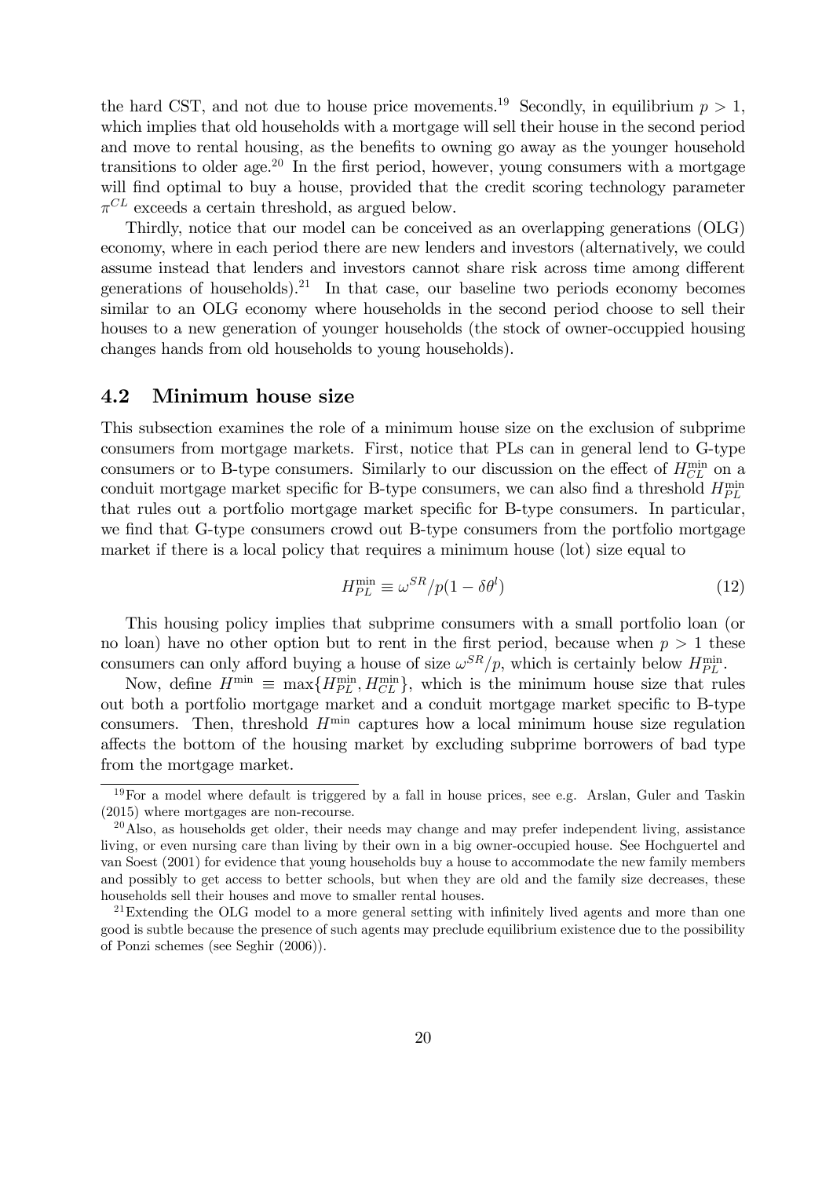the hard CST, and not due to house price movements.[19] Secondly, in equilibrium $p > 1$, which implies that old households with a mortgage will sell their house in the second period and move to rental housing, as the benefits to owning go away as the younger household transitions to older age.[20] In the first period, however, young consumers with a mortgage will find optimal to buy a house, provided that the credit scoring technology parameter $\pi^{CL}$ exceeds a certain threshold, as argued below.

Thirdly, notice that our model can be conceived as an overlapping generations (OLG) economy, where in each period there are new lenders and investors (alternatively, we could assume instead that lenders and investors cannot share risk across time among different generations of households).[21] In that case, our baseline two periods economy becomes similar to an OLG economy where households in the second period choose to sell their houses to a new generation of younger households (the stock of owner-occuppied housing changes hands from old households to young households).

## 4.2 Minimum house size

This subsection examines the role of a minimum house size on the exclusion of subprime consumers from mortgage markets. First, notice that PLs can in general lend to G-type consumers or to B-type consumers. Similarly to our discussion on the effect of $H_{CL}^{\min}$ on a conduit mortgage market specific for B-type consumers, we can also find a threshold $H_{PL}^{\min}$ that rules out a portfolio mortgage market specific for B-type consumers. In particular, we find that G-type consumers crowd out B-type consumers from the portfolio mortgage market if there is a local policy that requires a minimum house (lot) size equal to

$$H_{PL}^{\min} \equiv \omega^{SR}/p(1 - \delta\theta^{l}) \tag{12}$$

This housing policy implies that subprime consumers with a small portfolio loan (or no loan) have no other option but to rent in the first period, because when $p > 1$ these consumers can only afford buying a house of size $\omega^{SR}/p$, which is certainly below $H_{PL}^{\min}$.

Now, define $H^{\min} \equiv \max\{H_{PL}^{\min}, H_{CL}^{\min}\}$, which is the minimum house size that rules out both a portfolio mortgage market and a conduit mortgage market specific to B-type consumers. Then, threshold $H^{\min}$ captures how a local minimum house size regulation affects the bottom of the housing market by excluding subprime borrowers of bad type from the mortgage market.

---

[19] For a model where default is triggered by a fall in house prices, see e.g. Arslan, Guler and Taskin (2015) where mortgages are non-recourse.

[20] Also, as households get older, their needs may change and may prefer independent living, assistance living, or even nursing care than living by their own in a big owner-occupied house. See Hochguertel and van Soest (2001) for evidence that young households buy a house to accommodate the new family members and possibly to get access to better schools, but when they are old and the family size decreases, these households sell their houses and move to smaller rental houses.

[21] Extending the OLG model to a more general setting with infinitely lived agents and more than one good is subtle because the presence of such agents may preclude equilibrium existence due to the possibility of Ponzi schemes (see Seghir (2006)).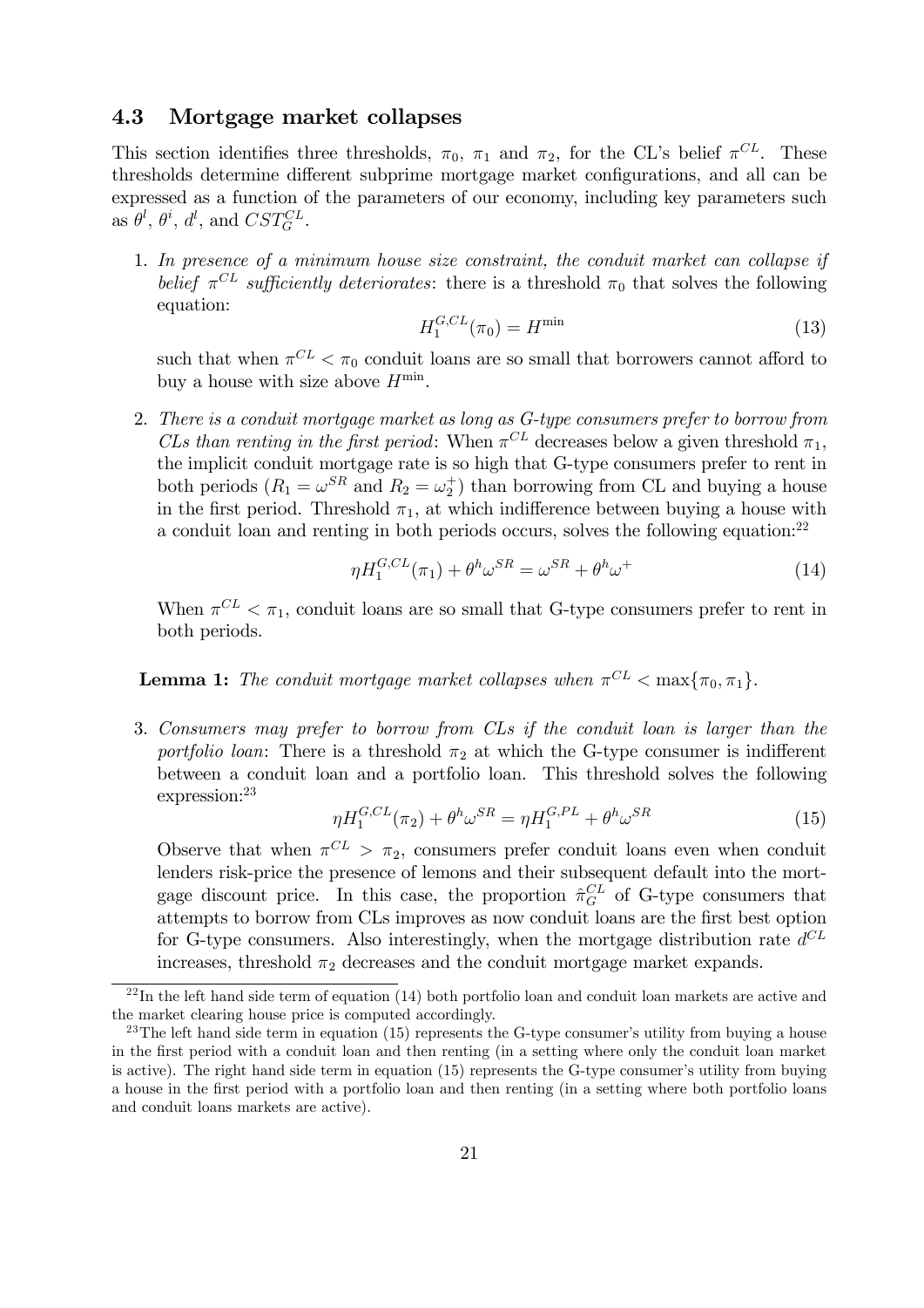### 4.3 Mortgage market collapses

This section identifies three thresholds, $\pi_0$, $\pi_1$ and $\pi_2$, for the CL's belief $\pi^{CL}$. These thresholds determine different subprime mortgage market configurations, and all can be expressed as a function of the parameters of our economy, including key parameters such as $\theta^l$, $\theta^i$, $d^l$, and $CST_G^{CL}$.

1. *In presence of a minimum house size constraint, the conduit market can collapse if belief $\pi^{CL}$ sufficiently deteriorates*: there is a threshold $\pi_0$ that solves the following equation:
$$H_1^{G,CL}(\pi_0) = H^{\min} \tag{13}$$
such that when $\pi^{CL} < \pi_0$ conduit loans are so small that borrowers cannot afford to buy a house with size above $H^{\min}$.

2. *There is a conduit mortgage market as long as G-type consumers prefer to borrow from CLs than renting in the first period*: When $\pi^{CL}$ decreases below a given threshold $\pi_1$, the implicit conduit mortgage rate is so high that G-type consumers prefer to rent in both periods ($R_1 = \omega^{SR}$ and $R_2 = \omega_2^+$) than borrowing from CL and buying a house in the first period. Threshold $\pi_1$, at which indifference between buying a house with a conduit loan and renting in both periods occurs, solves the following equation:[22]
$$\eta H_1^{G,CL}(\pi_1) + \theta^h \omega^{SR} = \omega^{SR} + \theta^h \omega^+ \tag{14}$$
When $\pi^{CL} < \pi_1$, conduit loans are so small that G-type consumers prefer to rent in both periods.

**Lemma 1:** *The conduit mortgage market collapses when $\pi^{CL} < \max\{\pi_0, \pi_1\}$.*

3. *Consumers may prefer to borrow from CLs if the conduit loan is larger than the portfolio loan*: There is a threshold $\pi_2$ at which the G-type consumer is indifferent between a conduit loan and a portfolio loan. This threshold solves the following expression:[23]
$$\eta H_1^{G,CL}(\pi_2) + \theta^h \omega^{SR} = \eta H_1^{G,PL} + \theta^h \omega^{SR} \tag{15}$$
Observe that when $\pi^{CL} > \pi_2$, consumers prefer conduit loans even when conduit lenders risk-price the presence of lemons and their subsequent default into the mortgage discount price. In this case, the proportion $\hat{\pi}_G^{CL}$ of G-type consumers that attempts to borrow from CLs improves as now conduit loans are the first best option for G-type consumers. Also interestingly, when the mortgage distribution rate $d^{CL}$ increases, threshold $\pi_2$ decreases and the conduit mortgage market expands.

[22] In the left hand side term of equation (14) both portfolio loan and conduit loan markets are active and the market clearing house price is computed accordingly.

[23] The left hand side term in equation (15) represents the G-type consumer's utility from buying a house in the first period with a conduit loan and then renting (in a setting where only the conduit loan market is active). The right hand side term in equation (15) represents the G-type consumer's utility from buying a house in the first period with a portfolio loan and then renting (in a setting where both portfolio loans and conduit loans markets are active).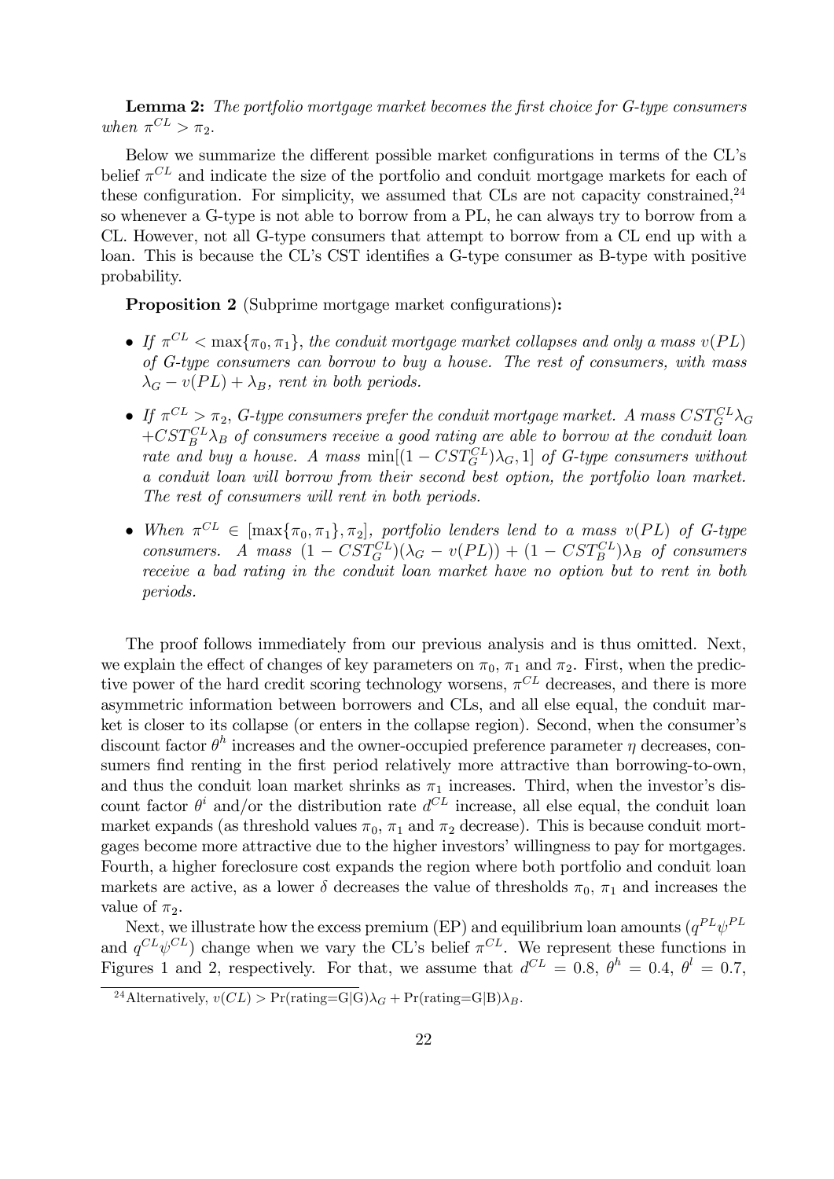**Lemma 2:** *The portfolio mortgage market becomes the first choice for G-type consumers when $\pi^{CL} > \pi_2$.*

Below we summarize the different possible market configurations in terms of the CL's belief $\pi^{CL}$ and indicate the size of the portfolio and conduit mortgage markets for each of these configuration. For simplicity, we assumed that CLs are not capacity constrained,[24] so whenever a G-type is not able to borrow from a PL, he can always try to borrow from a CL. However, not all G-type consumers that attempt to borrow from a CL end up with a loan. This is because the CL's CST identifies a G-type consumer as B-type with positive probability.

**Proposition 2** (Subprime mortgage market configurations)**:**

- *If $\pi^{CL} < \max\{\pi_0, \pi_1\}$, the conduit mortgage market collapses and only a mass $v(PL)$ of G-type consumers can borrow to buy a house. The rest of consumers, with mass $\lambda_G - v(PL) + \lambda_B$, rent in both periods.*
- *If $\pi^{CL} > \pi_2$, G-type consumers prefer the conduit mortgage market. A mass $CST_G^{CL}\lambda_G + CST_B^{CL}\lambda_B$ of consumers receive a good rating are able to borrow at the conduit loan rate and buy a house. A mass $\min[(1 - CST_G^{CL})\lambda_G, 1]$ of G-type consumers without a conduit loan will borrow from their second best option, the portfolio loan market. The rest of consumers will rent in both periods.*
- *When $\pi^{CL} \in [\max\{\pi_0, \pi_1\}, \pi_2]$, portfolio lenders lend to a mass $v(PL)$ of G-type consumers. A mass $(1 - CST_G^{CL})(\lambda_G - v(PL)) + (1 - CST_B^{CL})\lambda_B$ of consumers receive a bad rating in the conduit loan market have no option but to rent in both periods.*

The proof follows immediately from our previous analysis and is thus omitted. Next, we explain the effect of changes of key parameters on $\pi_0$, $\pi_1$ and $\pi_2$. First, when the predictive power of the hard credit scoring technology worsens, $\pi^{CL}$ decreases, and there is more asymmetric information between borrowers and CLs, and all else equal, the conduit market is closer to its collapse (or enters in the collapse region). Second, when the consumer's discount factor $\theta^h$ increases and the owner-occupied preference parameter $\eta$ decreases, consumers find renting in the first period relatively more attractive than borrowing-to-own, and thus the conduit loan market shrinks as $\pi_1$ increases. Third, when the investor's discount factor $\theta^i$ and/or the distribution rate $d^{CL}$ increase, all else equal, the conduit loan market expands (as threshold values $\pi_0$, $\pi_1$ and $\pi_2$ decrease). This is because conduit mortgages become more attractive due to the higher investors' willingness to pay for mortgages. Fourth, a higher foreclosure cost expands the region where both portfolio and conduit loan markets are active, as a lower $\delta$ decreases the value of thresholds $\pi_0$, $\pi_1$ and increases the value of $\pi_2$.

Next, we illustrate how the excess premium (EP) and equilibrium loan amounts ($q^{PL}\psi^{PL}$ and $q^{CL}\psi^{CL}$) change when we vary the CL's belief $\pi^{CL}$. We represent these functions in Figures 1 and 2, respectively. For that, we assume that $d^{CL} = 0.8$, $\theta^h = 0.4$, $\theta^l = 0.7$,

[24] Alternatively, $v(CL) > \Pr(\text{rating=G}|\text{G})\lambda_G + \Pr(\text{rating=G}|\text{B})\lambda_B$.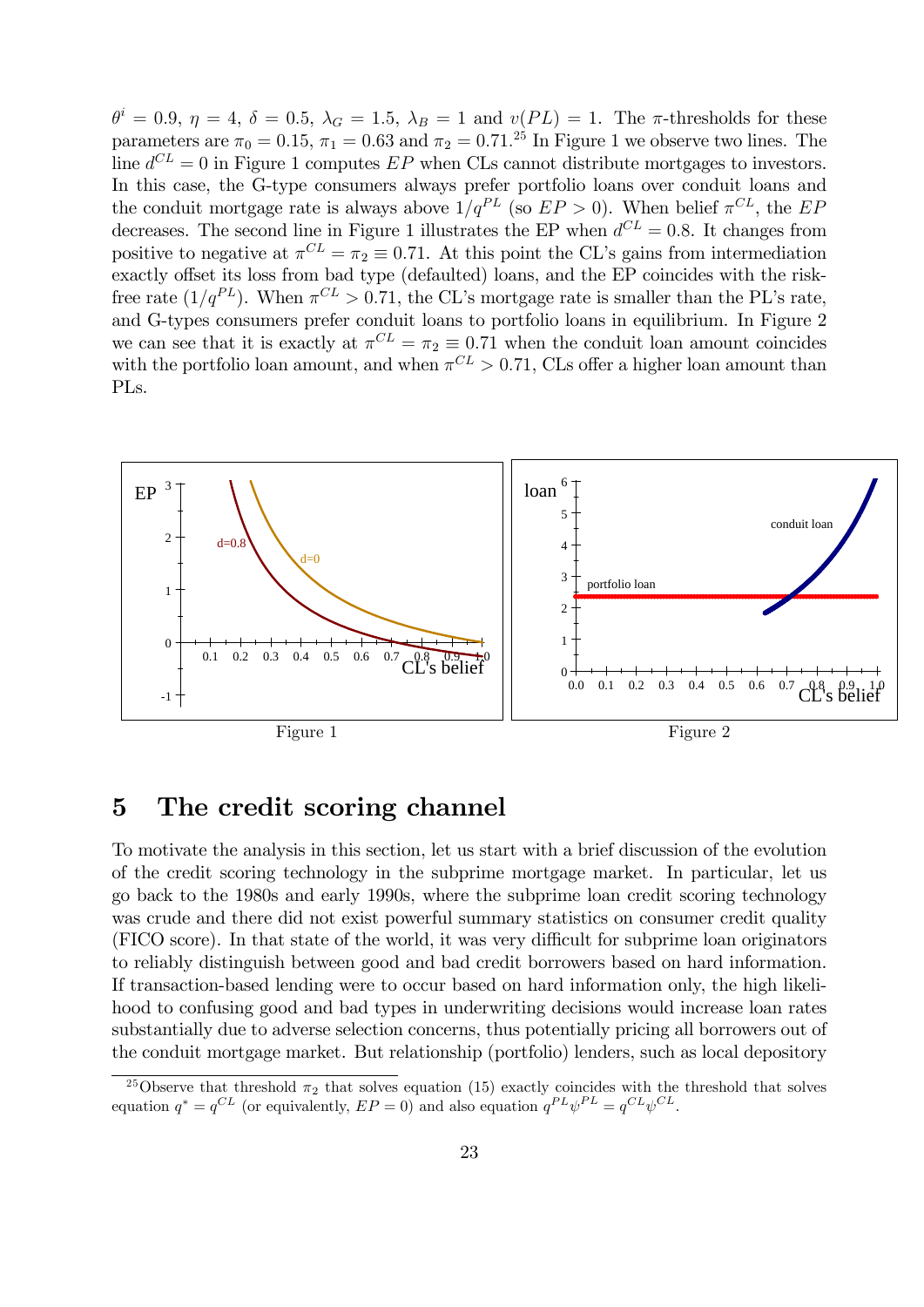$\theta^i = 0.9$, $\eta = 4$, $\delta = 0.5$, $\lambda_G = 1.5$, $\lambda_B = 1$ and $v(PL) = 1$. The $\pi$-thresholds for these parameters are $\pi_0 = 0.15$, $\pi_1 = 0.63$ and $\pi_2 = 0.71$.[25] In Figure 1 we observe two lines. The line $d^{CL} = 0$ in Figure 1 computes $EP$ when CLs cannot distribute mortgages to investors. In this case, the G-type consumers always prefer portfolio loans over conduit loans and the conduit mortgage rate is always above $1/q^{PL}$ (so $EP > 0$). When belief $\pi^{CL}$, the $EP$ decreases. The second line in Figure 1 illustrates the EP when $d^{CL} = 0.8$. It changes from positive to negative at $\pi^{CL} = \pi_2 \equiv 0.71$. At this point the CL's gains from intermediation exactly offset its loss from bad type (defaulted) loans, and the EP coincides with the risk-free rate $(1/q^{PL})$. When $\pi^{CL} > 0.71$, the CL's mortgage rate is smaller than the PL's rate, and G-types consumers prefer conduit loans to portfolio loans in equilibrium. In Figure 2 we can see that it is exactly at $\pi^{CL} = \pi_2 \equiv 0.71$ when the conduit loan amount coincides with the portfolio loan amount, and when $\pi^{CL} > 0.71$, CLs offer a higher loan amount than PLs.

Figure 1

Figure 2

## 5 The credit scoring channel

To motivate the analysis in this section, let us start with a brief discussion of the evolution of the credit scoring technology in the subprime mortgage market. In particular, let us go back to the 1980s and early 1990s, where the subprime loan credit scoring technology was crude and there did not exist powerful summary statistics on consumer credit quality (FICO score). In that state of the world, it was very difficult for subprime loan originators to reliably distinguish between good and bad credit borrowers based on hard information. If transaction-based lending were to occur based on hard information only, the high likelihood to confusing good and bad types in underwriting decisions would increase loan rates substantially due to adverse selection concerns, thus potentially pricing all borrowers out of the conduit mortgage market. But relationship (portfolio) lenders, such as local depository

[25] Observe that threshold $\pi_2$ that solves equation (15) exactly coincides with the threshold that solves equation $q^* = q^{CL}$ (or equivalently, $EP = 0$) and also equation $q^{PL}\psi^{PL} = q^{CL}\psi^{CL}$.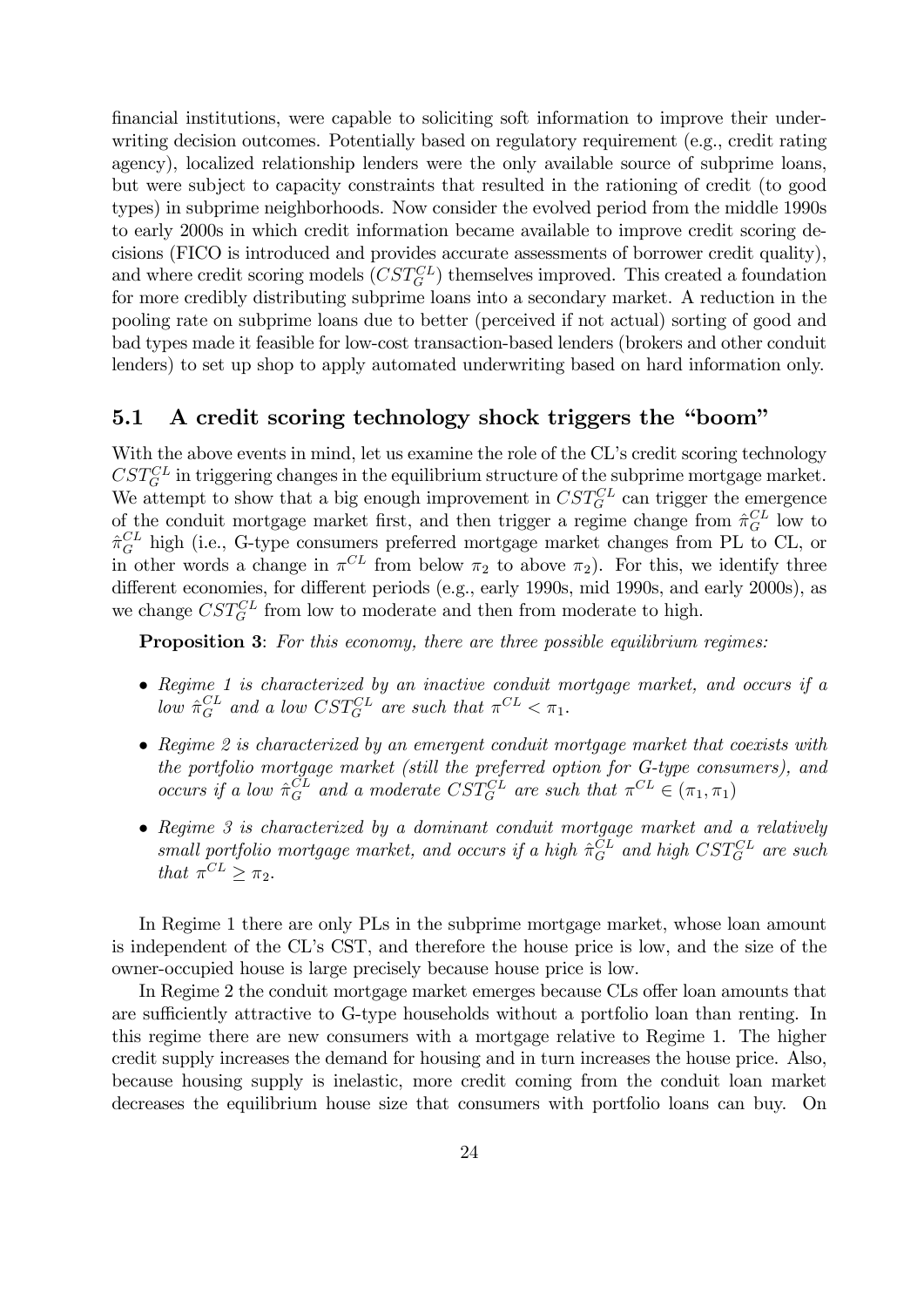financial institutions, were capable to soliciting soft information to improve their underwriting decision outcomes. Potentially based on regulatory requirement (e.g., credit rating agency), localized relationship lenders were the only available source of subprime loans, but were subject to capacity constraints that resulted in the rationing of credit (to good types) in subprime neighborhoods. Now consider the evolved period from the middle 1990s to early 2000s in which credit information became available to improve credit scoring decisions (FICO is introduced and provides accurate assessments of borrower credit quality), and where credit scoring models ($CST_G^{CL}$) themselves improved. This created a foundation for more credibly distributing subprime loans into a secondary market. A reduction in the pooling rate on subprime loans due to better (perceived if not actual) sorting of good and bad types made it feasible for low-cost transaction-based lenders (brokers and other conduit lenders) to set up shop to apply automated underwriting based on hard information only.

## 5.1 A credit scoring technology shock triggers the "boom"

With the above events in mind, let us examine the role of the CL's credit scoring technology $CST_G^{CL}$ in triggering changes in the equilibrium structure of the subprime mortgage market. We attempt to show that a big enough improvement in $CST_G^{CL}$ can trigger the emergence of the conduit mortgage market first, and then trigger a regime change from $\hat{\pi}_G^{CL}$ low to $\hat{\pi}_G^{CL}$ high (i.e., G-type consumers preferred mortgage market changes from PL to CL, or in other words a change in $\pi^{CL}$ from below $\pi_2$ to above $\pi_2$). For this, we identify three different economies, for different periods (e.g., early 1990s, mid 1990s, and early 2000s), as we change $CST_G^{CL}$ from low to moderate and then from moderate to high.

**Proposition 3**: *For this economy, there are three possible equilibrium regimes:*

- *Regime 1 is characterized by an inactive conduit mortgage market, and occurs if a low $\hat{\pi}_G^{CL}$ and a low $CST_G^{CL}$ are such that $\pi^{CL} < \pi_1$.*
- *Regime 2 is characterized by an emergent conduit mortgage market that coexists with the portfolio mortgage market (still the preferred option for G-type consumers), and occurs if a low $\hat{\pi}_G^{CL}$ and a moderate $CST_G^{CL}$ are such that $\pi^{CL} \in (\pi_1, \pi_1)$*
- *Regime 3 is characterized by a dominant conduit mortgage market and a relatively small portfolio mortgage market, and occurs if a high $\hat{\pi}_G^{CL}$ and high $CST_G^{CL}$ are such that $\pi^{CL} \geq \pi_2$.*

In Regime 1 there are only PLs in the subprime mortgage market, whose loan amount is independent of the CL's CST, and therefore the house price is low, and the size of the owner-occupied house is large precisely because house price is low.

In Regime 2 the conduit mortgage market emerges because CLs offer loan amounts that are sufficiently attractive to G-type households without a portfolio loan than renting. In this regime there are new consumers with a mortgage relative to Regime 1. The higher credit supply increases the demand for housing and in turn increases the house price. Also, because housing supply is inelastic, more credit coming from the conduit loan market decreases the equilibrium house size that consumers with portfolio loans can buy. On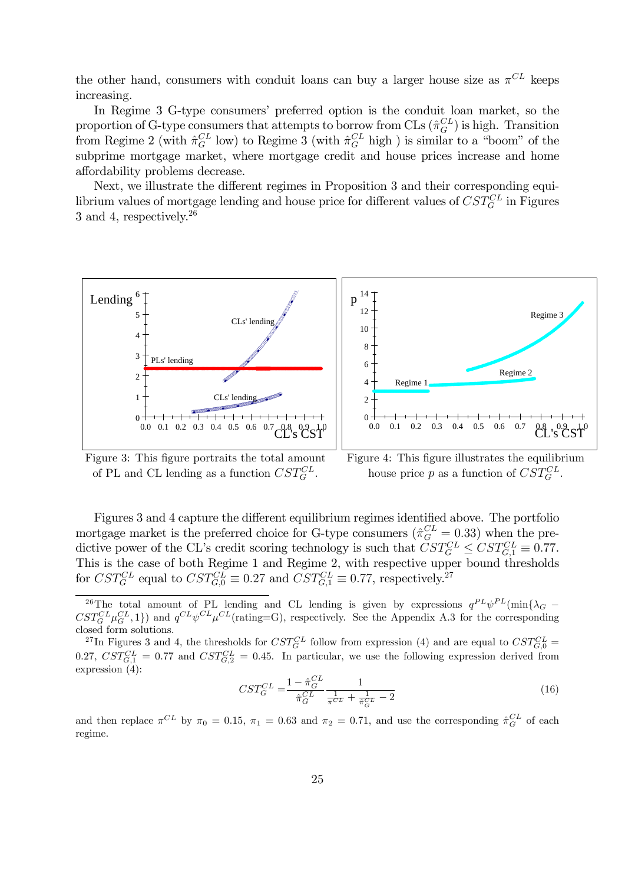the other hand, consumers with conduit loans can buy a larger house size as $\pi^{CL}$ keeps increasing.

In Regime 3 G-type consumers' preferred option is the conduit loan market, so the proportion of G-type consumers that attempts to borrow from CLs ($\hat{\pi}_G^{CL}$) is high. Transition from Regime 2 (with $\hat{\pi}_G^{CL}$ low) to Regime 3 (with $\hat{\pi}_G^{CL}$ high ) is similar to a "boom" of the subprime mortgage market, where mortgage credit and house prices increase and home affordability problems decrease.

Next, we illustrate the different regimes in Proposition 3 and their corresponding equilibrium values of mortgage lending and house price for different values of $CST_G^{CL}$ in Figures 3 and 4, respectively.[26]

Figure 3: This figure portraits the total amount of PL and CL lending as a function $CST_G^{CL}$.

Figure 4: This figure illustrates the equilibrium house price $p$ as a function of $CST_G^{CL}$.

Figures 3 and 4 capture the different equilibrium regimes identified above. The portfolio mortgage market is the preferred choice for G-type consumers ($\hat{\pi}_G^{CL} = 0.33$) when the predictive power of the CL's credit scoring technology is such that $CST_G^{CL} \leq CST_{G,1}^{CL} \equiv 0.77$. This is the case of both Regime 1 and Regime 2, with respective upper bound thresholds for $CST_G^{CL}$ equal to $CST_{G,0}^{CL} \equiv 0.27$ and $CST_{G,1}^{CL} \equiv 0.77$, respectively.[27]

[26] The total amount of PL lending and CL lending is given by expressions $q^{PL}\psi^{PL}(\min\{\lambda_G - CST_G^{CL}\mu_G^{CL}, 1\})$ and $q^{CL}\psi^{CL}\mu^{CL}(\text{rating=G})$, respectively. See the Appendix A.3 for the corresponding closed form solutions.

[27] In Figures 3 and 4, the thresholds for $CST_G^{CL}$ follow from expression (4) and are equal to $CST_{G,0}^{CL} = 0.27$, $CST_{G,1}^{CL} = 0.77$ and $CST_{G,2}^{CL} = 0.45$. In particular, we use the following expression derived from expression (4):

$$CST_G^{CL} = \frac{1 - \hat{\pi}_G^{CL}}{\hat{\pi}_G^{CL}} \frac{1}{\frac{1}{\pi^{CL}} + \frac{1}{\hat{\pi}_G^{CL}} - 2} \tag{16}$$

and then replace $\pi^{CL}$ by $\pi_0 = 0.15$, $\pi_1 = 0.63$ and $\pi_2 = 0.71$, and use the corresponding $\hat{\pi}_G^{CL}$ of each regime.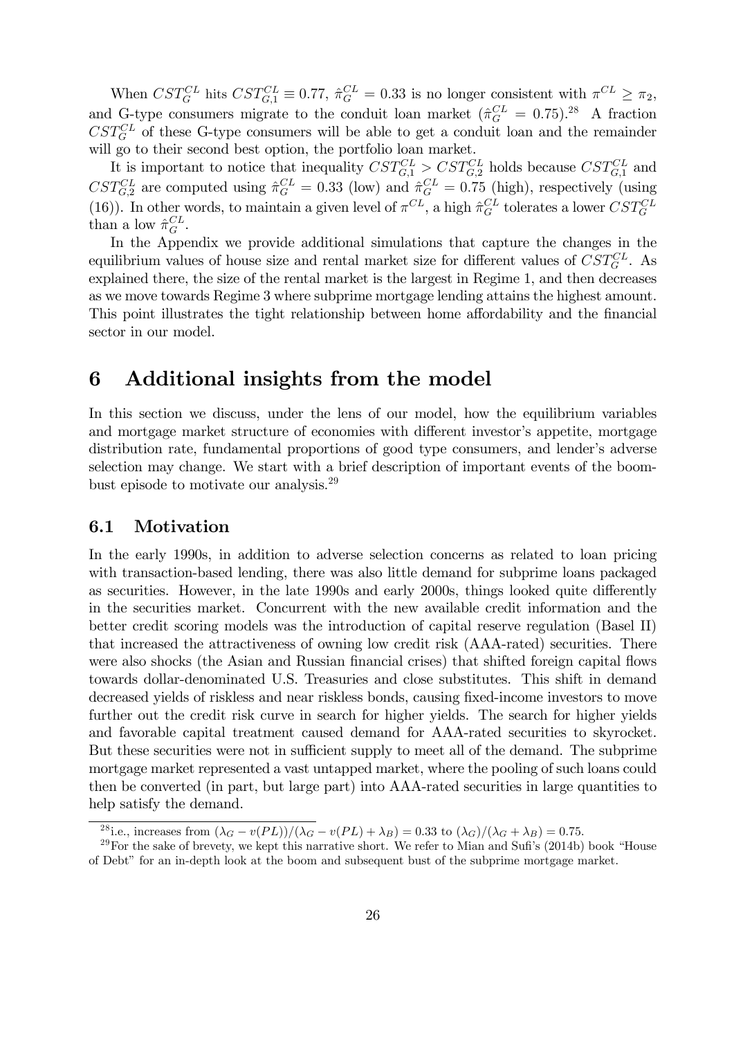When $CST_G^{CL}$ hits $CST_{G,1}^{CL} \equiv 0.77$, $\hat{\pi}_G^{CL} = 0.33$ is no longer consistent with $\pi^{CL} \geq \pi_2$, and G-type consumers migrate to the conduit loan market ($\hat{\pi}_G^{CL} = 0.75$).[28] A fraction $CST_G^{CL}$ of these G-type consumers will be able to get a conduit loan and the remainder will go to their second best option, the portfolio loan market.

It is important to notice that inequality $CST_{G,1}^{CL} > CST_{G,2}^{CL}$ holds because $CST_{G,1}^{CL}$ and $CST_{G,2}^{CL}$ are computed using $\hat{\pi}_G^{CL} = 0.33$ (low) and $\hat{\pi}_G^{CL} = 0.75$ (high), respectively (using (16)). In other words, to maintain a given level of $\pi^{CL}$, a high $\hat{\pi}_G^{CL}$ tolerates a lower $CST_G^{CL}$ than a low $\hat{\pi}_G^{CL}$.

In the Appendix we provide additional simulations that capture the changes in the equilibrium values of house size and rental market size for different values of $CST_G^{CL}$. As explained there, the size of the rental market is the largest in Regime 1, and then decreases as we move towards Regime 3 where subprime mortgage lending attains the highest amount. This point illustrates the tight relationship between home affordability and the financial sector in our model.

# 6 Additional insights from the model

In this section we discuss, under the lens of our model, how the equilibrium variables and mortgage market structure of economies with different investor's appetite, mortgage distribution rate, fundamental proportions of good type consumers, and lender's adverse selection may change. We start with a brief description of important events of the boom-bust episode to motivate our analysis.[29]

## 6.1 Motivation

In the early 1990s, in addition to adverse selection concerns as related to loan pricing with transaction-based lending, there was also little demand for subprime loans packaged as securities. However, in the late 1990s and early 2000s, things looked quite differently in the securities market. Concurrent with the new available credit information and the better credit scoring models was the introduction of capital reserve regulation (Basel II) that increased the attractiveness of owning low credit risk (AAA-rated) securities. There were also shocks (the Asian and Russian financial crises) that shifted foreign capital flows towards dollar-denominated U.S. Treasuries and close substitutes. This shift in demand decreased yields of riskless and near riskless bonds, causing fixed-income investors to move further out the credit risk curve in search for higher yields. The search for higher yields and favorable capital treatment caused demand for AAA-rated securities to skyrocket. But these securities were not in sufficient supply to meet all of the demand. The subprime mortgage market represented a vast untapped market, where the pooling of such loans could then be converted (in part, but large part) into AAA-rated securities in large quantities to help satisfy the demand.

[28] i.e., increases from $(\lambda_G - v(PL))/(\lambda_G - v(PL) + \lambda_B) = 0.33$ to $(\lambda_G)/(\lambda_G + \lambda_B) = 0.75$.

[29] For the sake of brevety, we kept this narrative short. We refer to Mian and Sufi's (2014b) book "House of Debt" for an in-depth look at the boom and subsequent bust of the subprime mortgage market.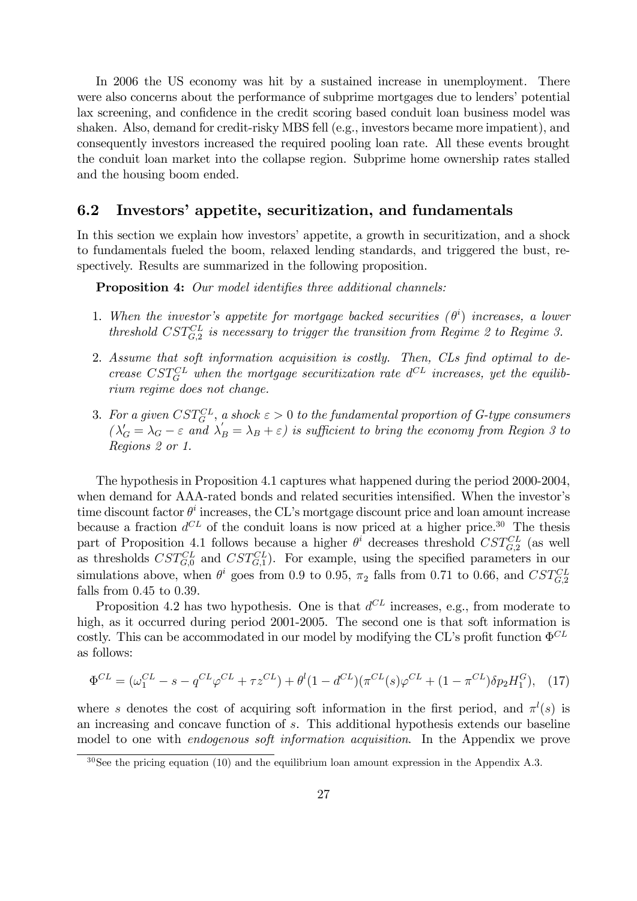In 2006 the US economy was hit by a sustained increase in unemployment. There were also concerns about the performance of subprime mortgages due to lenders' potential lax screening, and confidence in the credit scoring based conduit loan business model was shaken. Also, demand for credit-risky MBS fell (e.g., investors became more impatient), and consequently investors increased the required pooling loan rate. All these events brought the conduit loan market into the collapse region. Subprime home ownership rates stalled and the housing boom ended.

## 6.2 Investors' appetite, securitization, and fundamentals

In this section we explain how investors' appetite, a growth in securitization, and a shock to fundamentals fueled the boom, relaxed lending standards, and triggered the bust, respectively. Results are summarized in the following proposition.

**Proposition 4:** *Our model identifies three additional channels:*

1. *When the investor's appetite for mortgage backed securities ($\theta^i$) increases, a lower threshold $CST_{G,2}^{CL}$ is necessary to trigger the transition from Regime 2 to Regime 3.*
2. *Assume that soft information acquisition is costly. Then, CLs find optimal to decrease $CST_G^{CL}$ when the mortgage securitization rate $d^{CL}$ increases, yet the equilibrium regime does not change.*
3. *For a given $CST_G^{CL}$, a shock $\varepsilon > 0$ to the fundamental proportion of G-type consumers ($\lambda_G' = \lambda_G - \varepsilon$ and $\lambda_B' = \lambda_B + \varepsilon$) is sufficient to bring the economy from Region 3 to Regions 2 or 1.*

The hypothesis in Proposition 4.1 captures what happened during the period 2000-2004, when demand for AAA-rated bonds and related securities intensified. When the investor's time discount factor $\theta^i$ increases, the CL's mortgage discount price and loan amount increase because a fraction $d^{CL}$ of the conduit loans is now priced at a higher price.[30] The thesis part of Proposition 4.1 follows because a higher $\theta^i$ decreases threshold $CST_{G,2}^{CL}$ (as well as thresholds $CST_{G,0}^{CL}$ and $CST_{G,1}^{CL}$). For example, using the specified parameters in our simulations above, when $\theta^i$ goes from 0.9 to 0.95, $\pi_2$ falls from 0.71 to 0.66, and $CST_{G,2}^{CL}$ falls from 0.45 to 0.39.

Proposition 4.2 has two hypothesis. One is that $d^{CL}$ increases, e.g., from moderate to high, as it occurred during period 2001-2005. The second one is that soft information is costly. This can be accommodated in our model by modifying the CL's profit function $\Phi^{CL}$ as follows:

$$\Phi^{CL} = (\omega_1^{CL} - s - q^{CL}\varphi^{CL} + \tau z^{CL}) + \theta^l(1 - d^{CL})(\pi^{CL}(s)\varphi^{CL} + (1 - \pi^{CL})\delta p_2 H_1^G), \quad (17)$$

where $s$ denotes the cost of acquiring soft information in the first period, and $\pi^l(s)$ is an increasing and concave function of $s$. This additional hypothesis extends our baseline model to one with *endogenous soft information acquisition*. In the Appendix we prove

[30] See the pricing equation (10) and the equilibrium loan amount expression in the Appendix A.3.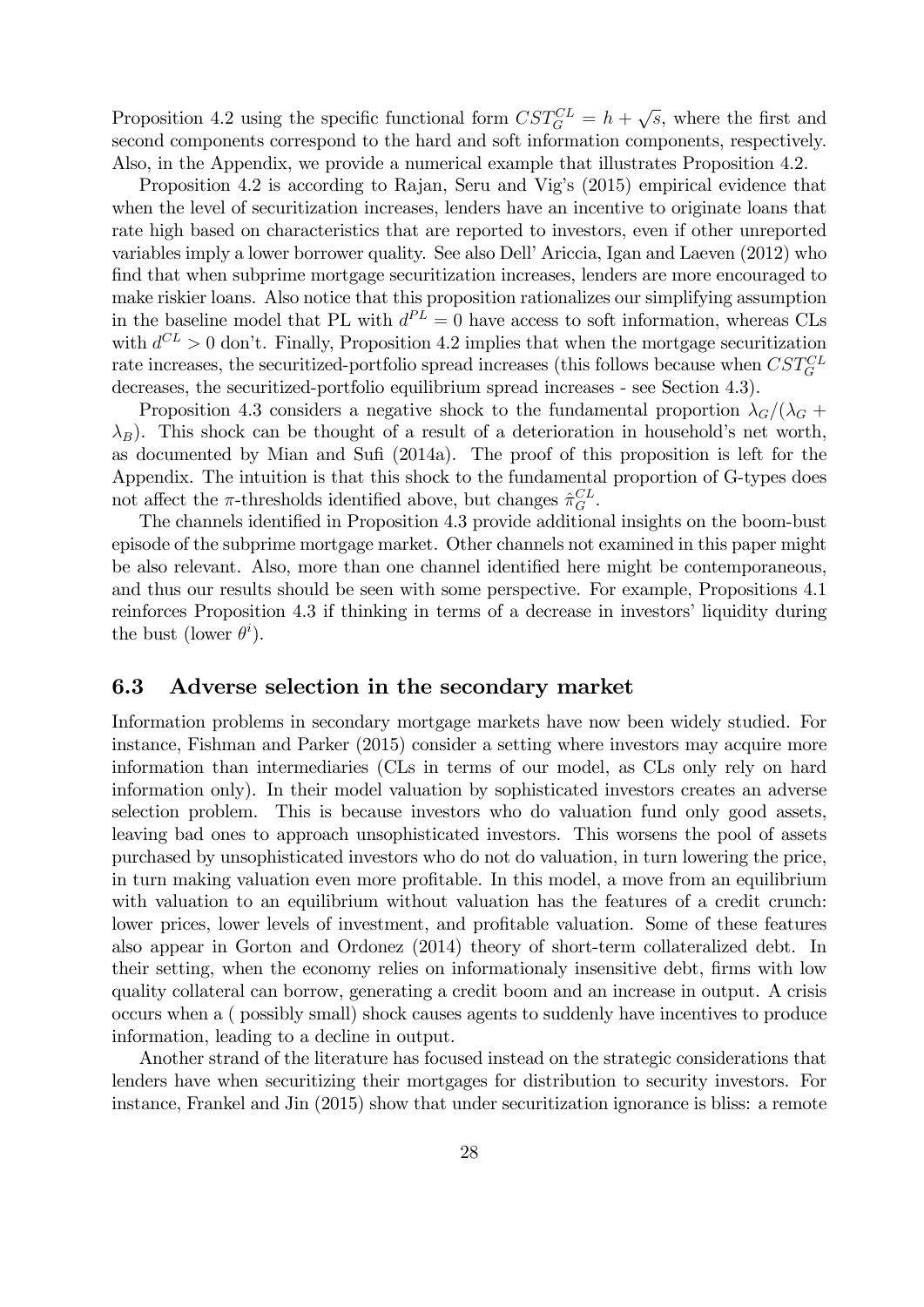Proposition 4.2 using the specific functional form $CST_G^{CL} = h + \sqrt{s}$, where the first and second components correspond to the hard and soft information components, respectively. Also, in the Appendix, we provide a numerical example that illustrates Proposition 4.2.

Proposition 4.2 is according to Rajan, Seru and Vig's (2015) empirical evidence that when the level of securitization increases, lenders have an incentive to originate loans that rate high based on characteristics that are reported to investors, even if other unreported variables imply a lower borrower quality. See also Dell' Ariccia, Igan and Laeven (2012) who find that when subprime mortgage securitization increases, lenders are more encouraged to make riskier loans. Also notice that this proposition rationalizes our simplifying assumption in the baseline model that PL with $d^{PL} = 0$ have access to soft information, whereas CLs with $d^{CL} > 0$ don't. Finally, Proposition 4.2 implies that when the mortgage securitization rate increases, the securitized-portfolio spread increases (this follows because when $CST_G^{CL}$ decreases, the securitized-portfolio equilibrium spread increases - see Section 4.3).

Proposition 4.3 considers a negative shock to the fundamental proportion $\lambda_G/(\lambda_G + \lambda_B)$. This shock can be thought of a result of a deterioration in household's net worth, as documented by Mian and Sufi (2014a). The proof of this proposition is left for the Appendix. The intuition is that this shock to the fundamental proportion of G-types does not affect the $\pi$-thresholds identified above, but changes $\hat{\pi}_G^{CL}$.

The channels identified in Proposition 4.3 provide additional insights on the boom-bust episode of the subprime mortgage market. Other channels not examined in this paper might be also relevant. Also, more than one channel identified here might be contemporaneous, and thus our results should be seen with some perspective. For example, Propositions 4.1 reinforces Proposition 4.3 if thinking in terms of a decrease in investors' liquidity during the bust (lower $\theta^i$).

### 6.3 Adverse selection in the secondary market

Information problems in secondary mortgage markets have now been widely studied. For instance, Fishman and Parker (2015) consider a setting where investors may acquire more information than intermediaries (CLs in terms of our model, as CLs only rely on hard information only). In their model valuation by sophisticated investors creates an adverse selection problem. This is because investors who do valuation fund only good assets, leaving bad ones to approach unsophisticated investors. This worsens the pool of assets purchased by unsophisticated investors who do not do valuation, in turn lowering the price, in turn making valuation even more profitable. In this model, a move from an equilibrium with valuation to an equilibrium without valuation has the features of a credit crunch: lower prices, lower levels of investment, and profitable valuation. Some of these features also appear in Gorton and Ordonez (2014) theory of short-term collateralized debt. In their setting, when the economy relies on informationaly insensitive debt, firms with low quality collateral can borrow, generating a credit boom and an increase in output. A crisis occurs when a ( possibly small) shock causes agents to suddenly have incentives to produce information, leading to a decline in output.

Another strand of the literature has focused instead on the strategic considerations that lenders have when securitizing their mortgages for distribution to security investors. For instance, Frankel and Jin (2015) show that under securitization ignorance is bliss: a remote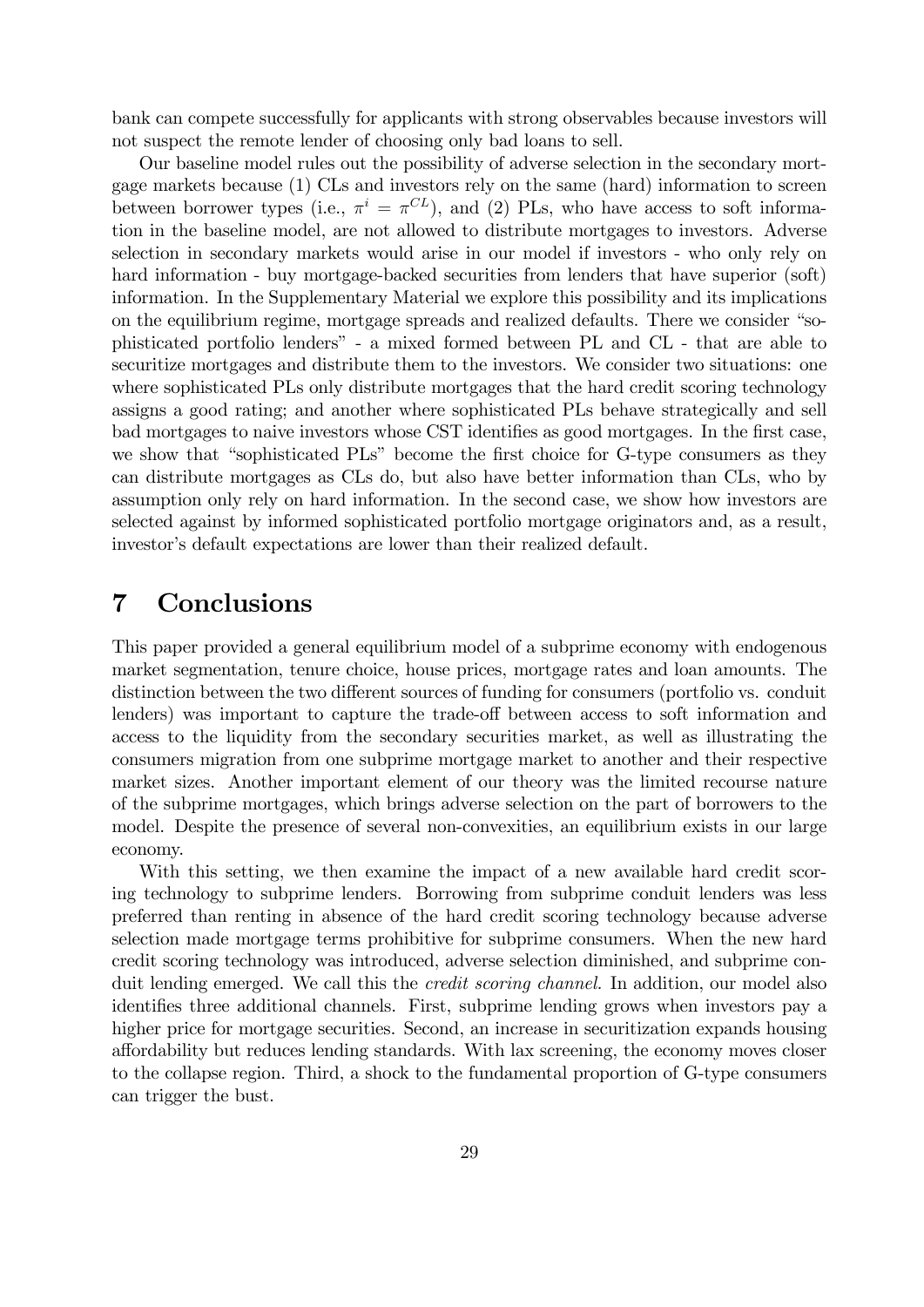bank can compete successfully for applicants with strong observables because investors will not suspect the remote lender of choosing only bad loans to sell.

Our baseline model rules out the possibility of adverse selection in the secondary mortgage markets because (1) CLs and investors rely on the same (hard) information to screen between borrower types (i.e., $\pi^i = \pi^{CL}$), and (2) PLs, who have access to soft information in the baseline model, are not allowed to distribute mortgages to investors. Adverse selection in secondary markets would arise in our model if investors - who only rely on hard information - buy mortgage-backed securities from lenders that have superior (soft) information. In the Supplementary Material we explore this possibility and its implications on the equilibrium regime, mortgage spreads and realized defaults. There we consider "sophisticated portfolio lenders" - a mixed formed between PL and CL - that are able to securitize mortgages and distribute them to the investors. We consider two situations: one where sophisticated PLs only distribute mortgages that the hard credit scoring technology assigns a good rating; and another where sophisticated PLs behave strategically and sell bad mortgages to naive investors whose CST identifies as good mortgages. In the first case, we show that "sophisticated PLs" become the first choice for G-type consumers as they can distribute mortgages as CLs do, but also have better information than CLs, who by assumption only rely on hard information. In the second case, we show how investors are selected against by informed sophisticated portfolio mortgage originators and, as a result, investor's default expectations are lower than their realized default.

# 7 Conclusions

This paper provided a general equilibrium model of a subprime economy with endogenous market segmentation, tenure choice, house prices, mortgage rates and loan amounts. The distinction between the two different sources of funding for consumers (portfolio vs. conduit lenders) was important to capture the trade-off between access to soft information and access to the liquidity from the secondary securities market, as well as illustrating the consumers migration from one subprime mortgage market to another and their respective market sizes. Another important element of our theory was the limited recourse nature of the subprime mortgages, which brings adverse selection on the part of borrowers to the model. Despite the presence of several non-convexities, an equilibrium exists in our large economy.

With this setting, we then examine the impact of a new available hard credit scoring technology to subprime lenders. Borrowing from subprime conduit lenders was less preferred than renting in absence of the hard credit scoring technology because adverse selection made mortgage terms prohibitive for subprime consumers. When the new hard credit scoring technology was introduced, adverse selection diminished, and subprime conduit lending emerged. We call this the *credit scoring channel.* In addition, our model also identifies three additional channels. First, subprime lending grows when investors pay a higher price for mortgage securities. Second, an increase in securitization expands housing affordability but reduces lending standards. With lax screening, the economy moves closer to the collapse region. Third, a shock to the fundamental proportion of G-type consumers can trigger the bust.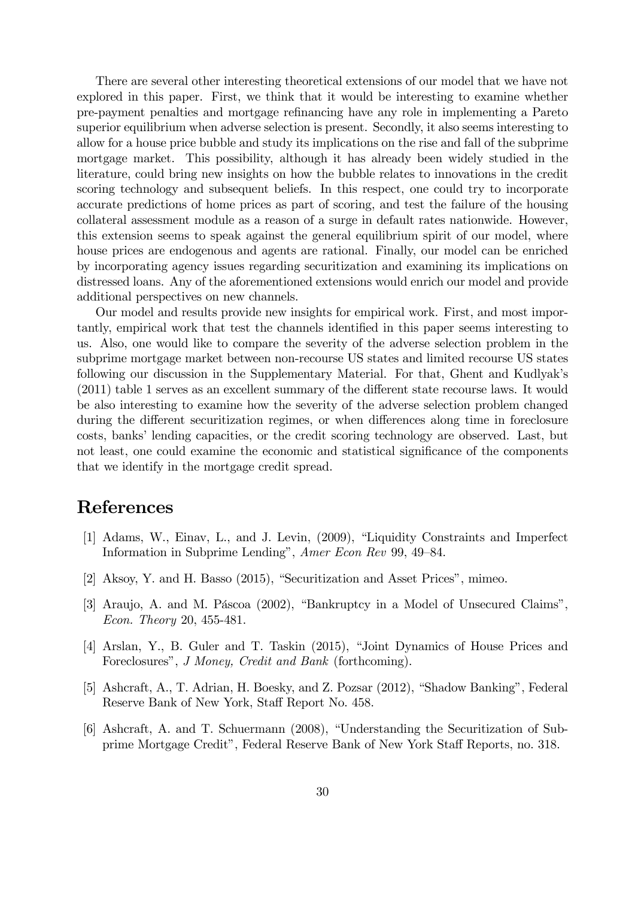There are several other interesting theoretical extensions of our model that we have not explored in this paper. First, we think that it would be interesting to examine whether pre-payment penalties and mortgage refinancing have any role in implementing a Pareto superior equilibrium when adverse selection is present. Secondly, it also seems interesting to allow for a house price bubble and study its implications on the rise and fall of the subprime mortgage market. This possibility, although it has already been widely studied in the literature, could bring new insights on how the bubble relates to innovations in the credit scoring technology and subsequent beliefs. In this respect, one could try to incorporate accurate predictions of home prices as part of scoring, and test the failure of the housing collateral assessment module as a reason of a surge in default rates nationwide. However, this extension seems to speak against the general equilibrium spirit of our model, where house prices are endogenous and agents are rational. Finally, our model can be enriched by incorporating agency issues regarding securitization and examining its implications on distressed loans. Any of the aforementioned extensions would enrich our model and provide additional perspectives on new channels.

Our model and results provide new insights for empirical work. First, and most importantly, empirical work that test the channels identified in this paper seems interesting to us. Also, one would like to compare the severity of the adverse selection problem in the subprime mortgage market between non-recourse US states and limited recourse US states following our discussion in the Supplementary Material. For that, Ghent and Kudlyak's (2011) table 1 serves as an excellent summary of the different state recourse laws. It would be also interesting to examine how the severity of the adverse selection problem changed during the different securitization regimes, or when differences along time in foreclosure costs, banks' lending capacities, or the credit scoring technology are observed. Last, but not least, one could examine the economic and statistical significance of the components that we identify in the mortgage credit spread.

# References

[1] Adams, W., Einav, L., and J. Levin, (2009), "Liquidity Constraints and Imperfect Information in Subprime Lending", *Amer Econ Rev* 99, 49–84.

[2] Aksoy, Y. and H. Basso (2015), "Securitization and Asset Prices", mimeo.

[3] Araujo, A. and M. Páscoa (2002), "Bankruptcy in a Model of Unsecured Claims", *Econ. Theory* 20, 455-481.

[4] Arslan, Y., B. Guler and T. Taskin (2015), "Joint Dynamics of House Prices and Foreclosures", *J Money, Credit and Bank* (forthcoming).

[5] Ashcraft, A., T. Adrian, H. Boesky, and Z. Pozsar (2012), "Shadow Banking", Federal Reserve Bank of New York, Staff Report No. 458.

[6] Ashcraft, A. and T. Schuermann (2008), "Understanding the Securitization of Subprime Mortgage Credit", Federal Reserve Bank of New York Staff Reports, no. 318.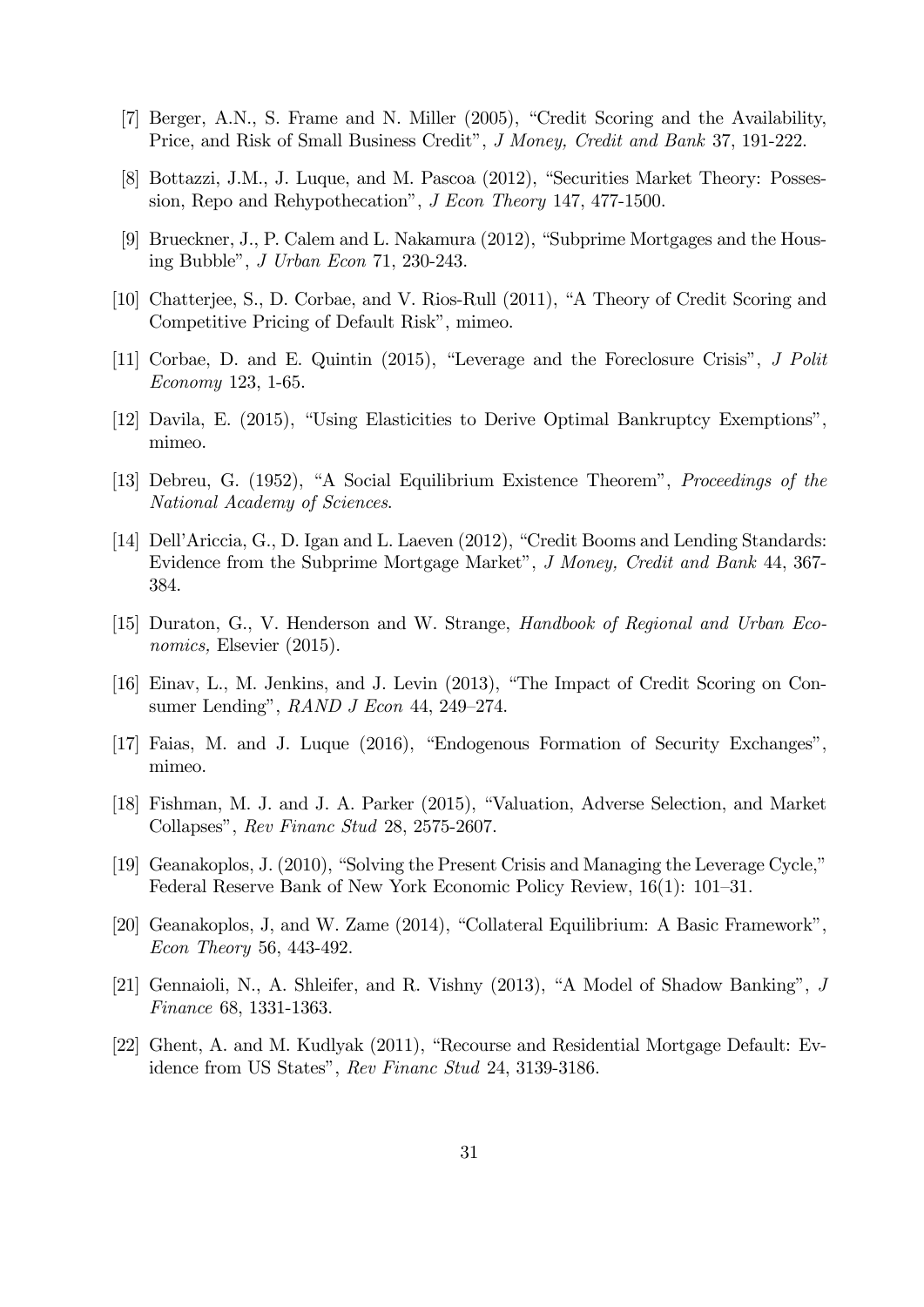[7] Berger, A.N., S. Frame and N. Miller (2005), "Credit Scoring and the Availability, Price, and Risk of Small Business Credit", *J Money, Credit and Bank* 37, 191-222.

[8] Bottazzi, J.M., J. Luque, and M. Pascoa (2012), "Securities Market Theory: Possession, Repo and Rehypothecation", *J Econ Theory* 147, 477-1500.

[9] Brueckner, J., P. Calem and L. Nakamura (2012), "Subprime Mortgages and the Housing Bubble", *J Urban Econ* 71, 230-243.

[10] Chatterjee, S., D. Corbae, and V. Rios-Rull (2011), "A Theory of Credit Scoring and Competitive Pricing of Default Risk", mimeo.

[11] Corbae, D. and E. Quintin (2015), "Leverage and the Foreclosure Crisis", *J Polit Economy* 123, 1-65.

[12] Davila, E. (2015), "Using Elasticities to Derive Optimal Bankruptcy Exemptions", mimeo.

[13] Debreu, G. (1952), "A Social Equilibrium Existence Theorem", *Proceedings of the National Academy of Sciences.*

[14] Dell'Ariccia, G., D. Igan and L. Laeven (2012), "Credit Booms and Lending Standards: Evidence from the Subprime Mortgage Market", *J Money, Credit and Bank* 44, 367-384.

[15] Duraton, G., V. Henderson and W. Strange, *Handbook of Regional and Urban Economics,* Elsevier (2015).

[16] Einav, L., M. Jenkins, and J. Levin (2013), "The Impact of Credit Scoring on Consumer Lending", *RAND J Econ* 44, 249–274.

[17] Faias, M. and J. Luque (2016), "Endogenous Formation of Security Exchanges", mimeo.

[18] Fishman, M. J. and J. A. Parker (2015), "Valuation, Adverse Selection, and Market Collapses", *Rev Financ Stud* 28, 2575-2607.

[19] Geanakoplos, J. (2010), "Solving the Present Crisis and Managing the Leverage Cycle," Federal Reserve Bank of New York Economic Policy Review, 16(1): 101–31.

[20] Geanakoplos, J, and W. Zame (2014), "Collateral Equilibrium: A Basic Framework", *Econ Theory* 56, 443-492.

[21] Gennaioli, N., A. Shleifer, and R. Vishny (2013), "A Model of Shadow Banking", *J Finance* 68, 1331-1363.

[22] Ghent, A. and M. Kudlyak (2011), "Recourse and Residential Mortgage Default: Evidence from US States", *Rev Financ Stud* 24, 3139-3186.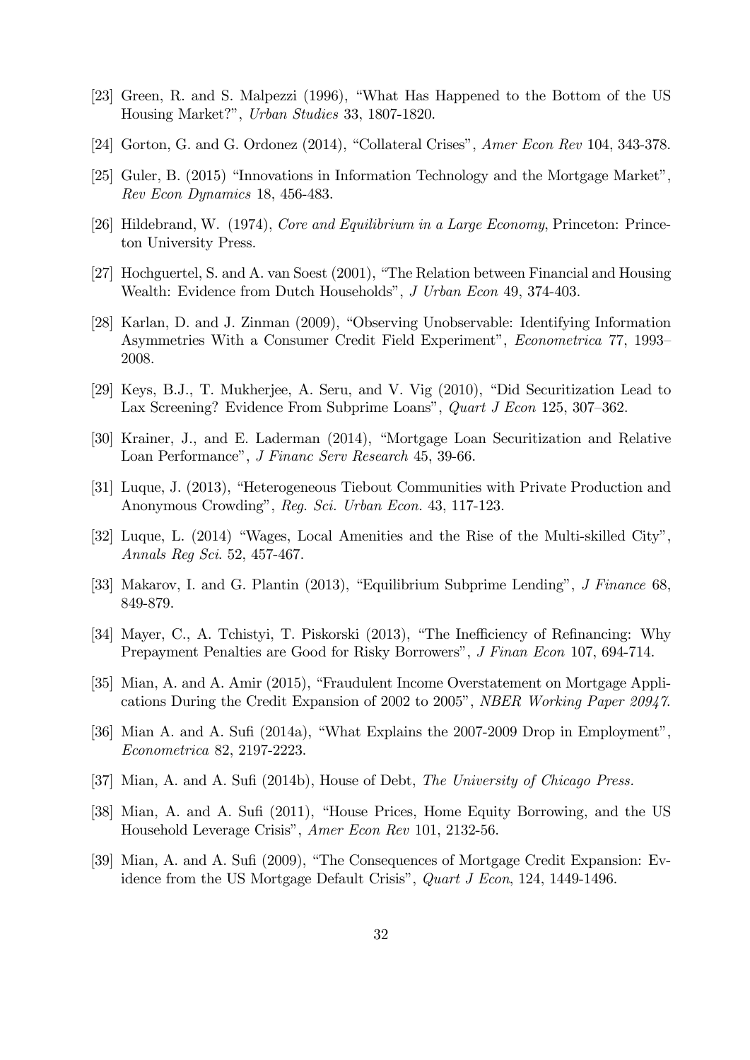[23] Green, R. and S. Malpezzi (1996), "What Has Happened to the Bottom of the US Housing Market?", *Urban Studies* 33, 1807-1820.

[24] Gorton, G. and G. Ordonez (2014), "Collateral Crises", *Amer Econ Rev* 104, 343-378.

[25] Guler, B. (2015) "Innovations in Information Technology and the Mortgage Market", *Rev Econ Dynamics* 18, 456-483.

[26] Hildebrand, W. (1974), *Core and Equilibrium in a Large Economy*, Princeton: Princeton University Press.

[27] Hochguertel, S. and A. van Soest (2001), "The Relation between Financial and Housing Wealth: Evidence from Dutch Households", *J Urban Econ* 49, 374-403.

[28] Karlan, D. and J. Zinman (2009), "Observing Unobservable: Identifying Information Asymmetries With a Consumer Credit Field Experiment", *Econometrica* 77, 1993–2008.

[29] Keys, B.J., T. Mukherjee, A. Seru, and V. Vig (2010), "Did Securitization Lead to Lax Screening? Evidence From Subprime Loans", *Quart J Econ* 125, 307–362.

[30] Krainer, J., and E. Laderman (2014), "Mortgage Loan Securitization and Relative Loan Performance", *J Financ Serv Research* 45, 39-66.

[31] Luque, J. (2013), "Heterogeneous Tiebout Communities with Private Production and Anonymous Crowding", *Reg. Sci. Urban Econ.* 43, 117-123.

[32] Luque, L. (2014) "Wages, Local Amenities and the Rise of the Multi-skilled City", *Annals Reg Sci.* 52, 457-467.

[33] Makarov, I. and G. Plantin (2013), "Equilibrium Subprime Lending", *J Finance* 68, 849-879.

[34] Mayer, C., A. Tchistyi, T. Piskorski (2013), "The Inefficiency of Refinancing: Why Prepayment Penalties are Good for Risky Borrowers", *J Finan Econ* 107, 694-714.

[35] Mian, A. and A. Amir (2015), "Fraudulent Income Overstatement on Mortgage Applications During the Credit Expansion of 2002 to 2005", *NBER Working Paper 20947*.

[36] Mian A. and A. Sufi (2014a), "What Explains the 2007-2009 Drop in Employment", *Econometrica* 82, 2197-2223.

[37] Mian, A. and A. Sufi (2014b), House of Debt, *The University of Chicago Press.*

[38] Mian, A. and A. Sufi (2011), "House Prices, Home Equity Borrowing, and the US Household Leverage Crisis", *Amer Econ Rev* 101, 2132-56.

[39] Mian, A. and A. Sufi (2009), "The Consequences of Mortgage Credit Expansion: Evidence from the US Mortgage Default Crisis", *Quart J Econ*, 124, 1449-1496.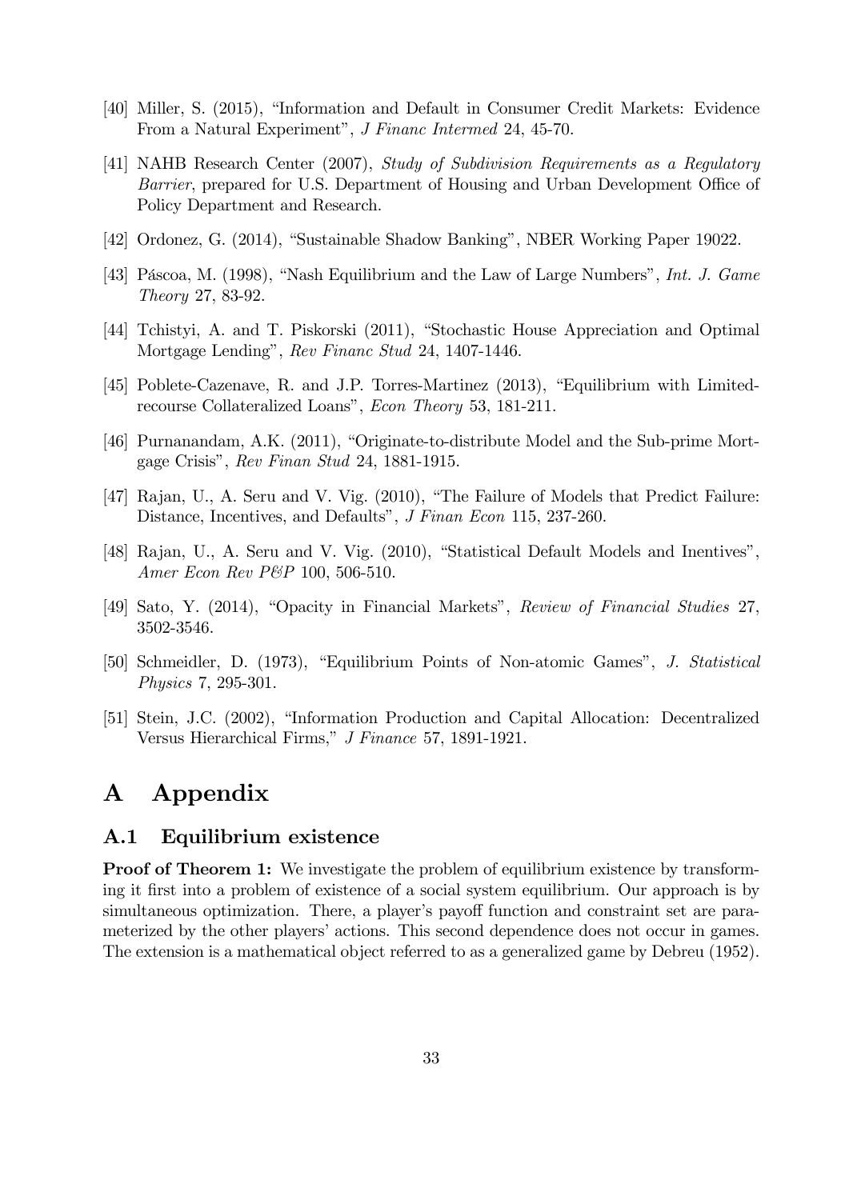[40] Miller, S. (2015), "Information and Default in Consumer Credit Markets: Evidence From a Natural Experiment", *J Financ Intermed* 24, 45-70.

[41] NAHB Research Center (2007), *Study of Subdivision Requirements as a Regulatory Barrier*, prepared for U.S. Department of Housing and Urban Development Office of Policy Department and Research.

[42] Ordonez, G. (2014), "Sustainable Shadow Banking", NBER Working Paper 19022.

[43] Páscoa, M. (1998), "Nash Equilibrium and the Law of Large Numbers", *Int. J. Game Theory* 27, 83-92.

[44] Tchistyi, A. and T. Piskorski (2011), "Stochastic House Appreciation and Optimal Mortgage Lending", *Rev Financ Stud* 24, 1407-1446.

[45] Poblete-Cazenave, R. and J.P. Torres-Martinez (2013), "Equilibrium with Limited-recourse Collateralized Loans", *Econ Theory* 53, 181-211.

[46] Purnanandam, A.K. (2011), "Originate-to-distribute Model and the Sub-prime Mortgage Crisis", *Rev Finan Stud* 24, 1881-1915.

[47] Rajan, U., A. Seru and V. Vig. (2010), "The Failure of Models that Predict Failure: Distance, Incentives, and Defaults", *J Finan Econ* 115, 237-260.

[48] Rajan, U., A. Seru and V. Vig. (2010), "Statistical Default Models and Inentives", *Amer Econ Rev P&P* 100, 506-510.

[49] Sato, Y. (2014), "Opacity in Financial Markets", *Review of Financial Studies* 27, 3502-3546.

[50] Schmeidler, D. (1973), "Equilibrium Points of Non-atomic Games", *J. Statistical Physics* 7, 295-301.

[51] Stein, J.C. (2002), "Information Production and Capital Allocation: Decentralized Versus Hierarchical Firms," *J Finance* 57, 1891-1921.

# A Appendix

## A.1 Equilibrium existence

**Proof of Theorem 1:** We investigate the problem of equilibrium existence by transforming it first into a problem of existence of a social system equilibrium. Our approach is by simultaneous optimization. There, a player's payoff function and constraint set are parameterized by the other players' actions. This second dependence does not occur in games. The extension is a mathematical object referred to as a generalized game by Debreu (1952).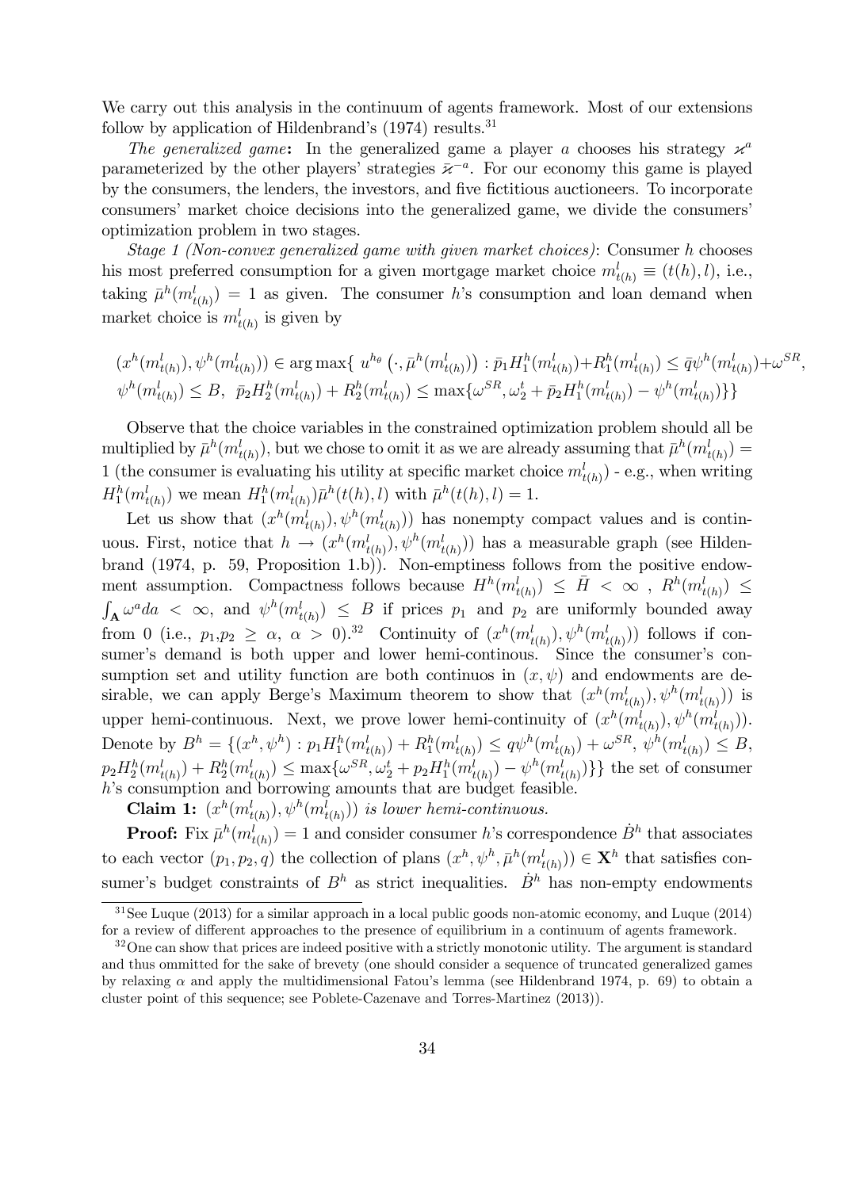We carry out this analysis in the continuum of agents framework. Most of our extensions follow by application of Hildenbrand's (1974) results.[31]

*The generalized game*: In the generalized game a player $a$ chooses his strategy $\varkappa^a$ parameterized by the other players' strategies $\bar{\varkappa}^{-a}$. For our economy this game is played by the consumers, the lenders, the investors, and five fictitious auctioneers. To incorporate consumers' market choice decisions into the generalized game, we divide the consumers' optimization problem in two stages.

*Stage 1 (Non-convex generalized game with given market choices)*: Consumer $h$ chooses his most preferred consumption for a given mortgage market choice $m^l_{t(h)} \equiv (t(h), l)$, i.e., taking $\bar{\mu}^h(m^l_{t(h)}) = 1$ as given. The consumer $h$'s consumption and loan demand when market choice is $m^l_{t(h)}$ is given by

$$(x^h(m^l_{t(h)}), \psi^h(m^l_{t(h)})) \in \arg\max\{\ u^{h_\theta}\left(\cdot, \bar{\mu}^h(m^l_{t(h)})\right) : \bar{p}_1 H^h_1(m^l_{t(h)}) + R^h_1(m^l_{t(h)}) \leq \bar{q}\psi^h(m^l_{t(h)}) + \omega^{SR},$$
$$\psi^h(m^l_{t(h)}) \leq B,\ \ \bar{p}_2 H^h_2(m^l_{t(h)}) + R^h_2(m^l_{t(h)}) \leq \max\{\omega^{SR}, \omega^t_2 + \bar{p}_2 H^h_1(m^l_{t(h)}) - \psi^h(m^l_{t(h)})\}\}$$

Observe that the choice variables in the constrained optimization problem should all be multiplied by $\bar{\mu}^h(m^l_{t(h)})$, but we chose to omit it as we are already assuming that $\bar{\mu}^h(m^l_{t(h)}) = 1$ (the consumer is evaluating his utility at specific market choice $m^l_{t(h)}$) - e.g., when writing $H^h_1(m^l_{t(h)})$ we mean $H^h_1(m^l_{t(h)})\bar{\mu}^h(t(h), l)$ with $\bar{\mu}^h(t(h), l) = 1$.

Let us show that $(x^h(m^l_{t(h)}), \psi^h(m^l_{t(h)}))$ has nonempty compact values and is continuous. First, notice that $h \to (x^h(m^l_{t(h)}), \psi^h(m^l_{t(h)}))$ has a measurable graph (see Hildenbrand (1974, p. 59, Proposition 1.b)). Non-emptiness follows from the positive endowment assumption. Compactness follows because $H^h(m^l_{t(h)}) \leq \bar{H} < \infty$ , $R^h(m^l_{t(h)}) \leq \int_{\mathbf{A}} \omega^a da < \infty$, and $\psi^h(m^l_{t(h)}) \leq B$ if prices $p_1$ and $p_2$ are uniformly bounded away from 0 (i.e., $p_1, p_2 \geq \alpha$, $\alpha > 0$).[32] Continuity of $(x^h(m^l_{t(h)}), \psi^h(m^l_{t(h)}))$ follows if consumer's demand is both upper and lower hemi-continous. Since the consumer's consumption set and utility function are both continuos in $(x, \psi)$ and endowments are desirable, we can apply Berge's Maximum theorem to show that $(x^h(m^l_{t(h)}), \psi^h(m^l_{t(h)}))$ is upper hemi-continuous. Next, we prove lower hemi-continuity of $(x^h(m^l_{t(h)}), \psi^h(m^l_{t(h)}))$. Denote by $B^h = \{(x^h, \psi^h) : p_1 H^h_1(m^l_{t(h)}) + R^h_1(m^l_{t(h)}) \leq q\psi^h(m^l_{t(h)}) + \omega^{SR},\ \psi^h(m^l_{t(h)}) \leq B,$ $p_2 H^h_2(m^l_{t(h)}) + R^h_2(m^l_{t(h)}) \leq \max\{\omega^{SR}, \omega^t_2 + p_2 H^h_1(m^l_{t(h)}) - \psi^h(m^l_{t(h)})\}\}$ the set of consumer $h$'s consumption and borrowing amounts that are budget feasible.

**Claim 1:** *$(x^h(m^l_{t(h)}), \psi^h(m^l_{t(h)}))$ is lower hemi-continuous.*

**Proof:** Fix $\bar{\mu}^h(m^l_{t(h)}) = 1$ and consider consumer $h$'s correspondence $\dot{B}^h$ that associates to each vector $(p_1, p_2, q)$ the collection of plans $(x^h, \psi^h, \bar{\mu}^h(m^l_{t(h)})) \in \mathbf{X}^h$ that satisfies consumer's budget constraints of $B^h$ as strict inequalities. $\dot{B}^h$ has non-empty endowments

---

[31] See Luque (2013) for a similar approach in a local public goods non-atomic economy, and Luque (2014) for a review of different approaches to the presence of equilibrium in a continuum of agents framework.

[32] One can show that prices are indeed positive with a strictly monotonic utility. The argument is standard and thus ommitted for the sake of brevety (one should consider a sequence of truncated generalized games by relaxing $\alpha$ and apply the multidimensional Fatou's lemma (see Hildenbrand 1974, p. 69) to obtain a cluster point of this sequence; see Poblete-Cazenave and Torres-Martinez (2013)).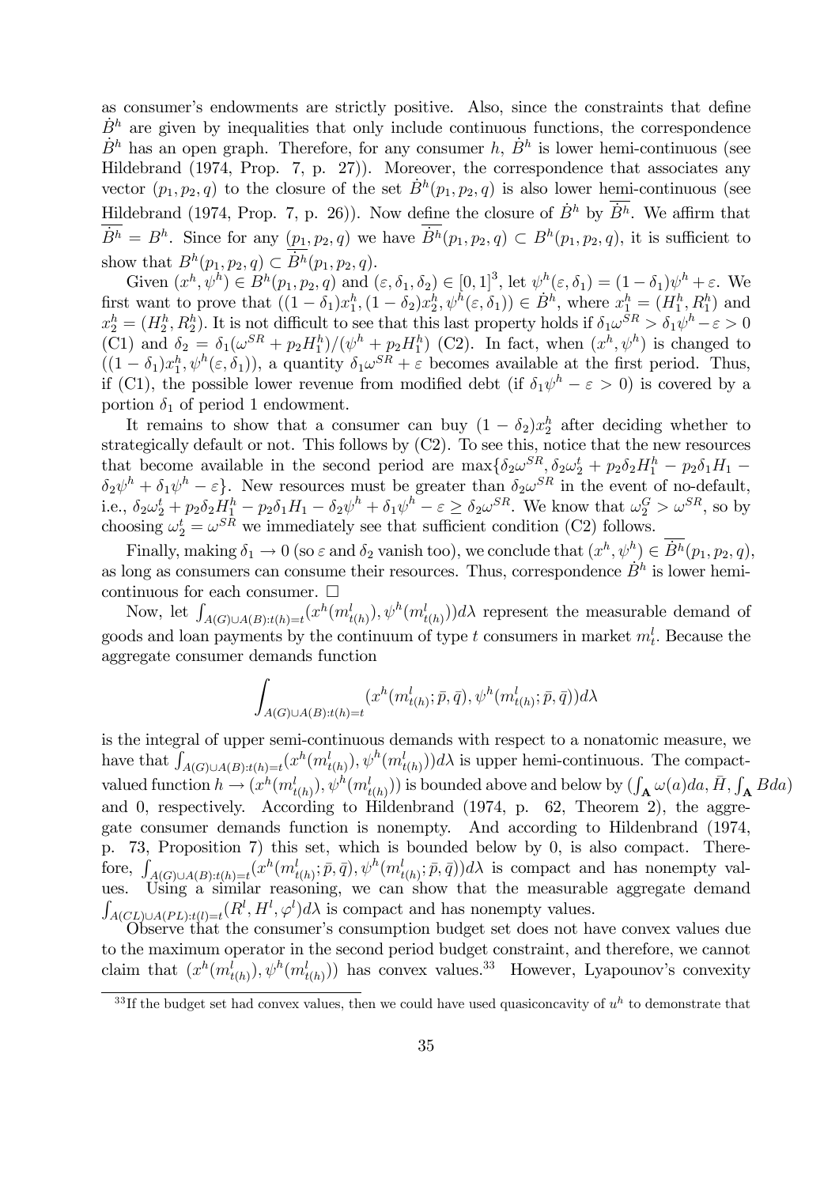as consumer's endowments are strictly positive. Also, since the constraints that define $\dot{B}^h$ are given by inequalities that only include continuous functions, the correspondence $\dot{B}^h$ has an open graph. Therefore, for any consumer $h$, $\dot{B}^h$ is lower hemi-continuous (see Hildebrand (1974, Prop. 7, p. 27)). Moreover, the correspondence that associates any vector $(p_1, p_2, q)$ to the closure of the set $\dot{B}^h(p_1, p_2, q)$ is also lower hemi-continuous (see Hildebrand (1974, Prop. 7, p. 26)). Now define the closure of $\dot{B}^h$ by $\overline{\dot{B}^h}$. We affirm that $\overline{\dot{B}^h} = B^h$. Since for any $(p_1, p_2, q)$ we have $\overline{\dot{B}^h}(p_1, p_2, q) \subset B^h(p_1, p_2, q)$, it is sufficient to show that $B^h(p_1, p_2, q) \subset \overline{\dot{B}^h}(p_1, p_2, q)$.

Given $(x^h, \psi^h) \in B^h(p_1, p_2, q)$ and $(\varepsilon, \delta_1, \delta_2) \in [0, 1]^3$, let $\psi^h(\varepsilon, \delta_1) = (1 - \delta_1)\psi^h + \varepsilon$. We first want to prove that $((1 - \delta_1)x_1^h, (1 - \delta_2)x_2^h, \psi^h(\varepsilon, \delta_1)) \in \dot{B}^h$, where $x_1^h = (H_1^h, R_1^h)$ and $x_2^h = (H_2^h, R_2^h)$. It is not difficult to see that this last property holds if $\delta_1\omega^{SR} > \delta_1\psi^h - \varepsilon > 0$ (C1) and $\delta_2 = \delta_1(\omega^{SR} + p_2H_1^h)/(\psi^h + p_2H_1^h)$ (C2). In fact, when $(x^h, \psi^h)$ is changed to $((1 - \delta_1)x_1^h, \psi^h(\varepsilon, \delta_1))$, a quantity $\delta_1\omega^{SR} + \varepsilon$ becomes available at the first period. Thus, if (C1), the possible lower revenue from modified debt (if $\delta_1\psi^h - \varepsilon > 0$) is covered by a portion $\delta_1$ of period 1 endowment.

It remains to show that a consumer can buy $(1 - \delta_2)x_2^h$ after deciding whether to strategically default or not. This follows by (C2). To see this, notice that the new resources that become available in the second period are $\max\{\delta_2\omega^{SR}, \delta_2\omega_2^t + p_2\delta_2H_1^h - p_2\delta_1H_1 - \delta_2\psi^h + \delta_1\psi^h - \varepsilon\}$. New resources must be greater than $\delta_2\omega^{SR}$ in the event of no-default, i.e., $\delta_2\omega_2^t + p_2\delta_2H_1^h - p_2\delta_1H_1 - \delta_2\psi^h + \delta_1\psi^h - \varepsilon \geq \delta_2\omega^{SR}$. We know that $\omega_2^G > \omega^{SR}$, so by choosing $\omega_2^t = \omega^{SR}$ we immediately see that sufficient condition (C2) follows.

Finally, making $\delta_1 \to 0$ (so $\varepsilon$ and $\delta_2$ vanish too), we conclude that $(x^h, \psi^h) \in \overline{\dot{B}^h}(p_1, p_2, q)$, as long as consumers can consume their resources. Thus, correspondence $\dot{B}^h$ is lower hemi-continuous for each consumer. $\square$

Now, let $\int_{A(G)\cup A(B):t(h)=t}(x^h(m_{t(h)}^l), \psi^h(m_{t(h)}^l))d\lambda$ represent the measurable demand of goods and loan payments by the continuum of type $t$ consumers in market $m_t^l$. Because the aggregate consumer demands function

$$\int_{A(G)\cup A(B):t(h)=t}(x^h(m_{t(h)}^l; \bar{p}, \bar{q}), \psi^h(m_{t(h)}^l; \bar{p}, \bar{q}))d\lambda$$

is the integral of upper semi-continuous demands with respect to a nonatomic measure, we have that $\int_{A(G)\cup A(B):t(h)=t}(x^h(m_{t(h)}^l), \psi^h(m_{t(h)}^l))d\lambda$ is upper hemi-continuous. The compact-valued function $h \to (x^h(m_{t(h)}^l), \psi^h(m_{t(h)}^l))$ is bounded above and below by $(\int_{\mathbf{A}} \omega(a)da, \bar{H}, \int_{\mathbf{A}} Bda)$ and 0, respectively. According to Hildenbrand (1974, p. 62, Theorem 2), the aggregate consumer demands function is nonempty. And according to Hildenbrand (1974, p. 73, Proposition 7) this set, which is bounded below by 0, is also compact. Therefore, $\int_{A(G)\cup A(B):t(h)=t}(x^h(m_{t(h)}^l; \bar{p}, \bar{q}), \psi^h(m_{t(h)}^l; \bar{p}, \bar{q}))d\lambda$ is compact and has nonempty values. Using a similar reasoning, we can show that the measurable aggregate demand $\int_{A(CL)\cup A(PL):t(l)=t}(R^l, H^l, \varphi^l)d\lambda$ is compact and has nonempty values.

Observe that the consumer's consumption budget set does not have convex values due to the maximum operator in the second period budget constraint, and therefore, we cannot claim that $(x^h(m_{t(h)}^l), \psi^h(m_{t(h)}^l))$ has convex values.[33] However, Lyapounov's convexity

[33] If the budget set had convex values, then we could have used quasiconcavity of $u^h$ to demonstrate that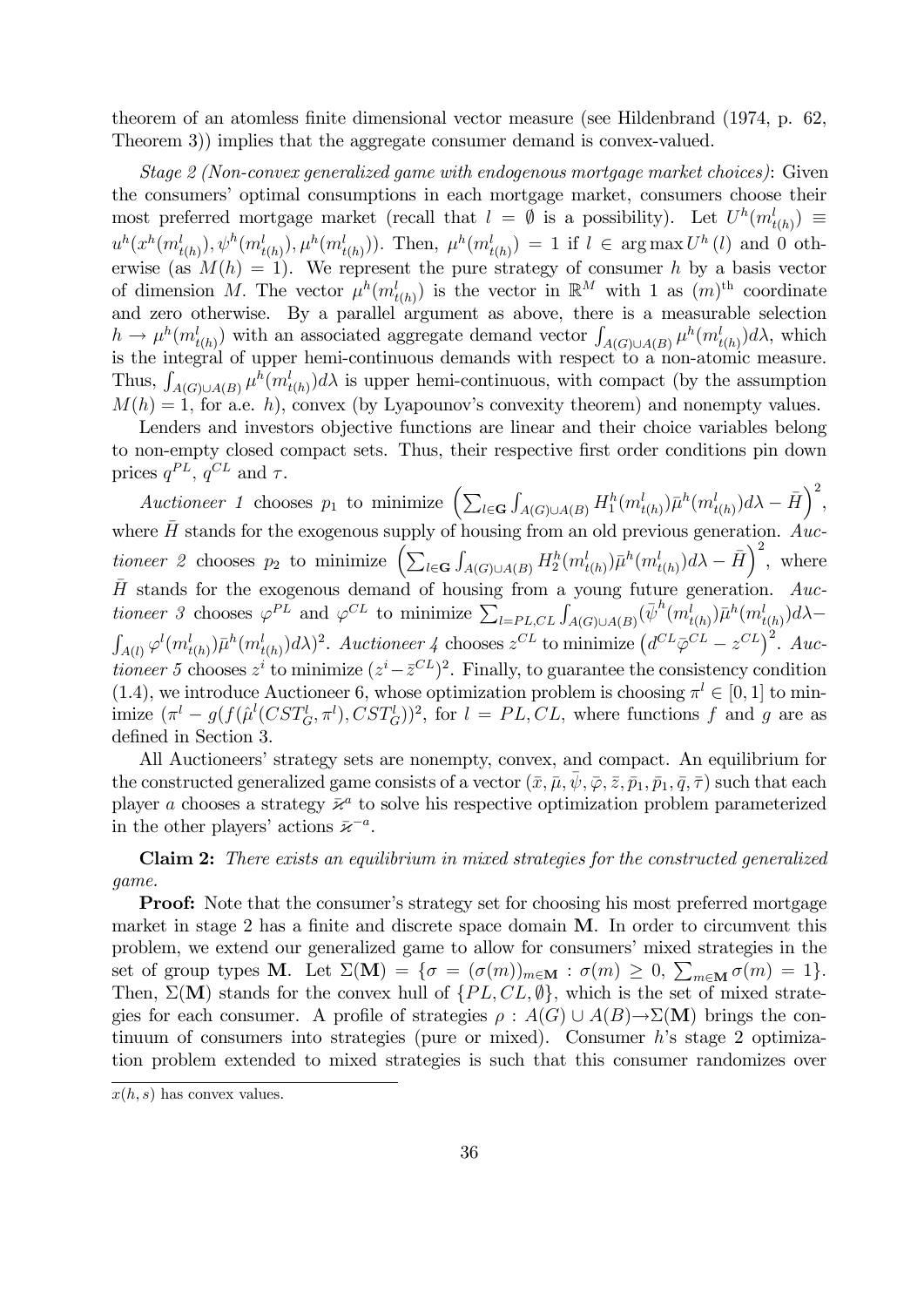theorem of an atomless finite dimensional vector measure (see Hildenbrand (1974, p. 62, Theorem 3)) implies that the aggregate consumer demand is convex-valued.

*Stage 2 (Non-convex generalized game with endogenous mortgage market choices)*: Given the consumers' optimal consumptions in each mortgage market, consumers choose their most preferred mortgage market (recall that $l = \emptyset$ is a possibility). Let $U^h(m^l_{t(h)}) \equiv u^h(x^h(m^l_{t(h)}), \psi^h(m^l_{t(h)}), \mu^h(m^l_{t(h)}))$. Then, $\mu^h(m^l_{t(h)}) = 1$ if $l \in \arg\max U^h(l)$ and 0 otherwise (as $M(h) = 1$). We represent the pure strategy of consumer $h$ by a basis vector of dimension $M$. The vector $\mu^h(m^l_{t(h)})$ is the vector in $\mathbb{R}^M$ with 1 as $(m)^{\text{th}}$ coordinate and zero otherwise. By a parallel argument as above, there is a measurable selection $h \to \mu^h(m^l_{t(h)})$ with an associated aggregate demand vector $\int_{A(G)\cup A(B)} \mu^h(m^l_{t(h)})d\lambda$, which is the integral of upper hemi-continuous demands with respect to a non-atomic measure. Thus, $\int_{A(G)\cup A(B)} \mu^h(m^l_{t(h)})d\lambda$ is upper hemi-continuous, with compact (by the assumption $M(h) = 1$, for a.e. $h$), convex (by Lyapounov's convexity theorem) and nonempty values.

Lenders and investors objective functions are linear and their choice variables belong to non-empty closed compact sets. Thus, their respective first order conditions pin down prices $q^{PL}$, $q^{CL}$ and $\tau$.

*Auctioneer 1* chooses $p_1$ to minimize $\left(\sum_{l\in\mathbf{G}} \int_{A(G)\cup A(B)} H^h_1(m^l_{t(h)})\bar{\mu}^h(m^l_{t(h)})d\lambda - \bar{H}\right)^2$, where $\bar{H}$ stands for the exogenous supply of housing from an old previous generation. *Auctioneer 2* chooses $p_2$ to minimize $\left(\sum_{l\in\mathbf{G}} \int_{A(G)\cup A(B)} H^h_2(m^l_{t(h)})\bar{\mu}^h(m^l_{t(h)})d\lambda - \bar{H}\right)^2$, where $\bar{H}$ stands for the exogenous demand of housing from a young future generation. *Auctioneer 3* chooses $\varphi^{PL}$ and $\varphi^{CL}$ to minimize $\sum_{l=PL,CL} \int_{A(G)\cup A(B)} (\bar{\psi}^h(m^l_{t(h)})\bar{\mu}^h(m^l_{t(h)})d\lambda - \int_{A(l)} \varphi^l(m^l_{t(h)})\bar{\mu}^h(m^l_{t(h)})d\lambda)^2$. *Auctioneer 4* chooses $z^{CL}$ to minimize $\left(d^{CL}\bar{\varphi}^{CL} - z^{CL}\right)^2$. *Auctioneer 5* chooses $z^i$ to minimize $(z^i - \bar{z}^{CL})^2$. Finally, to guarantee the consistency condition (1.4), we introduce Auctioneer 6, whose optimization problem is choosing $\pi^l \in [0,1]$ to minimize $(\pi^l - g(f(\hat{\mu}^l(CST^l_G, \pi^l), CST^l_G))^2$, for $l = PL, CL$, where functions $f$ and $g$ are as defined in Section 3.

All Auctioneers' strategy sets are nonempty, convex, and compact. An equilibrium for the constructed generalized game consists of a vector $(\bar{x}, \bar{\mu}, \bar{\psi}, \bar{\varphi}, \bar{z}, \bar{p}_1, \bar{p}_1, \bar{q}, \bar{\tau})$ such that each player $a$ chooses a strategy $\bar{\varkappa}^a$ to solve his respective optimization problem parameterized in the other players' actions $\bar{\varkappa}^{-a}$.

**Claim 2:** *There exists an equilibrium in mixed strategies for the constructed generalized game.*

**Proof:** Note that the consumer's strategy set for choosing his most preferred mortgage market in stage 2 has a finite and discrete space domain $\mathbf{M}$. In order to circumvent this problem, we extend our generalized game to allow for consumers' mixed strategies in the set of group types $\mathbf{M}$. Let $\Sigma(\mathbf{M}) = \{\sigma = (\sigma(m))_{m\in\mathbf{M}} : \sigma(m) \geq 0, \sum_{m\in\mathbf{M}} \sigma(m) = 1\}$. Then, $\Sigma(\mathbf{M})$ stands for the convex hull of $\{PL, CL, \emptyset\}$, which is the set of mixed strategies for each consumer. A profile of strategies $\rho : A(G) \cup A(B) \to \Sigma(\mathbf{M})$ brings the continuum of consumers into strategies (pure or mixed). Consumer $h$'s stage 2 optimization problem extended to mixed strategies is such that this consumer randomizes over

$x(h, s)$ has convex values.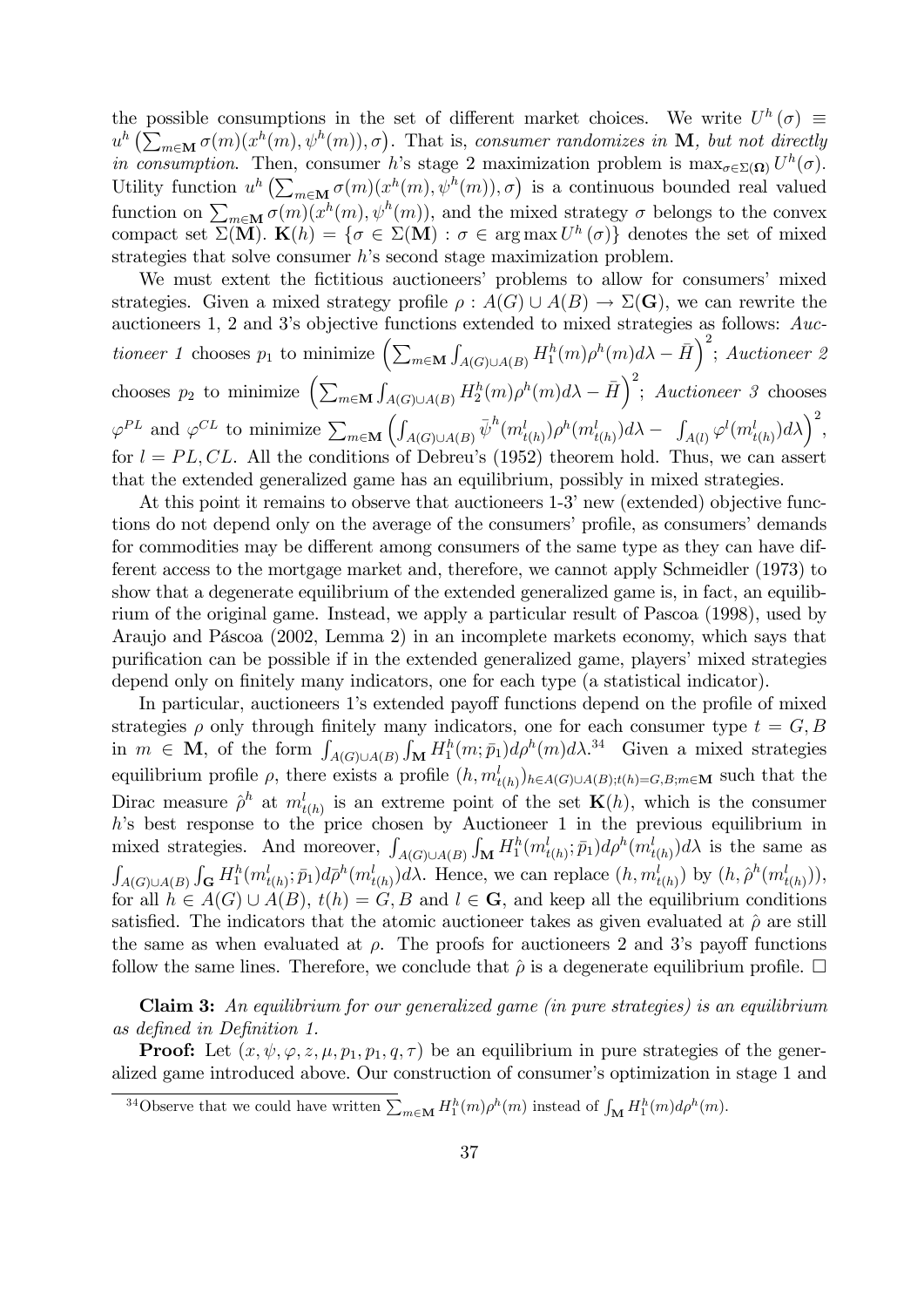the possible consumptions in the set of different market choices. We write $U^h(\sigma) \equiv u^h\left(\sum_{m\in\mathbf{M}}\sigma(m)(x^h(m),\psi^h(m)),\sigma\right)$. That is, *consumer randomizes in* $\mathbf{M}$*, but not directly in consumption*. Then, consumer $h$'s stage 2 maximization problem is $\max_{\sigma\in\Sigma(\mathbf{\Omega})}U^h(\sigma)$. Utility function $u^h\left(\sum_{m\in\mathbf{M}}\sigma(m)(x^h(m),\psi^h(m)),\sigma\right)$ is a continuous bounded real valued function on $\sum_{m\in\mathbf{M}}\sigma(m)(x^h(m),\psi^h(m))$, and the mixed strategy $\sigma$ belongs to the convex compact set $\Sigma(\mathbf{M})$. $\mathbf{K}(h)=\{\sigma\in\Sigma(\mathbf{M}):\sigma\in\arg\max U^h(\sigma)\}$ denotes the set of mixed strategies that solve consumer $h$'s second stage maximization problem.

We must extent the fictitious auctioneers' problems to allow for consumers' mixed strategies. Given a mixed strategy profile $\rho: A(G)\cup A(B)\to\Sigma(\mathbf{G})$, we can rewrite the auctioneers 1, 2 and 3's objective functions extended to mixed strategies as follows: *Auctioneer 1* chooses $p_1$ to minimize $\left(\sum_{m\in\mathbf{M}}\int_{A(G)\cup A(B)}H_1^h(m)\rho^h(m)d\lambda-\bar{H}\right)^2$; *Auctioneer 2* chooses $p_2$ to minimize $\left(\sum_{m\in\mathbf{M}}\int_{A(G)\cup A(B)}H_2^h(m)\rho^h(m)d\lambda-\bar{H}\right)^2$; *Auctioneer 3* chooses $\varphi^{PL}$ and $\varphi^{CL}$ to minimize $\sum_{m\in\mathbf{M}}\left(\int_{A(G)\cup A(B)}\bar{\psi}^h(m^l_{t(h)})\rho^h(m^l_{t(h)})d\lambda-\int_{A(l)}\varphi^l(m^l_{t(h)})d\lambda\right)^2$, for $l=PL,CL$. All the conditions of Debreu's (1952) theorem hold. Thus, we can assert that the extended generalized game has an equilibrium, possibly in mixed strategies.

At this point it remains to observe that auctioneers 1-3' new (extended) objective functions do not depend only on the average of the consumers' profile, as consumers' demands for commodities may be different among consumers of the same type as they can have different access to the mortgage market and, therefore, we cannot apply Schmeidler (1973) to show that a degenerate equilibrium of the extended generalized game is, in fact, an equilibrium of the original game. Instead, we apply a particular result of Pascoa (1998), used by Araujo and Páscoa (2002, Lemma 2) in an incomplete markets economy, which says that purification can be possible if in the extended generalized game, players' mixed strategies depend only on finitely many indicators, one for each type (a statistical indicator).

In particular, auctioneers 1's extended payoff functions depend on the profile of mixed strategies $\rho$ only through finitely many indicators, one for each consumer type $t=G,B$ in $m\in\mathbf{M}$, of the form $\int_{A(G)\cup A(B)}\int_{\mathbf{M}}H_1^h(m;\bar{p}_1)d\rho^h(m)d\lambda$.[34] Given a mixed strategies equilibrium profile $\rho$, there exists a profile $(h,m^l_{t(h)})_{h\in A(G)\cup A(B);t(h)=G,B;m\in\mathbf{M}}$ such that the Dirac measure $\hat{\rho}^h$ at $m^l_{t(h)}$ is an extreme point of the set $\mathbf{K}(h)$, which is the consumer $h$'s best response to the price chosen by Auctioneer 1 in the previous equilibrium in mixed strategies. And moreover, $\int_{A(G)\cup A(B)}\int_{\mathbf{M}}H_1^h(m^l_{t(h)};\bar{p}_1)d\rho^h(m^l_{t(h)})d\lambda$ is the same as $\int_{A(G)\cup A(B)}\int_{\mathbf{G}}H_1^h(m^l_{t(h)};\bar{p}_1)d\bar{\rho}^h(m^l_{t(h)})d\lambda$. Hence, we can replace $(h,m^l_{t(h)})$ by $(h,\hat{\rho}^h(m^l_{t(h)}))$, for all $h\in A(G)\cup A(B)$, $t(h)=G,B$ and $l\in\mathbf{G}$, and keep all the equilibrium conditions satisfied. The indicators that the atomic auctioneer takes as given evaluated at $\hat{\rho}$ are still the same as when evaluated at $\rho$. The proofs for auctioneers 2 and 3's payoff functions follow the same lines. Therefore, we conclude that $\hat{\rho}$ is a degenerate equilibrium profile. $\square$

**Claim 3:** *An equilibrium for our generalized game (in pure strategies) is an equilibrium as defined in Definition 1.*

**Proof:** Let $(x,\psi,\varphi,z,\mu,p_1,p_1,q,\tau)$ be an equilibrium in pure strategies of the generalized game introduced above. Our construction of consumer's optimization in stage 1 and

[34] Observe that we could have written $\sum_{m\in\mathbf{M}}H_1^h(m)\rho^h(m)$ instead of $\int_{\mathbf{M}}H_1^h(m)d\rho^h(m)$.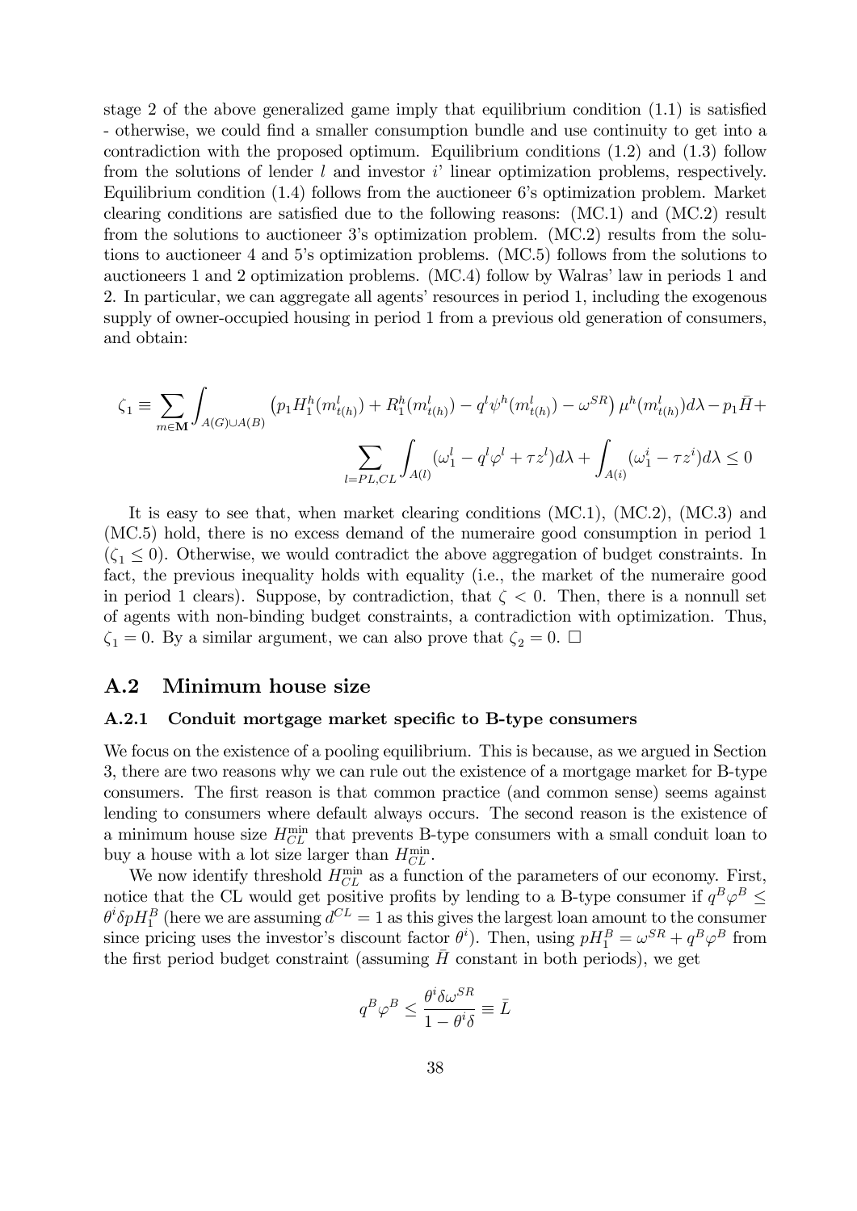stage 2 of the above generalized game imply that equilibrium condition (1.1) is satisfied - otherwise, we could find a smaller consumption bundle and use continuity to get into a contradiction with the proposed optimum. Equilibrium conditions (1.2) and (1.3) follow from the solutions of lender $l$ and investor $i$' linear optimization problems, respectively. Equilibrium condition (1.4) follows from the auctioneer 6's optimization problem. Market clearing conditions are satisfied due to the following reasons: (MC.1) and (MC.2) result from the solutions to auctioneer 3's optimization problem. (MC.2) results from the solutions to auctioneer 4 and 5's optimization problems. (MC.5) follows from the solutions to auctioneers 1 and 2 optimization problems. (MC.4) follow by Walras' law in periods 1 and 2. In particular, we can aggregate all agents' resources in period 1, including the exogenous supply of owner-occupied housing in period 1 from a previous old generation of consumers, and obtain:

$$
\zeta_1 \equiv \sum_{m \in \mathbf{M}} \int_{A(G)\cup A(B)} \left(p_1 H_1^h(m_{t(h)}^l) + R_1^h(m_{t(h)}^l) - q^l \psi^h(m_{t(h)}^l) - \omega^{SR}\right) \mu^h(m_{t(h)}^l) d\lambda - p_1 \bar{H} +
$$

$$
\sum_{l=PL,CL} \int_{A(l)} (\omega_1^l - q^l \varphi^l + \tau z^l) d\lambda + \int_{A(i)} (\omega_1^i - \tau z^i) d\lambda \leq 0
$$

It is easy to see that, when market clearing conditions (MC.1), (MC.2), (MC.3) and (MC.5) hold, there is no excess demand of the numeraire good consumption in period 1 ($\zeta_1 \leq 0$). Otherwise, we would contradict the above aggregation of budget constraints. In fact, the previous inequality holds with equality (i.e., the market of the numeraire good in period 1 clears). Suppose, by contradiction, that $\zeta < 0$. Then, there is a nonnull set of agents with non-binding budget constraints, a contradiction with optimization. Thus, $\zeta_1 = 0$. By a similar argument, we can also prove that $\zeta_2 = 0$. $\square$

## A.2 Minimum house size

### A.2.1 Conduit mortgage market specific to B-type consumers

We focus on the existence of a pooling equilibrium. This is because, as we argued in Section 3, there are two reasons why we can rule out the existence of a mortgage market for B-type consumers. The first reason is that common practice (and common sense) seems against lending to consumers where default always occurs. The second reason is the existence of a minimum house size $H_{CL}^{\min}$ that prevents B-type consumers with a small conduit loan to buy a house with a lot size larger than $H_{CL}^{\min}$.

We now identify threshold $H_{CL}^{\min}$ as a function of the parameters of our economy. First, notice that the CL would get positive profits by lending to a B-type consumer if $q^B \varphi^B \leq \theta^i \delta p H_1^B$ (here we are assuming $d^{CL} = 1$ as this gives the largest loan amount to the consumer since pricing uses the investor's discount factor $\theta^i$). Then, using $pH_1^B = \omega^{SR} + q^B \varphi^B$ from the first period budget constraint (assuming $\bar{H}$ constant in both periods), we get

$$
q^B \varphi^B \leq \frac{\theta^i \delta \omega^{SR}}{1 - \theta^i \delta} \equiv \bar{L}
$$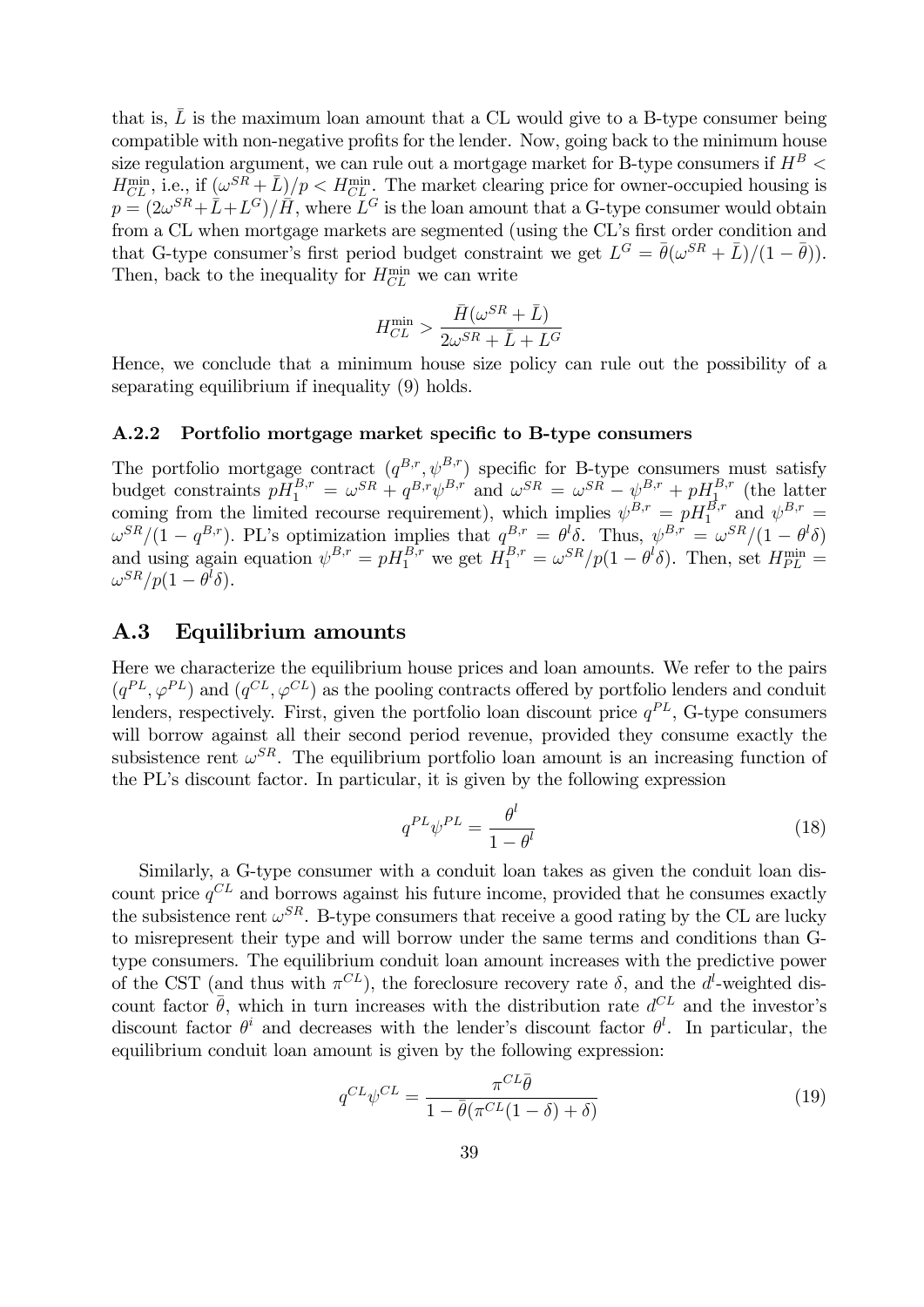that is, $\bar{L}$ is the maximum loan amount that a CL would give to a B-type consumer being compatible with non-negative profits for the lender. Now, going back to the minimum house size regulation argument, we can rule out a mortgage market for B-type consumers if $H^B < H_{CL}^{\min}$, i.e., if $(\omega^{SR} + \bar{L})/p < H_{CL}^{\min}$. The market clearing price for owner-occupied housing is $p = (2\omega^{SR} + \bar{L} + L^G)/\bar{H}$, where $L^G$ is the loan amount that a G-type consumer would obtain from a CL when mortgage markets are segmented (using the CL's first order condition and that G-type consumer's first period budget constraint we get $L^G = \bar{\theta}(\omega^{SR} + \bar{L})/(1 - \bar{\theta})$). Then, back to the inequality for $H_{CL}^{\min}$ we can write

$$H_{CL}^{\min} > \frac{\bar{H}(\omega^{SR} + \bar{L})}{2\omega^{SR} + \bar{L} + L^G}$$

Hence, we conclude that a minimum house size policy can rule out the possibility of a separating equilibrium if inequality (9) holds.

### A.2.2 Portfolio mortgage market specific to B-type consumers

The portfolio mortgage contract $(q^{B,r}, \psi^{B,r})$ specific for B-type consumers must satisfy budget constraints $pH_1^{B,r} = \omega^{SR} + q^{B,r}\psi^{B,r}$ and $\omega^{SR} = \omega^{SR} - \psi^{B,r} + pH_1^{B,r}$ (the latter coming from the limited recourse requirement), which implies $\psi^{B,r} = pH_1^{B,r}$ and $\psi^{B,r} = \omega^{SR}/(1 - q^{B,r})$. PL's optimization implies that $q^{B,r} = \theta^l \delta$. Thus, $\psi^{B,r} = \omega^{SR}/(1 - \theta^l \delta)$ and using again equation $\psi^{B,r} = pH_1^{B,r}$ we get $H_1^{B,r} = \omega^{SR}/p(1 - \theta^l \delta)$. Then, set $H_{PL}^{\min} = \omega^{SR}/p(1 - \theta^l \delta)$.

## A.3 Equilibrium amounts

Here we characterize the equilibrium house prices and loan amounts. We refer to the pairs $(q^{PL}, \varphi^{PL})$ and $(q^{CL}, \varphi^{CL})$ as the pooling contracts offered by portfolio lenders and conduit lenders, respectively. First, given the portfolio loan discount price $q^{PL}$, G-type consumers will borrow against all their second period revenue, provided they consume exactly the subsistence rent $\omega^{SR}$. The equilibrium portfolio loan amount is an increasing function of the PL's discount factor. In particular, it is given by the following expression

$$q^{PL}\psi^{PL} = \frac{\theta^l}{1 - \theta^l} \tag{18}$$

Similarly, a G-type consumer with a conduit loan takes as given the conduit loan discount price $q^{CL}$ and borrows against his future income, provided that he consumes exactly the subsistence rent $\omega^{SR}$. B-type consumers that receive a good rating by the CL are lucky to misrepresent their type and will borrow under the same terms and conditions than G-type consumers. The equilibrium conduit loan amount increases with the predictive power of the CST (and thus with $\pi^{CL}$), the foreclosure recovery rate $\delta$, and the $d^l$-weighted discount factor $\bar{\theta}$, which in turn increases with the distribution rate $d^{CL}$ and the investor's discount factor $\theta^i$ and decreases with the lender's discount factor $\theta^l$. In particular, the equilibrium conduit loan amount is given by the following expression:

$$q^{CL}\psi^{CL} = \frac{\pi^{CL}\bar{\theta}}{1 - \bar{\theta}(\pi^{CL}(1 - \delta) + \delta)} \tag{19}$$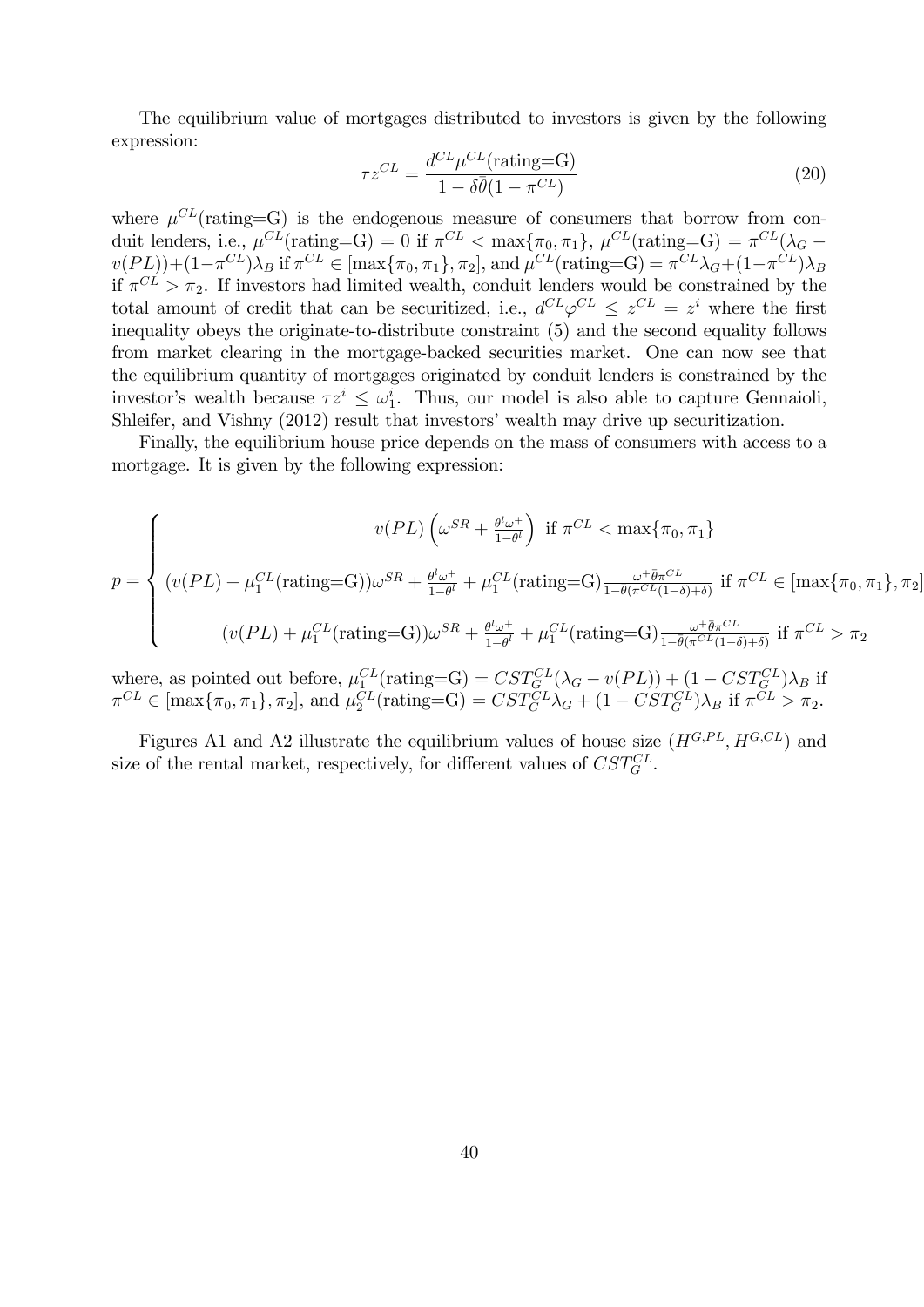The equilibrium value of mortgages distributed to investors is given by the following expression:

$$\tau z^{CL} = \frac{d^{CL}\mu^{CL}(\text{rating=G})}{1-\delta\bar{\theta}(1-\pi^{CL})} \tag{20}$$

where $\mu^{CL}(\text{rating=G})$ is the endogenous measure of consumers that borrow from conduit lenders, i.e., $\mu^{CL}(\text{rating=G}) = 0$ if $\pi^{CL} < \max\{\pi_0, \pi_1\}$, $\mu^{CL}(\text{rating=G}) = \pi^{CL}(\lambda_G - v(PL)) + (1-\pi^{CL})\lambda_B$ if $\pi^{CL} \in [\max\{\pi_0, \pi_1\}, \pi_2]$, and $\mu^{CL}(\text{rating=G}) = \pi^{CL}\lambda_G + (1-\pi^{CL})\lambda_B$ if $\pi^{CL} > \pi_2$. If investors had limited wealth, conduit lenders would be constrained by the total amount of credit that can be securitized, i.e., $d^{CL}\varphi^{CL} \leq z^{CL} = z^i$ where the first inequality obeys the originate-to-distribute constraint (5) and the second equality follows from market clearing in the mortgage-backed securities market. One can now see that the equilibrium quantity of mortgages originated by conduit lenders is constrained by the investor's wealth because $\tau z^i \leq \omega_1^i$. Thus, our model is also able to capture Gennaioli, Shleifer, and Vishny (2012) result that investors' wealth may drive up securitization.

Finally, the equilibrium house price depends on the mass of consumers with access to a mortgage. It is given by the following expression:

$$p = \begin{cases} v(PL)\left(\omega^{SR} + \frac{\theta^l \omega^+}{1-\theta^l}\right) \text{ if } \pi^{CL} < \max\{\pi_0, \pi_1\} \\ (v(PL) + \mu_1^{CL}(\text{rating=G}))\omega^{SR} + \frac{\theta^l \omega^+}{1-\theta^l} + \mu_1^{CL}(\text{rating=G})\frac{\omega^+ + \bar{\theta}\pi^{CL}}{1-\theta(\pi^{CL}(1-\delta)+\delta)} \text{ if } \pi^{CL} \in [\max\{\pi_0, \pi_1\}, \pi_2] \\ (v(PL) + \mu_1^{CL}(\text{rating=G}))\omega^{SR} + \frac{\theta^l \omega^+}{1-\theta^l} + \mu_1^{CL}(\text{rating=G})\frac{\omega^+ + \bar{\theta}\pi^{CL}}{1-\theta(\pi^{CL}(1-\delta)+\delta)} \text{ if } \pi^{CL} > \pi_2 \end{cases}$$

where, as pointed out before, $\mu_1^{CL}(\text{rating=G}) = CST_G^{CL}(\lambda_G - v(PL)) + (1 - CST_G^{CL})\lambda_B$ if $\pi^{CL} \in [\max\{\pi_0, \pi_1\}, \pi_2]$, and $\mu_2^{CL}(\text{rating=G}) = CST_G^{CL}\lambda_G + (1 - CST_G^{CL})\lambda_B$ if $\pi^{CL} > \pi_2$.

Figures A1 and A2 illustrate the equilibrium values of house size $(H^{G,PL}, H^{G,CL})$ and size of the rental market, respectively, for different values of $CST_G^{CL}$.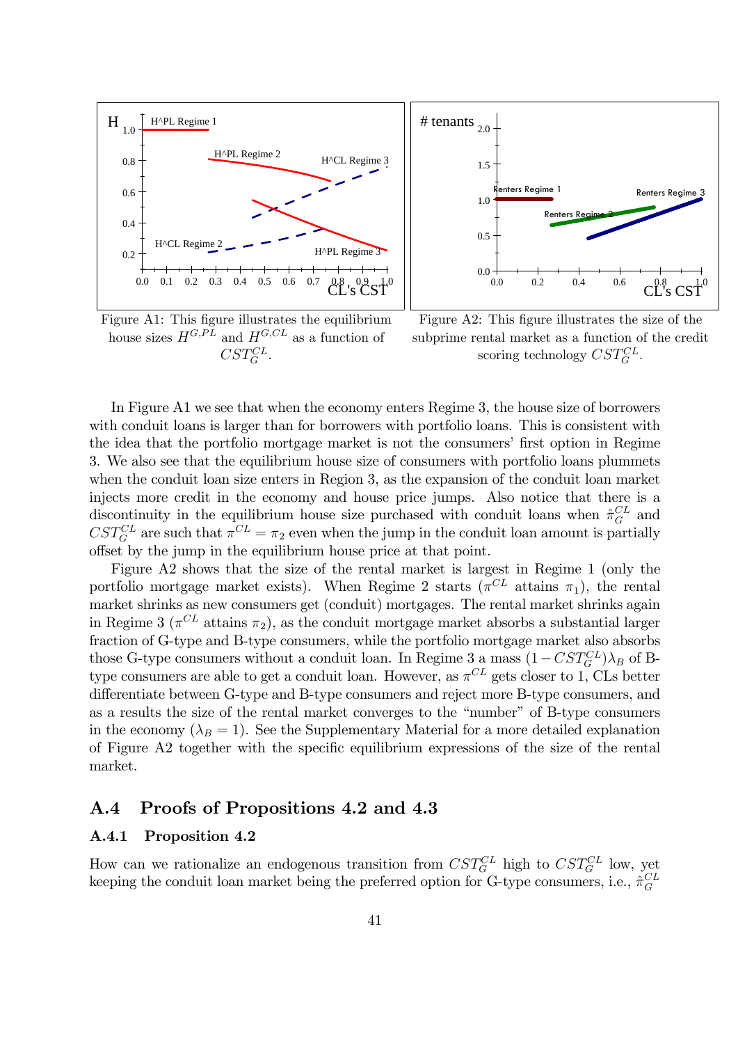Figure A1: This figure illustrates the equilibrium house sizes $H^{G,PL}$ and $H^{G,CL}$ as a function of $CST_G^{CL}$.

Figure A2: This figure illustrates the size of the subprime rental market as a function of the credit scoring technology $CST_G^{CL}$.

In Figure A1 we see that when the economy enters Regime 3, the house size of borrowers with conduit loans is larger than for borrowers with portfolio loans. This is consistent with the idea that the portfolio mortgage market is not the consumers' first option in Regime 3. We also see that the equilibrium house size of consumers with portfolio loans plummets when the conduit loan size enters in Region 3, as the expansion of the conduit loan market injects more credit in the economy and house price jumps. Also notice that there is a discontinuity in the equilibrium house size purchased with conduit loans when $\hat{\pi}_G^{CL}$ and $CST_G^{CL}$ are such that $\pi^{CL} = \pi_2$ even when the jump in the conduit loan amount is partially offset by the jump in the equilibrium house price at that point.

Figure A2 shows that the size of the rental market is largest in Regime 1 (only the portfolio mortgage market exists). When Regime 2 starts ($\pi^{CL}$ attains $\pi_1$), the rental market shrinks as new consumers get (conduit) mortgages. The rental market shrinks again in Regime 3 ($\pi^{CL}$ attains $\pi_2$), as the conduit mortgage market absorbs a substantial larger fraction of G-type and B-type consumers, while the portfolio mortgage market also absorbs those G-type consumers without a conduit loan. In Regime 3 a mass $(1 - CST_G^{CL})\lambda_B$ of B-type consumers are able to get a conduit loan. However, as $\pi^{CL}$ gets closer to 1, CLs better differentiate between G-type and B-type consumers and reject more B-type consumers, and as a results the size of the rental market converges to the "number" of B-type consumers in the economy ($\lambda_B = 1$). See the Supplementary Material for a more detailed explanation of Figure A2 together with the specific equilibrium expressions of the size of the rental market.

## A.4 Proofs of Propositions 4.2 and 4.3

### A.4.1 Proposition 4.2

How can we rationalize an endogenous transition from $CST_G^{CL}$ high to $CST_G^{CL}$ low, yet keeping the conduit loan market being the preferred option for G-type consumers, i.e., $\hat{\pi}_G^{CL}$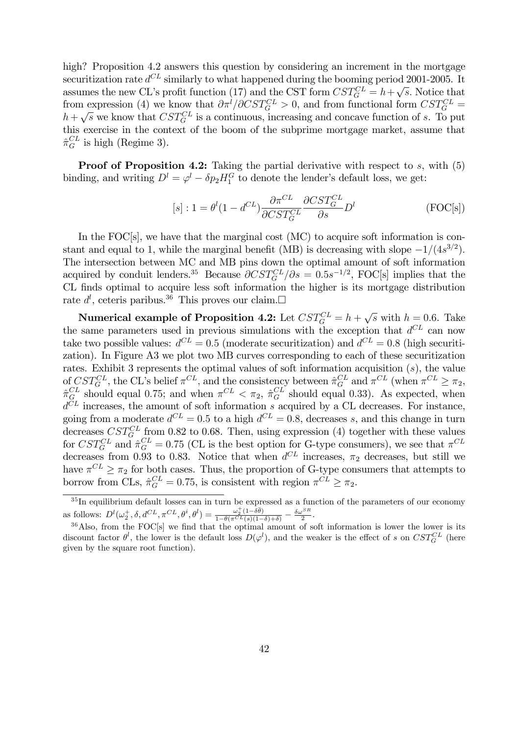high? Proposition 4.2 answers this question by considering an increment in the mortgage securitization rate $d^{CL}$ similarly to what happened during the booming period 2001-2005. It assumes the new CL's profit function (17) and the CST form $CST_G^{CL} = h + \sqrt{s}$. Notice that from expression (4) we know that $\partial \pi^l / \partial CST_G^{CL} > 0$, and from functional form $CST_G^{CL} = h + \sqrt{s}$ we know that $CST_G^{CL}$ is a continuous, increasing and concave function of $s$. To put this exercise in the context of the boom of the subprime mortgage market, assume that $\hat{\pi}_G^{CL}$ is high (Regime 3).

**Proof of Proposition 4.2:** Taking the partial derivative with respect to $s$, with (5) binding, and writing $D^l = \varphi^l - \delta p_2 H_1^G$ to denote the lender's default loss, we get:

$$[s] : 1 = \theta^l (1 - d^{CL}) \frac{\partial \pi^{CL}}{\partial CST_G^{CL}} \frac{\partial CST_G^{CL}}{\partial s} D^l \qquad \text{(FOC[s])}$$

In the FOC[s], we have that the marginal cost (MC) to acquire soft information is constant and equal to 1, while the marginal benefit (MB) is decreasing with slope $-1/(4s^{3/2})$. The intersection between MC and MB pins down the optimal amount of soft information acquired by conduit lenders.[35] Because $\partial CST_G^{CL} / \partial s = 0.5 s^{-1/2}$, FOC[s] implies that the CL finds optimal to acquire less soft information the higher is its mortgage distribution rate $d^l$, ceteris paribus.[36] This proves our claim.□

**Numerical example of Proposition 4.2:** Let $CST_G^{CL} = h + \sqrt{s}$ with $h = 0.6$. Take the same parameters used in previous simulations with the exception that $d^{CL}$ can now take two possible values: $d^{CL} = 0.5$ (moderate securitization) and $d^{CL} = 0.8$ (high securitization). In Figure A3 we plot two MB curves corresponding to each of these securitization rates. Exhibit 3 represents the optimal values of soft information acquisition ($s$), the value of $CST_G^{CL}$, the CL's belief $\pi^{CL}$, and the consistency between $\hat{\pi}_G^{CL}$ and $\pi^{CL}$ (when $\pi^{CL} \geq \pi_2$, $\hat{\pi}_G^{CL}$ should equal 0.75; and when $\pi^{CL} < \pi_2$, $\hat{\pi}_G^{CL}$ should equal 0.33). As expected, when $d^{CL}$ increases, the amount of soft information $s$ acquired by a CL decreases. For instance, going from a moderate $d^{CL} = 0.5$ to a high $d^{CL} = 0.8$, decreases $s$, and this change in turn decreases $CST_G^{CL}$ from 0.82 to 0.68. Then, using expression (4) together with these values for $CST_G^{CL}$ and $\hat{\pi}_G^{CL} = 0.75$ (CL is the best option for G-type consumers), we see that $\pi^{CL}$ decreases from 0.93 to 0.83. Notice that when $d^{CL}$ increases, $\pi_2$ decreases, but still we have $\pi^{CL} \geq \pi_2$ for both cases. Thus, the proportion of G-type consumers that attempts to borrow from CLs, $\hat{\pi}_G^{CL} = 0.75$, is consistent with region $\pi^{CL} \geq \pi_2$.

---

[35] In equilibrium default losses can in turn be expressed as a function of the parameters of our economy as follows: $D^l(\omega_2^+, \delta, d^{CL}, \pi^{CL}, \theta^i, \theta^l) = \frac{\omega_2^+ (1 - \delta\theta)}{1 - \theta(\pi^{CL}(s)(1-\delta) + \delta)} - \frac{\delta \omega^{SR}}{2}$.

[36] Also, from the FOC[s] we find that the optimal amount of soft information is lower the lower is its discount factor $\theta^l$, the lower is the default loss $D(\varphi^l)$, and the weaker is the effect of $s$ on $CST_G^{CL}$ (here given by the square root function).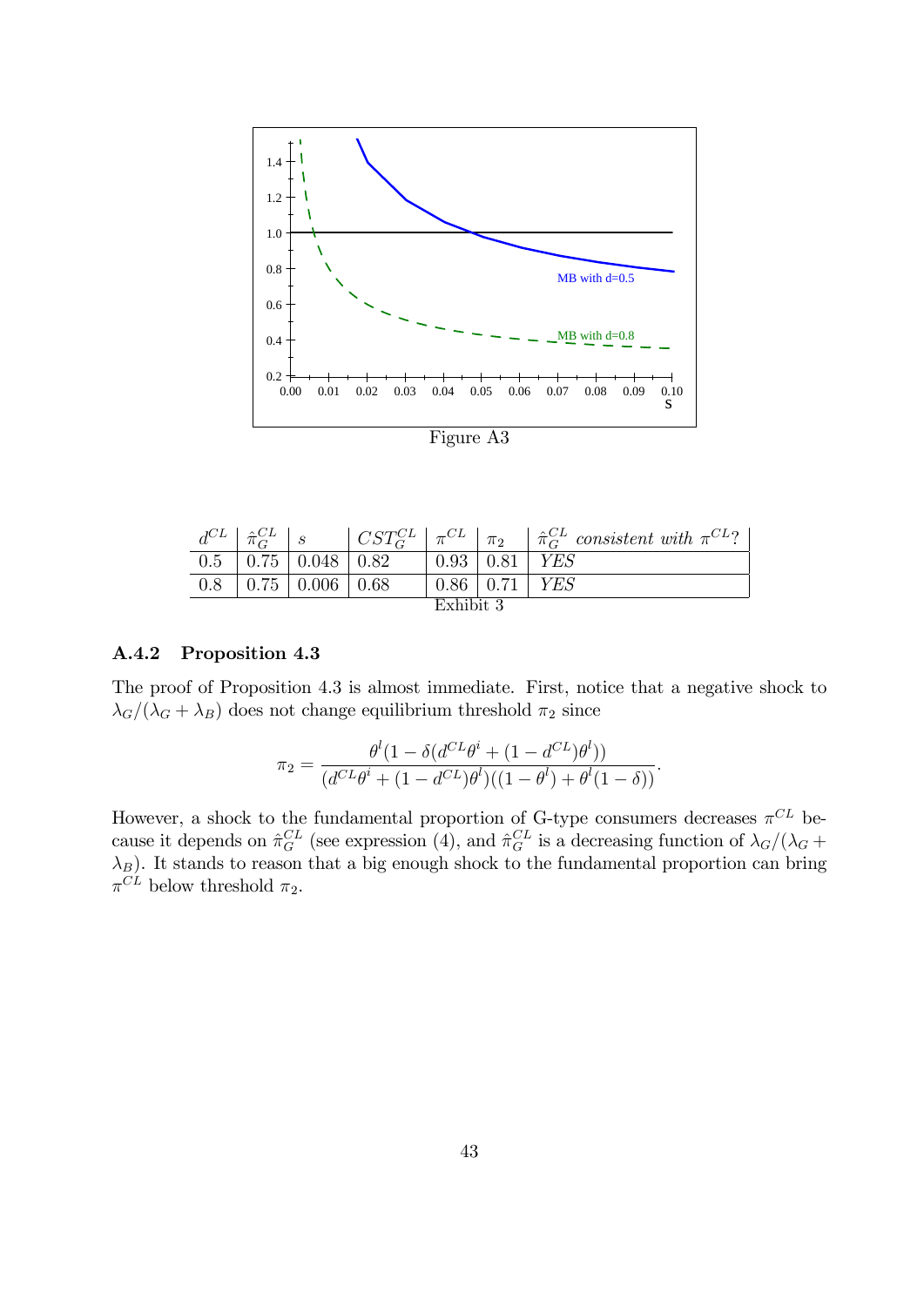1.4

1.2

1.0

0.8

0.6

0.4

0.2

0.00 0.01 0.02 0.03 0.04 0.05 0.06 0.07 0.08 0.09 0.10

s

MB with d=0.5

MB with d=0.8

Figure A3

| $d^{CL}$ | $\hat{\pi}_G^{CL}$ | $s$ | $CST_G^{CL}$ | $\pi^{CL}$ | $\pi_2$ | $\hat{\pi}_G^{CL}$ *consistent with* $\pi^{CL}$? |
|---|---|---|---|---|---|---|
| 0.5 | 0.75 | 0.048 | 0.82 | 0.93 | 0.81 | *YES* |
| 0.8 | 0.75 | 0.006 | 0.68 | 0.86 | 0.71 | *YES* |

Exhibit 3

### A.4.2 Proposition 4.3

The proof of Proposition 4.3 is almost immediate. First, notice that a negative shock to $\lambda_G/(\lambda_G + \lambda_B)$ does not change equilibrium threshold $\pi_2$ since

$$\pi_2 = \frac{\theta^l(1 - \delta(d^{CL}\theta^i + (1 - d^{CL})\theta^l))}{(d^{CL}\theta^i + (1 - d^{CL})\theta^l)((1 - \theta^l) + \theta^l(1 - \delta))}.$$

However, a shock to the fundamental proportion of G-type consumers decreases $\pi^{CL}$ because it depends on $\hat{\pi}_G^{CL}$ (see expression (4), and $\hat{\pi}_G^{CL}$ is a decreasing function of $\lambda_G/(\lambda_G + \lambda_B)$. It stands to reason that a big enough shock to the fundamental proportion can bring $\pi^{CL}$ below threshold $\pi_2$.